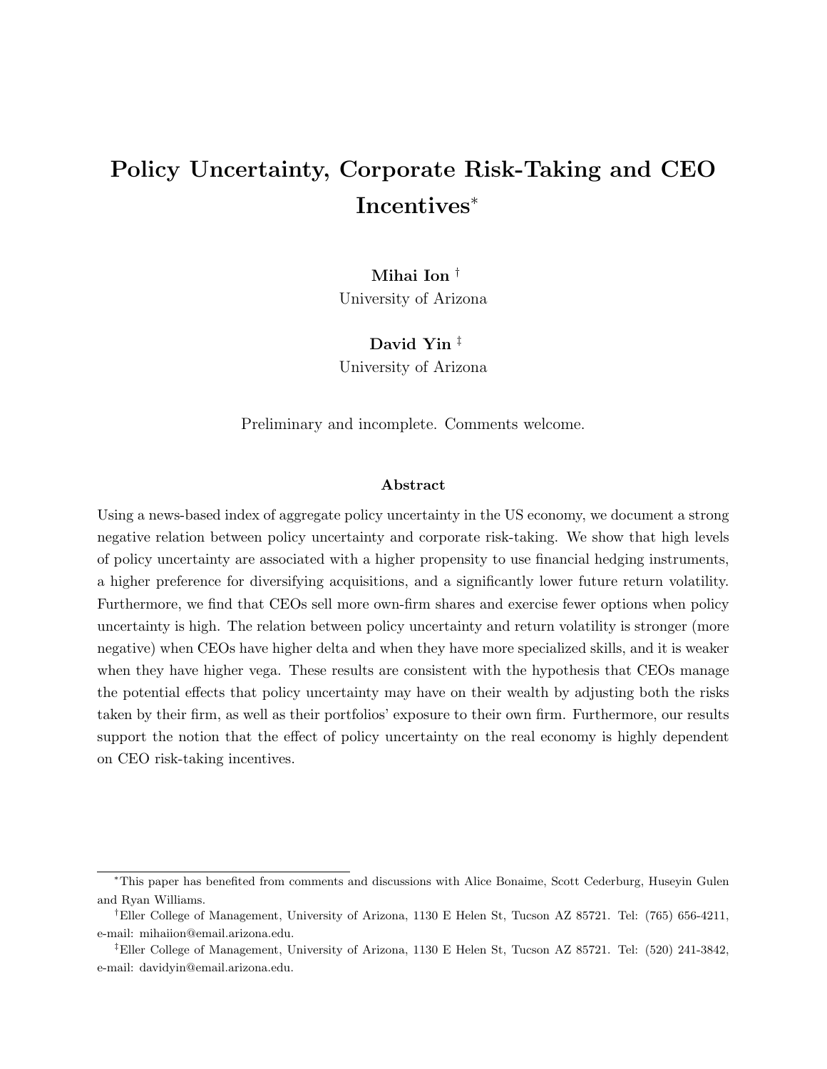# Policy Uncertainty, Corporate Risk-Taking and CEO Incentives[*]

**Mihai Ion** [†]
University of Arizona

**David Yin** [‡]
University of Arizona

Preliminary and incomplete. Comments welcome.

### Abstract

Using a news-based index of aggregate policy uncertainty in the US economy, we document a strong negative relation between policy uncertainty and corporate risk-taking. We show that high levels of policy uncertainty are associated with a higher propensity to use financial hedging instruments, a higher preference for diversifying acquisitions, and a significantly lower future return volatility. Furthermore, we find that CEOs sell more own-firm shares and exercise fewer options when policy uncertainty is high. The relation between policy uncertainty and return volatility is stronger (more negative) when CEOs have higher delta and when they have more specialized skills, and it is weaker when they have higher vega. These results are consistent with the hypothesis that CEOs manage the potential effects that policy uncertainty may have on their wealth by adjusting both the risks taken by their firm, as well as their portfolios' exposure to their own firm. Furthermore, our results support the notion that the effect of policy uncertainty on the real economy is highly dependent on CEO risk-taking incentives.

---

[*] This paper has benefited from comments and discussions with Alice Bonaime, Scott Cederburg, Huseyin Gulen and Ryan Williams.

[†] Eller College of Management, University of Arizona, 1130 E Helen St, Tucson AZ 85721. Tel: (765) 656-4211, e-mail: mihaiion@email.arizona.edu.

[‡] Eller College of Management, University of Arizona, 1130 E Helen St, Tucson AZ 85721. Tel: (520) 241-3842, e-mail: davidyin@email.arizona.edu.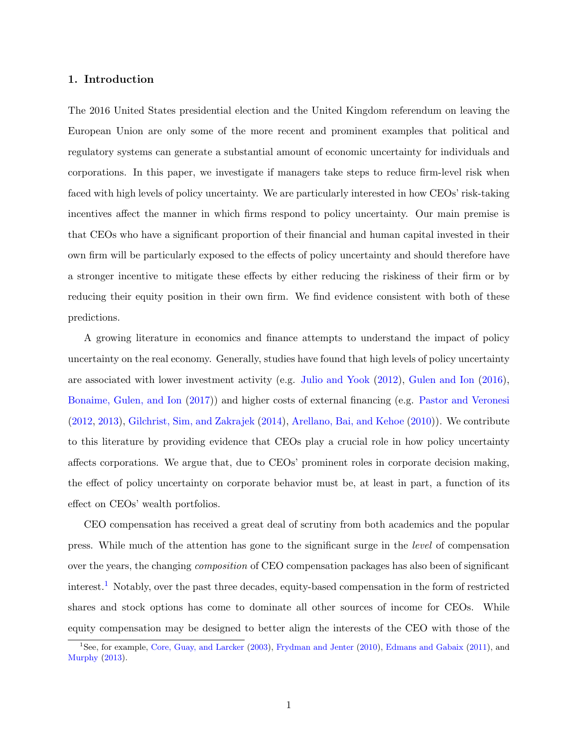## 1. Introduction

The 2016 United States presidential election and the United Kingdom referendum on leaving the European Union are only some of the more recent and prominent examples that political and regulatory systems can generate a substantial amount of economic uncertainty for individuals and corporations. In this paper, we investigate if managers take steps to reduce firm-level risk when faced with high levels of policy uncertainty. We are particularly interested in how CEOs' risk-taking incentives affect the manner in which firms respond to policy uncertainty. Our main premise is that CEOs who have a significant proportion of their financial and human capital invested in their own firm will be particularly exposed to the effects of policy uncertainty and should therefore have a stronger incentive to mitigate these effects by either reducing the riskiness of their firm or by reducing their equity position in their own firm. We find evidence consistent with both of these predictions.

A growing literature in economics and finance attempts to understand the impact of policy uncertainty on the real economy. Generally, studies have found that high levels of policy uncertainty are associated with lower investment activity (e.g. Julio and Yook (2012), Gulen and Ion (2016), Bonaime, Gulen, and Ion (2017)) and higher costs of external financing (e.g. Pastor and Veronesi (2012, 2013), Gilchrist, Sim, and Zakrajek (2014), Arellano, Bai, and Kehoe (2010)). We contribute to this literature by providing evidence that CEOs play a crucial role in how policy uncertainty affects corporations. We argue that, due to CEOs' prominent roles in corporate decision making, the effect of policy uncertainty on corporate behavior must be, at least in part, a function of its effect on CEOs' wealth portfolios.

CEO compensation has received a great deal of scrutiny from both academics and the popular press. While much of the attention has gone to the significant surge in the *level* of compensation over the years, the changing *composition* of CEO compensation packages has also been of significant interest.[1] Notably, over the past three decades, equity-based compensation in the form of restricted shares and stock options has come to dominate all other sources of income for CEOs. While equity compensation may be designed to better align the interests of the CEO with those of the

[1] See, for example, Core, Guay, and Larcker (2003), Frydman and Jenter (2010), Edmans and Gabaix (2011), and Murphy (2013).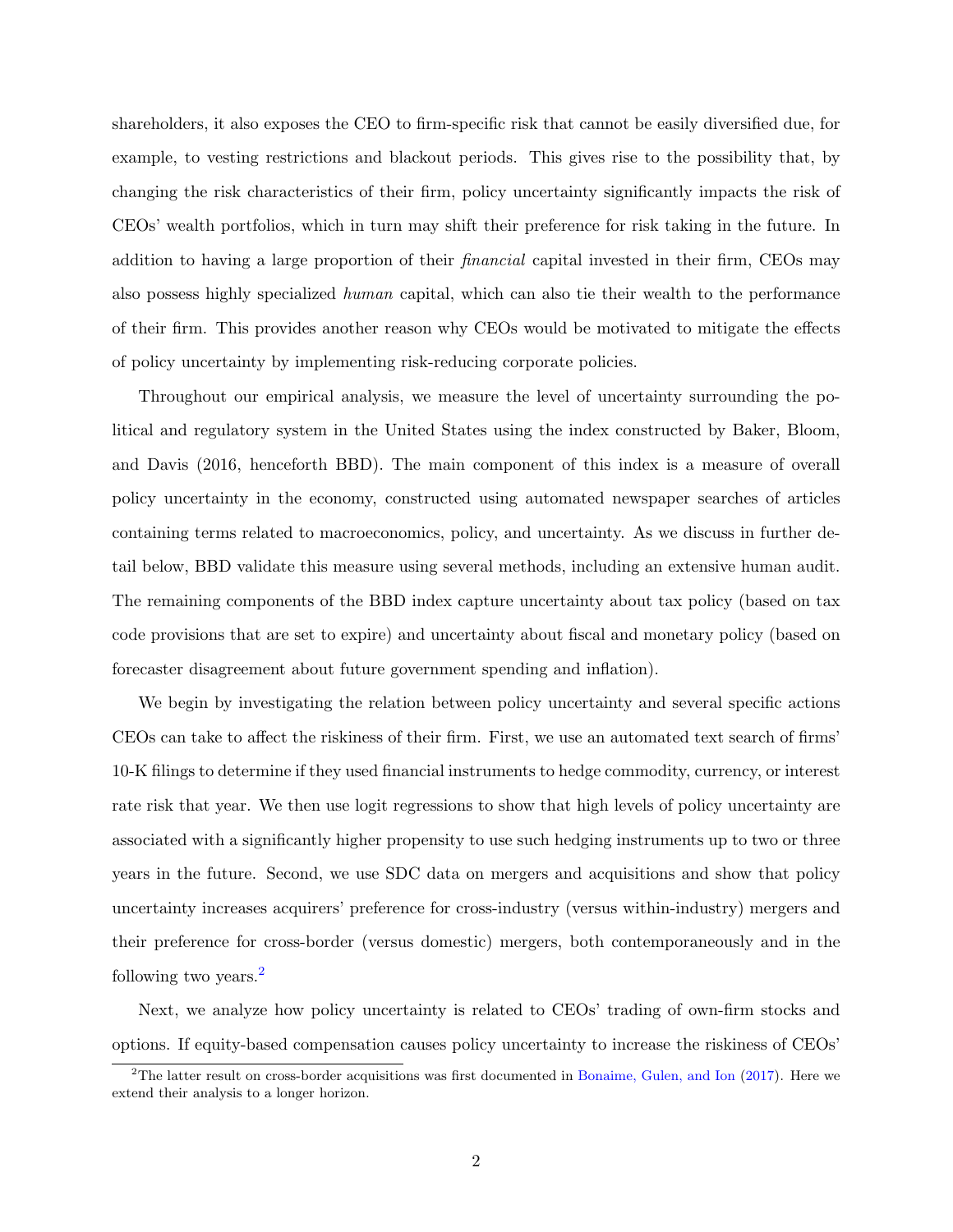shareholders, it also exposes the CEO to firm-specific risk that cannot be easily diversified due, for example, to vesting restrictions and blackout periods. This gives rise to the possibility that, by changing the risk characteristics of their firm, policy uncertainty significantly impacts the risk of CEOs' wealth portfolios, which in turn may shift their preference for risk taking in the future. In addition to having a large proportion of their *financial* capital invested in their firm, CEOs may also possess highly specialized *human* capital, which can also tie their wealth to the performance of their firm. This provides another reason why CEOs would be motivated to mitigate the effects of policy uncertainty by implementing risk-reducing corporate policies.

Throughout our empirical analysis, we measure the level of uncertainty surrounding the political and regulatory system in the United States using the index constructed by Baker, Bloom, and Davis (2016, henceforth BBD). The main component of this index is a measure of overall policy uncertainty in the economy, constructed using automated newspaper searches of articles containing terms related to macroeconomics, policy, and uncertainty. As we discuss in further detail below, BBD validate this measure using several methods, including an extensive human audit. The remaining components of the BBD index capture uncertainty about tax policy (based on tax code provisions that are set to expire) and uncertainty about fiscal and monetary policy (based on forecaster disagreement about future government spending and inflation).

We begin by investigating the relation between policy uncertainty and several specific actions CEOs can take to affect the riskiness of their firm. First, we use an automated text search of firms' 10-K filings to determine if they used financial instruments to hedge commodity, currency, or interest rate risk that year. We then use logit regressions to show that high levels of policy uncertainty are associated with a significantly higher propensity to use such hedging instruments up to two or three years in the future. Second, we use SDC data on mergers and acquisitions and show that policy uncertainty increases acquirers' preference for cross-industry (versus within-industry) mergers and their preference for cross-border (versus domestic) mergers, both contemporaneously and in the following two years.[2]

Next, we analyze how policy uncertainty is related to CEOs' trading of own-firm stocks and options. If equity-based compensation causes policy uncertainty to increase the riskiness of CEOs'

[2] The latter result on cross-border acquisitions was first documented in Bonaime, Gulen, and Ion (2017). Here we extend their analysis to a longer horizon.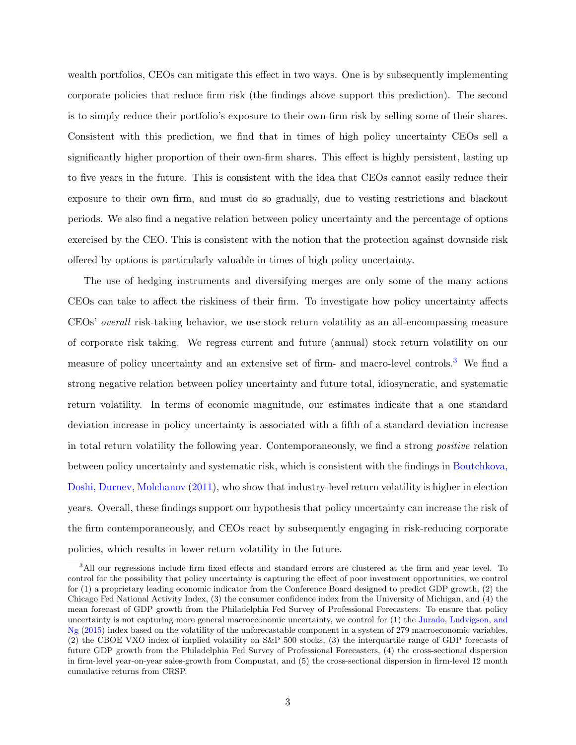wealth portfolios, CEOs can mitigate this effect in two ways. One is by subsequently implementing corporate policies that reduce firm risk (the findings above support this prediction). The second is to simply reduce their portfolio's exposure to their own-firm risk by selling some of their shares. Consistent with this prediction, we find that in times of high policy uncertainty CEOs sell a significantly higher proportion of their own-firm shares. This effect is highly persistent, lasting up to five years in the future. This is consistent with the idea that CEOs cannot easily reduce their exposure to their own firm, and must do so gradually, due to vesting restrictions and blackout periods. We also find a negative relation between policy uncertainty and the percentage of options exercised by the CEO. This is consistent with the notion that the protection against downside risk offered by options is particularly valuable in times of high policy uncertainty.

The use of hedging instruments and diversifying merges are only some of the many actions CEOs can take to affect the riskiness of their firm. To investigate how policy uncertainty affects CEOs' *overall* risk-taking behavior, we use stock return volatility as an all-encompassing measure of corporate risk taking. We regress current and future (annual) stock return volatility on our measure of policy uncertainty and an extensive set of firm- and macro-level controls.[3] We find a strong negative relation between policy uncertainty and future total, idiosyncratic, and systematic return volatility. In terms of economic magnitude, our estimates indicate that a one standard deviation increase in policy uncertainty is associated with a fifth of a standard deviation increase in total return volatility the following year. Contemporaneously, we find a strong *positive* relation between policy uncertainty and systematic risk, which is consistent with the findings in Boutchkova, Doshi, Durnev, Molchanov (2011), who show that industry-level return volatility is higher in election years. Overall, these findings support our hypothesis that policy uncertainty can increase the risk of the firm contemporaneously, and CEOs react by subsequently engaging in risk-reducing corporate policies, which results in lower return volatility in the future.

[3] All our regressions include firm fixed effects and standard errors are clustered at the firm and year level. To control for the possibility that policy uncertainty is capturing the effect of poor investment opportunities, we control for (1) a proprietary leading economic indicator from the Conference Board designed to predict GDP growth, (2) the Chicago Fed National Activity Index, (3) the consumer confidence index from the University of Michigan, and (4) the mean forecast of GDP growth from the Philadelphia Fed Survey of Professional Forecasters. To ensure that policy uncertainty is not capturing more general macroeconomic uncertainty, we control for (1) the Jurado, Ludvigson, and Ng (2015) index based on the volatility of the unforecastable component in a system of 279 macroeconomic variables, (2) the CBOE VXO index of implied volatility on S&P 500 stocks, (3) the interquartile range of GDP forecasts of future GDP growth from the Philadelphia Fed Survey of Professional Forecasters, (4) the cross-sectional dispersion in firm-level year-on-year sales-growth from Compustat, and (5) the cross-sectional dispersion in firm-level 12 month cumulative returns from CRSP.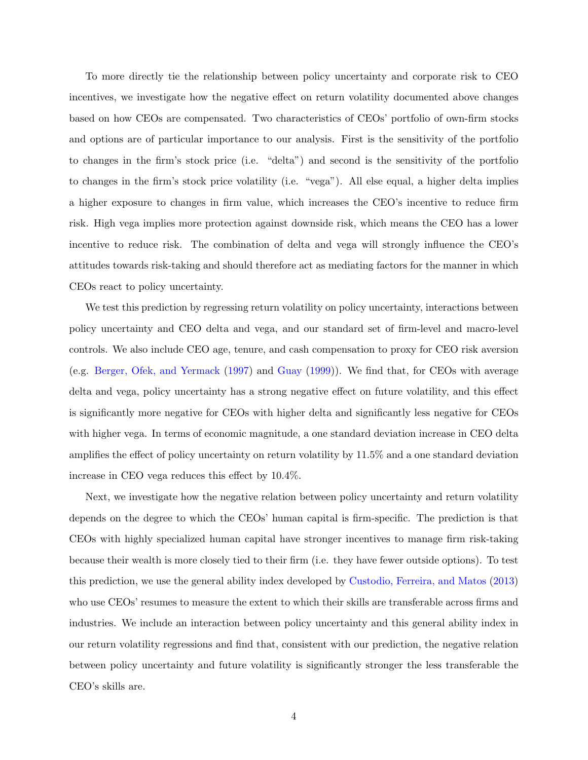To more directly tie the relationship between policy uncertainty and corporate risk to CEO incentives, we investigate how the negative effect on return volatility documented above changes based on how CEOs are compensated. Two characteristics of CEOs' portfolio of own-firm stocks and options are of particular importance to our analysis. First is the sensitivity of the portfolio to changes in the firm's stock price (i.e. "delta") and second is the sensitivity of the portfolio to changes in the firm's stock price volatility (i.e. "vega"). All else equal, a higher delta implies a higher exposure to changes in firm value, which increases the CEO's incentive to reduce firm risk. High vega implies more protection against downside risk, which means the CEO has a lower incentive to reduce risk. The combination of delta and vega will strongly influence the CEO's attitudes towards risk-taking and should therefore act as mediating factors for the manner in which CEOs react to policy uncertainty.

We test this prediction by regressing return volatility on policy uncertainty, interactions between policy uncertainty and CEO delta and vega, and our standard set of firm-level and macro-level controls. We also include CEO age, tenure, and cash compensation to proxy for CEO risk aversion (e.g. Berger, Ofek, and Yermack (1997) and Guay (1999)). We find that, for CEOs with average delta and vega, policy uncertainty has a strong negative effect on future volatility, and this effect is significantly more negative for CEOs with higher delta and significantly less negative for CEOs with higher vega. In terms of economic magnitude, a one standard deviation increase in CEO delta amplifies the effect of policy uncertainty on return volatility by 11.5% and a one standard deviation increase in CEO vega reduces this effect by 10.4%.

Next, we investigate how the negative relation between policy uncertainty and return volatility depends on the degree to which the CEOs' human capital is firm-specific. The prediction is that CEOs with highly specialized human capital have stronger incentives to manage firm risk-taking because their wealth is more closely tied to their firm (i.e. they have fewer outside options). To test this prediction, we use the general ability index developed by Custodio, Ferreira, and Matos (2013) who use CEOs' resumes to measure the extent to which their skills are transferable across firms and industries. We include an interaction between policy uncertainty and this general ability index in our return volatility regressions and find that, consistent with our prediction, the negative relation between policy uncertainty and future volatility is significantly stronger the less transferable the CEO's skills are.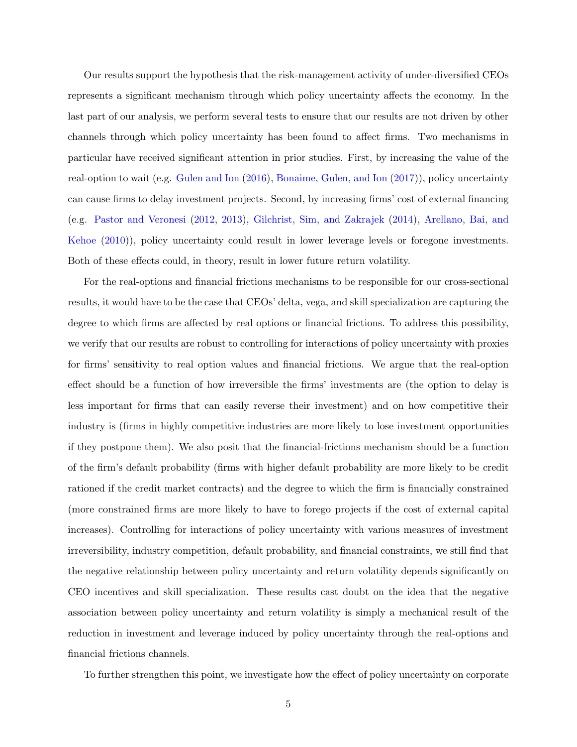Our results support the hypothesis that the risk-management activity of under-diversified CEOs represents a significant mechanism through which policy uncertainty affects the economy. In the last part of our analysis, we perform several tests to ensure that our results are not driven by other channels through which policy uncertainty has been found to affect firms. Two mechanisms in particular have received significant attention in prior studies. First, by increasing the value of the real-option to wait (e.g. Gulen and Ion (2016), Bonaime, Gulen, and Ion (2017)), policy uncertainty can cause firms to delay investment projects. Second, by increasing firms' cost of external financing (e.g. Pastor and Veronesi (2012, 2013), Gilchrist, Sim, and Zakrajek (2014), Arellano, Bai, and Kehoe (2010)), policy uncertainty could result in lower leverage levels or foregone investments. Both of these effects could, in theory, result in lower future return volatility.

For the real-options and financial frictions mechanisms to be responsible for our cross-sectional results, it would have to be the case that CEOs' delta, vega, and skill specialization are capturing the degree to which firms are affected by real options or financial frictions. To address this possibility, we verify that our results are robust to controlling for interactions of policy uncertainty with proxies for firms' sensitivity to real option values and financial frictions. We argue that the real-option effect should be a function of how irreversible the firms' investments are (the option to delay is less important for firms that can easily reverse their investment) and on how competitive their industry is (firms in highly competitive industries are more likely to lose investment opportunities if they postpone them). We also posit that the financial-frictions mechanism should be a function of the firm's default probability (firms with higher default probability are more likely to be credit rationed if the credit market contracts) and the degree to which the firm is financially constrained (more constrained firms are more likely to have to forego projects if the cost of external capital increases). Controlling for interactions of policy uncertainty with various measures of investment irreversibility, industry competition, default probability, and financial constraints, we still find that the negative relationship between policy uncertainty and return volatility depends significantly on CEO incentives and skill specialization. These results cast doubt on the idea that the negative association between policy uncertainty and return volatility is simply a mechanical result of the reduction in investment and leverage induced by policy uncertainty through the real-options and financial frictions channels.

To further strengthen this point, we investigate how the effect of policy uncertainty on corporate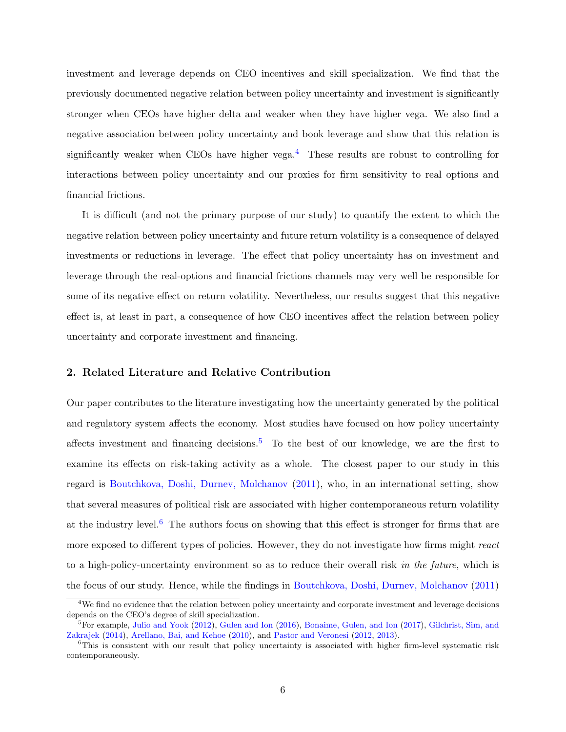investment and leverage depends on CEO incentives and skill specialization. We find that the previously documented negative relation between policy uncertainty and investment is significantly stronger when CEOs have higher delta and weaker when they have higher vega. We also find a negative association between policy uncertainty and book leverage and show that this relation is significantly weaker when CEOs have higher vega.[4] These results are robust to controlling for interactions between policy uncertainty and our proxies for firm sensitivity to real options and financial frictions.

It is difficult (and not the primary purpose of our study) to quantify the extent to which the negative relation between policy uncertainty and future return volatility is a consequence of delayed investments or reductions in leverage. The effect that policy uncertainty has on investment and leverage through the real-options and financial frictions channels may very well be responsible for some of its negative effect on return volatility. Nevertheless, our results suggest that this negative effect is, at least in part, a consequence of how CEO incentives affect the relation between policy uncertainty and corporate investment and financing.

## 2. Related Literature and Relative Contribution

Our paper contributes to the literature investigating how the uncertainty generated by the political and regulatory system affects the economy. Most studies have focused on how policy uncertainty affects investment and financing decisions.[5] To the best of our knowledge, we are the first to examine its effects on risk-taking activity as a whole. The closest paper to our study in this regard is Boutchkova, Doshi, Durnev, Molchanov (2011), who, in an international setting, show that several measures of political risk are associated with higher contemporaneous return volatility at the industry level.[6] The authors focus on showing that this effect is stronger for firms that are more exposed to different types of policies. However, they do not investigate how firms might *react* to a high-policy-uncertainty environment so as to reduce their overall risk *in the future*, which is the focus of our study. Hence, while the findings in Boutchkova, Doshi, Durnev, Molchanov (2011)

---

[4] We find no evidence that the relation between policy uncertainty and corporate investment and leverage decisions depends on the CEO's degree of skill specialization.

[5] For example, Julio and Yook (2012), Gulen and Ion (2016), Bonaime, Gulen, and Ion (2017), Gilchrist, Sim, and Zakrajek (2014), Arellano, Bai, and Kehoe (2010), and Pastor and Veronesi (2012, 2013).

[6] This is consistent with our result that policy uncertainty is associated with higher firm-level systematic risk contemporaneously.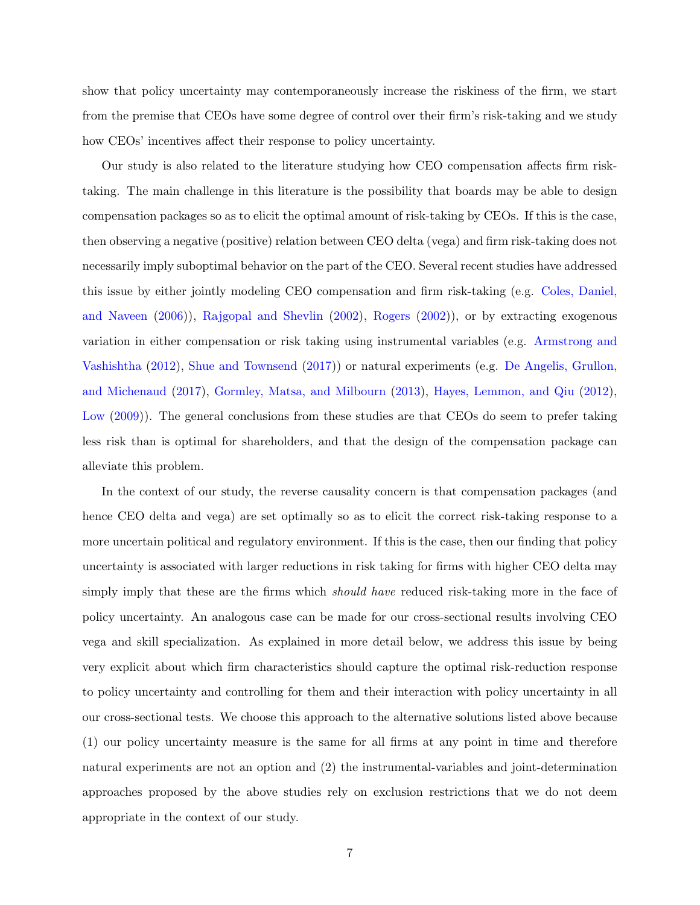show that policy uncertainty may contemporaneously increase the riskiness of the firm, we start from the premise that CEOs have some degree of control over their firm's risk-taking and we study how CEOs' incentives affect their response to policy uncertainty.

Our study is also related to the literature studying how CEO compensation affects firm risk-taking. The main challenge in this literature is the possibility that boards may be able to design compensation packages so as to elicit the optimal amount of risk-taking by CEOs. If this is the case, then observing a negative (positive) relation between CEO delta (vega) and firm risk-taking does not necessarily imply suboptimal behavior on the part of the CEO. Several recent studies have addressed this issue by either jointly modeling CEO compensation and firm risk-taking (e.g. Coles, Daniel, and Naveen (2006)), Rajgopal and Shevlin (2002), Rogers (2002)), or by extracting exogenous variation in either compensation or risk taking using instrumental variables (e.g. Armstrong and Vashishtha (2012), Shue and Townsend (2017)) or natural experiments (e.g. De Angelis, Grullon, and Michenaud (2017), Gormley, Matsa, and Milbourn (2013), Hayes, Lemmon, and Qiu (2012), Low (2009)). The general conclusions from these studies are that CEOs do seem to prefer taking less risk than is optimal for shareholders, and that the design of the compensation package can alleviate this problem.

In the context of our study, the reverse causality concern is that compensation packages (and hence CEO delta and vega) are set optimally so as to elicit the correct risk-taking response to a more uncertain political and regulatory environment. If this is the case, then our finding that policy uncertainty is associated with larger reductions in risk taking for firms with higher CEO delta may simply imply that these are the firms which *should have* reduced risk-taking more in the face of policy uncertainty. An analogous case can be made for our cross-sectional results involving CEO vega and skill specialization. As explained in more detail below, we address this issue by being very explicit about which firm characteristics should capture the optimal risk-reduction response to policy uncertainty and controlling for them and their interaction with policy uncertainty in all our cross-sectional tests. We choose this approach to the alternative solutions listed above because (1) our policy uncertainty measure is the same for all firms at any point in time and therefore natural experiments are not an option and (2) the instrumental-variables and joint-determination approaches proposed by the above studies rely on exclusion restrictions that we do not deem appropriate in the context of our study.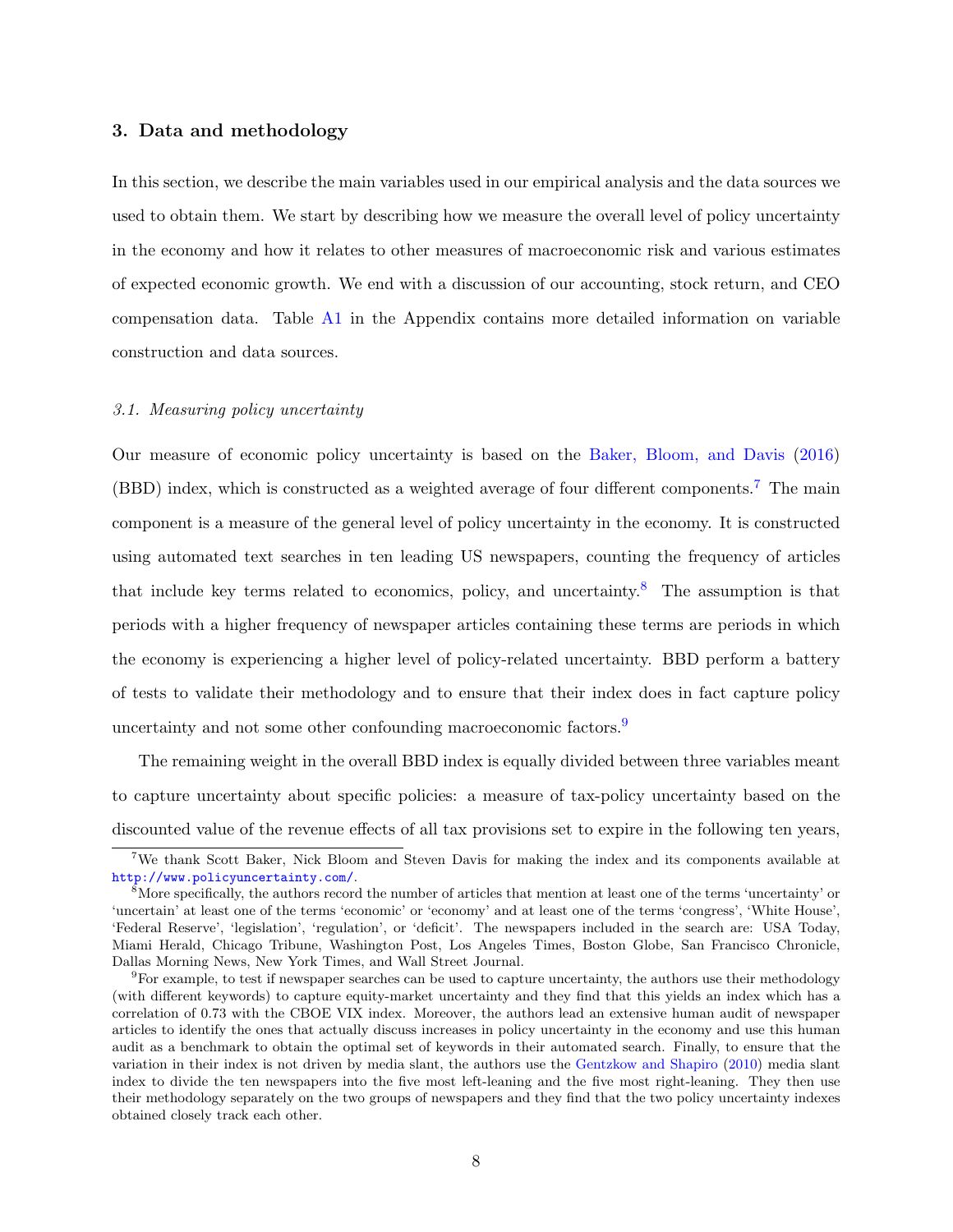## 3. Data and methodology

In this section, we describe the main variables used in our empirical analysis and the data sources we used to obtain them. We start by describing how we measure the overall level of policy uncertainty in the economy and how it relates to other measures of macroeconomic risk and various estimates of expected economic growth. We end with a discussion of our accounting, stock return, and CEO compensation data. Table A1 in the Appendix contains more detailed information on variable construction and data sources.

### *3.1. Measuring policy uncertainty*

Our measure of economic policy uncertainty is based on the Baker, Bloom, and Davis (2016) (BBD) index, which is constructed as a weighted average of four different components.[7] The main component is a measure of the general level of policy uncertainty in the economy. It is constructed using automated text searches in ten leading US newspapers, counting the frequency of articles that include key terms related to economics, policy, and uncertainty.[8] The assumption is that periods with a higher frequency of newspaper articles containing these terms are periods in which the economy is experiencing a higher level of policy-related uncertainty. BBD perform a battery of tests to validate their methodology and to ensure that their index does in fact capture policy uncertainty and not some other confounding macroeconomic factors.[9]

The remaining weight in the overall BBD index is equally divided between three variables meant to capture uncertainty about specific policies: a measure of tax-policy uncertainty based on the discounted value of the revenue effects of all tax provisions set to expire in the following ten years,

---

[7] We thank Scott Baker, Nick Bloom and Steven Davis for making the index and its components available at http://www.policyuncertainty.com/.

[8] More specifically, the authors record the number of articles that mention at least one of the terms 'uncertainty' or 'uncertain' at least one of the terms 'economic' or 'economy' and at least one of the terms 'congress', 'White House', 'Federal Reserve', 'legislation', 'regulation', or 'deficit'. The newspapers included in the search are: USA Today, Miami Herald, Chicago Tribune, Washington Post, Los Angeles Times, Boston Globe, San Francisco Chronicle, Dallas Morning News, New York Times, and Wall Street Journal.

[9] For example, to test if newspaper searches can be used to capture uncertainty, the authors use their methodology (with different keywords) to capture equity-market uncertainty and they find that this yields an index which has a correlation of 0.73 with the CBOE VIX index. Moreover, the authors lead an extensive human audit of newspaper articles to identify the ones that actually discuss increases in policy uncertainty in the economy and use this human audit as a benchmark to obtain the optimal set of keywords in their automated search. Finally, to ensure that the variation in their index is not driven by media slant, the authors use the Gentzkow and Shapiro (2010) media slant index to divide the ten newspapers into the five most left-leaning and the five most right-leaning. They then use their methodology separately on the two groups of newspapers and they find that the two policy uncertainty indexes obtained closely track each other.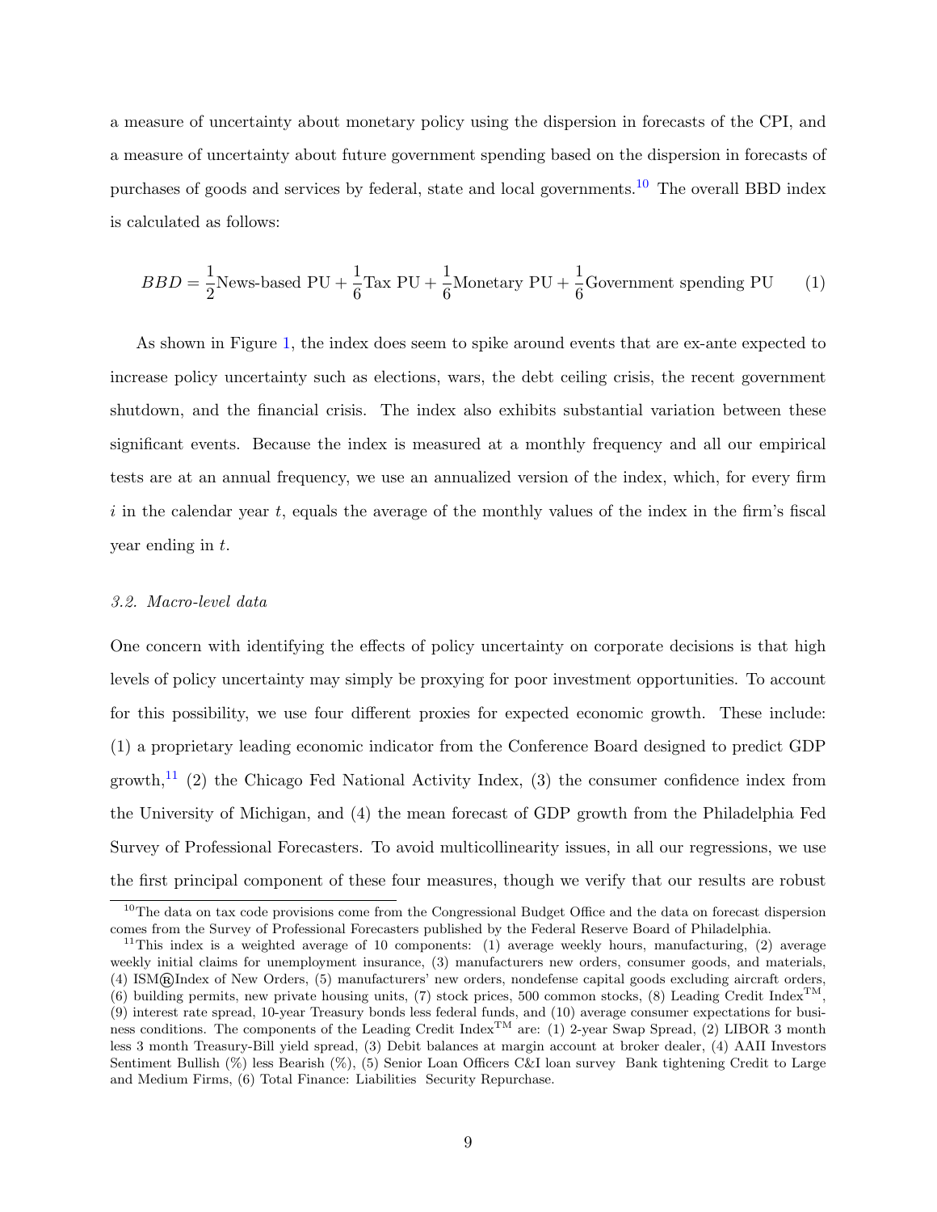a measure of uncertainty about monetary policy using the dispersion in forecasts of the CPI, and a measure of uncertainty about future government spending based on the dispersion in forecasts of purchases of goods and services by federal, state and local governments.[10] The overall BBD index is calculated as follows:

$$BBD = \frac{1}{2}\text{News-based PU} + \frac{1}{6}\text{Tax PU} + \frac{1}{6}\text{Monetary PU} + \frac{1}{6}\text{Government spending PU} \qquad (1)$$

As shown in Figure 1, the index does seem to spike around events that are ex-ante expected to increase policy uncertainty such as elections, wars, the debt ceiling crisis, the recent government shutdown, and the financial crisis. The index also exhibits substantial variation between these significant events. Because the index is measured at a monthly frequency and all our empirical tests are at an annual frequency, we use an annualized version of the index, which, for every firm $i$ in the calendar year $t$, equals the average of the monthly values of the index in the firm's fiscal year ending in $t$.

### *3.2. Macro-level data*

One concern with identifying the effects of policy uncertainty on corporate decisions is that high levels of policy uncertainty may simply be proxying for poor investment opportunities. To account for this possibility, we use four different proxies for expected economic growth. These include: (1) a proprietary leading economic indicator from the Conference Board designed to predict GDP growth,[11] (2) the Chicago Fed National Activity Index, (3) the consumer confidence index from the University of Michigan, and (4) the mean forecast of GDP growth from the Philadelphia Fed Survey of Professional Forecasters. To avoid multicollinearity issues, in all our regressions, we use the first principal component of these four measures, though we verify that our results are robust

[10] The data on tax code provisions come from the Congressional Budget Office and the data on forecast dispersion comes from the Survey of Professional Forecasters published by the Federal Reserve Board of Philadelphia.

[11] This index is a weighted average of 10 components: (1) average weekly hours, manufacturing, (2) average weekly initial claims for unemployment insurance, (3) manufacturers new orders, consumer goods, and materials, (4) ISM®Index of New Orders, (5) manufacturers' new orders, nondefense capital goods excluding aircraft orders, (6) building permits, new private housing units, (7) stock prices, 500 common stocks, (8) Leading Credit Index™, (9) interest rate spread, 10-year Treasury bonds less federal funds, and (10) average consumer expectations for business conditions. The components of the Leading Credit Index™ are: (1) 2-year Swap Spread, (2) LIBOR 3 month less 3 month Treasury-Bill yield spread, (3) Debit balances at margin account at broker dealer, (4) AAII Investors Sentiment Bullish (%) less Bearish (%), (5) Senior Loan Officers C&I loan survey Bank tightening Credit to Large and Medium Firms, (6) Total Finance: Liabilities Security Repurchase.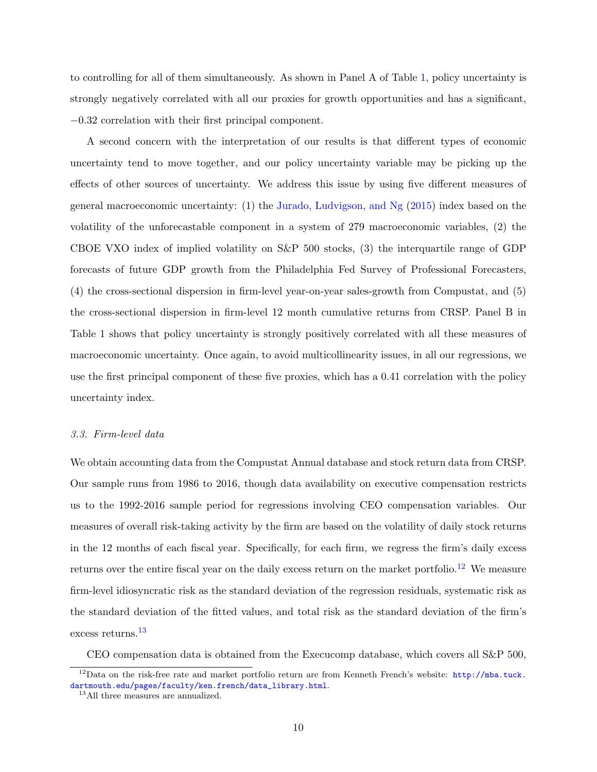to controlling for all of them simultaneously. As shown in Panel A of Table 1, policy uncertainty is strongly negatively correlated with all our proxies for growth opportunities and has a significant, $-0.32$ correlation with their first principal component.

A second concern with the interpretation of our results is that different types of economic uncertainty tend to move together, and our policy uncertainty variable may be picking up the effects of other sources of uncertainty. We address this issue by using five different measures of general macroeconomic uncertainty: (1) the Jurado, Ludvigson, and Ng (2015) index based on the volatility of the unforecastable component in a system of 279 macroeconomic variables, (2) the CBOE VXO index of implied volatility on S&P 500 stocks, (3) the interquartile range of GDP forecasts of future GDP growth from the Philadelphia Fed Survey of Professional Forecasters, (4) the cross-sectional dispersion in firm-level year-on-year sales-growth from Compustat, and (5) the cross-sectional dispersion in firm-level 12 month cumulative returns from CRSP. Panel B in Table 1 shows that policy uncertainty is strongly positively correlated with all these measures of macroeconomic uncertainty. Once again, to avoid multicollinearity issues, in all our regressions, we use the first principal component of these five proxies, which has a 0.41 correlation with the policy uncertainty index.

### *3.3. Firm-level data*

We obtain accounting data from the Compustat Annual database and stock return data from CRSP. Our sample runs from 1986 to 2016, though data availability on executive compensation restricts us to the 1992-2016 sample period for regressions involving CEO compensation variables. Our measures of overall risk-taking activity by the firm are based on the volatility of daily stock returns in the 12 months of each fiscal year. Specifically, for each firm, we regress the firm's daily excess returns over the entire fiscal year on the daily excess return on the market portfolio.[12] We measure firm-level idiosyncratic risk as the standard deviation of the regression residuals, systematic risk as the standard deviation of the fitted values, and total risk as the standard deviation of the firm's excess returns.[13]

CEO compensation data is obtained from the Execucomp database, which covers all S&P 500,

[12] Data on the risk-free rate and market portfolio return are from Kenneth French's website: http://mba.tuck.dartmouth.edu/pages/faculty/ken.french/data_library.html.

[13] All three measures are annualized.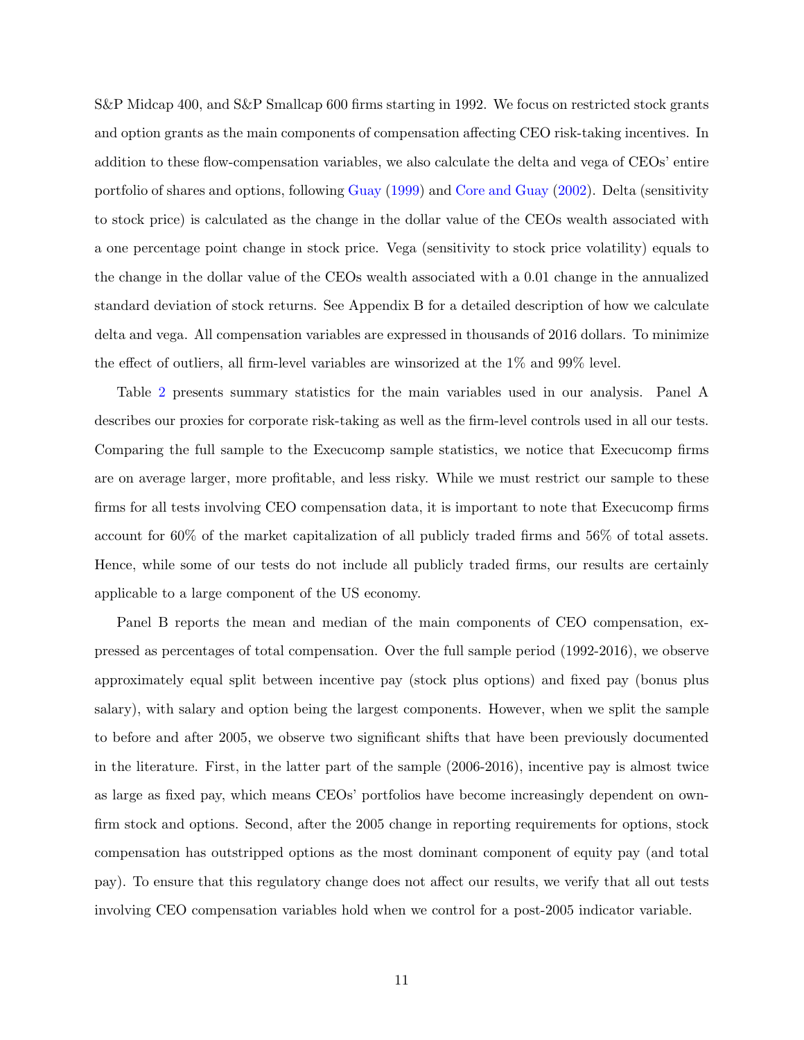S&P Midcap 400, and S&P Smallcap 600 firms starting in 1992. We focus on restricted stock grants and option grants as the main components of compensation affecting CEO risk-taking incentives. In addition to these flow-compensation variables, we also calculate the delta and vega of CEOs' entire portfolio of shares and options, following Guay (1999) and Core and Guay (2002). Delta (sensitivity to stock price) is calculated as the change in the dollar value of the CEOs wealth associated with a one percentage point change in stock price. Vega (sensitivity to stock price volatility) equals to the change in the dollar value of the CEOs wealth associated with a 0.01 change in the annualized standard deviation of stock returns. See Appendix B for a detailed description of how we calculate delta and vega. All compensation variables are expressed in thousands of 2016 dollars. To minimize the effect of outliers, all firm-level variables are winsorized at the 1% and 99% level.

Table 2 presents summary statistics for the main variables used in our analysis. Panel A describes our proxies for corporate risk-taking as well as the firm-level controls used in all our tests. Comparing the full sample to the Execucomp sample statistics, we notice that Execucomp firms are on average larger, more profitable, and less risky. While we must restrict our sample to these firms for all tests involving CEO compensation data, it is important to note that Execucomp firms account for 60% of the market capitalization of all publicly traded firms and 56% of total assets. Hence, while some of our tests do not include all publicly traded firms, our results are certainly applicable to a large component of the US economy.

Panel B reports the mean and median of the main components of CEO compensation, expressed as percentages of total compensation. Over the full sample period (1992-2016), we observe approximately equal split between incentive pay (stock plus options) and fixed pay (bonus plus salary), with salary and option being the largest components. However, when we split the sample to before and after 2005, we observe two significant shifts that have been previously documented in the literature. First, in the latter part of the sample (2006-2016), incentive pay is almost twice as large as fixed pay, which means CEOs' portfolios have become increasingly dependent on own-firm stock and options. Second, after the 2005 change in reporting requirements for options, stock compensation has outstripped options as the most dominant component of equity pay (and total pay). To ensure that this regulatory change does not affect our results, we verify that all out tests involving CEO compensation variables hold when we control for a post-2005 indicator variable.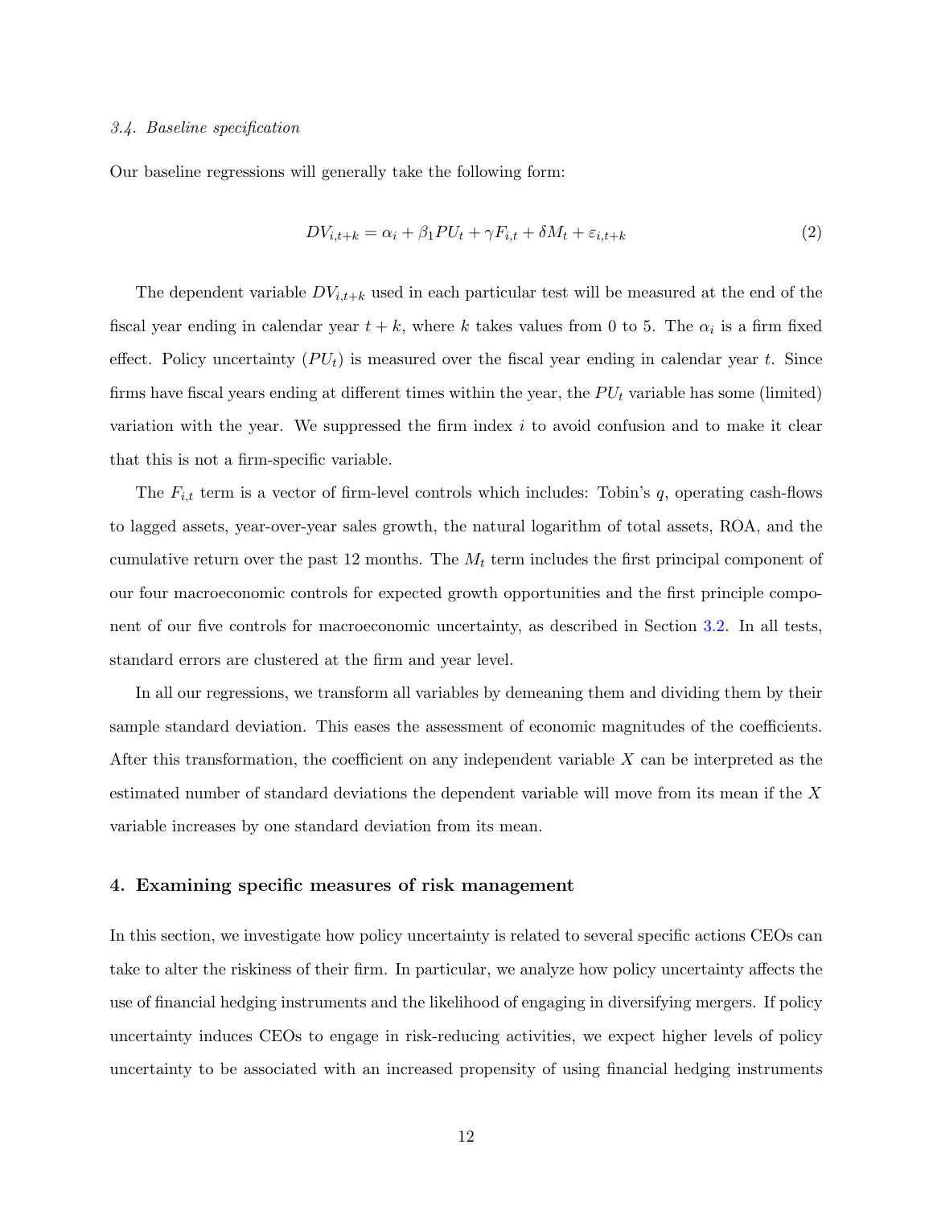### 3.4. Baseline specification

Our baseline regressions will generally take the following form:

$$DV_{i,t+k} = \alpha_i + \beta_1 PU_t + \gamma F_{i,t} + \delta M_t + \varepsilon_{i,t+k} \tag{2}$$

The dependent variable $DV_{i,t+k}$ used in each particular test will be measured at the end of the fiscal year ending in calendar year $t + k$, where $k$ takes values from 0 to 5. The $\alpha_i$ is a firm fixed effect. Policy uncertainty ($PU_t$) is measured over the fiscal year ending in calendar year $t$. Since firms have fiscal years ending at different times within the year, the $PU_t$ variable has some (limited) variation with the year. We suppressed the firm index $i$ to avoid confusion and to make it clear that this is not a firm-specific variable.

The $F_{i,t}$ term is a vector of firm-level controls which includes: Tobin's $q$, operating cash-flows to lagged assets, year-over-year sales growth, the natural logarithm of total assets, ROA, and the cumulative return over the past 12 months. The $M_t$ term includes the first principal component of our four macroeconomic controls for expected growth opportunities and the first principle component of our five controls for macroeconomic uncertainty, as described in Section 3.2. In all tests, standard errors are clustered at the firm and year level.

In all our regressions, we transform all variables by demeaning them and dividing them by their sample standard deviation. This eases the assessment of economic magnitudes of the coefficients. After this transformation, the coefficient on any independent variable $X$ can be interpreted as the estimated number of standard deviations the dependent variable will move from its mean if the $X$ variable increases by one standard deviation from its mean.

## 4. Examining specific measures of risk management

In this section, we investigate how policy uncertainty is related to several specific actions CEOs can take to alter the riskiness of their firm. In particular, we analyze how policy uncertainty affects the use of financial hedging instruments and the likelihood of engaging in diversifying mergers. If policy uncertainty induces CEOs to engage in risk-reducing activities, we expect higher levels of policy uncertainty to be associated with an increased propensity of using financial hedging instruments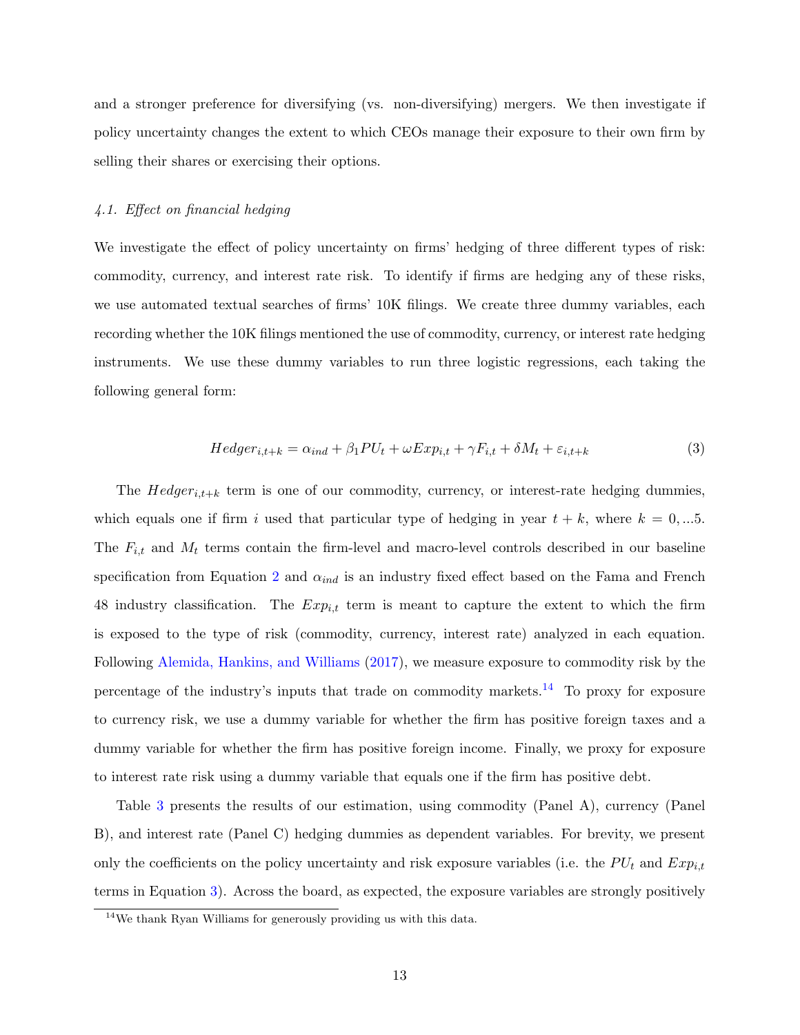and a stronger preference for diversifying (vs. non-diversifying) mergers. We then investigate if policy uncertainty changes the extent to which CEOs manage their exposure to their own firm by selling their shares or exercising their options.

### *4.1. Effect on financial hedging*

We investigate the effect of policy uncertainty on firms' hedging of three different types of risk: commodity, currency, and interest rate risk. To identify if firms are hedging any of these risks, we use automated textual searches of firms' 10K filings. We create three dummy variables, each recording whether the 10K filings mentioned the use of commodity, currency, or interest rate hedging instruments. We use these dummy variables to run three logistic regressions, each taking the following general form:

$$Hedger_{i,t+k} = \alpha_{ind} + \beta_1 PU_t + \omega Exp_{i,t} + \gamma F_{i,t} + \delta M_t + \varepsilon_{i,t+k} \tag{3}$$

The $Hedger_{i,t+k}$ term is one of our commodity, currency, or interest-rate hedging dummies, which equals one if firm $i$ used that particular type of hedging in year $t+k$, where $k = 0, ...5$. The $F_{i,t}$ and $M_t$ terms contain the firm-level and macro-level controls described in our baseline specification from Equation 2 and $\alpha_{ind}$ is an industry fixed effect based on the Fama and French 48 industry classification. The $Exp_{i,t}$ term is meant to capture the extent to which the firm is exposed to the type of risk (commodity, currency, interest rate) analyzed in each equation. Following Alemida, Hankins, and Williams (2017), we measure exposure to commodity risk by the percentage of the industry's inputs that trade on commodity markets.[14] To proxy for exposure to currency risk, we use a dummy variable for whether the firm has positive foreign taxes and a dummy variable for whether the firm has positive foreign income. Finally, we proxy for exposure to interest rate risk using a dummy variable that equals one if the firm has positive debt.

Table 3 presents the results of our estimation, using commodity (Panel A), currency (Panel B), and interest rate (Panel C) hedging dummies as dependent variables. For brevity, we present only the coefficients on the policy uncertainty and risk exposure variables (i.e. the $PU_t$ and $Exp_{i,t}$ terms in Equation 3). Across the board, as expected, the exposure variables are strongly positively

[14] We thank Ryan Williams for generously providing us with this data.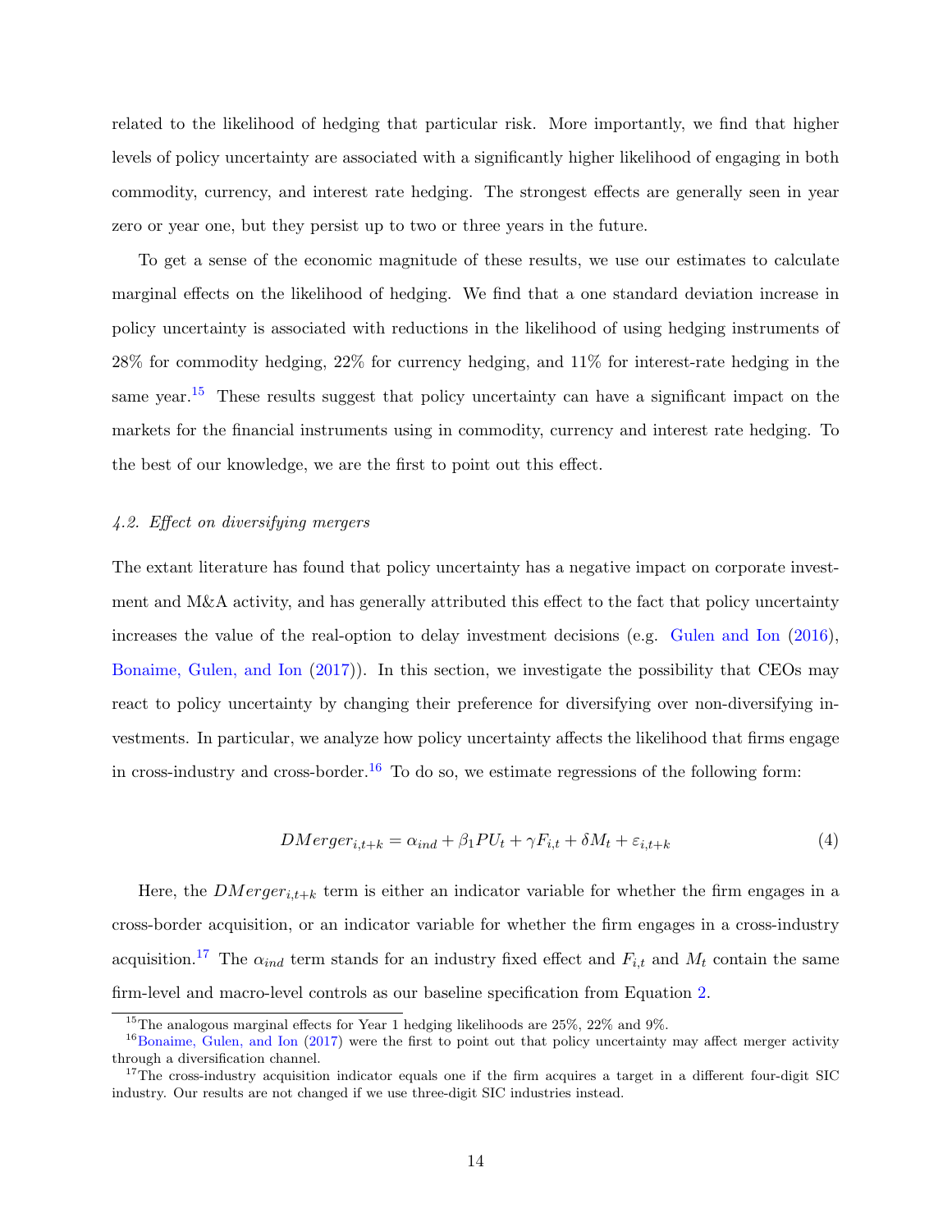related to the likelihood of hedging that particular risk. More importantly, we find that higher levels of policy uncertainty are associated with a significantly higher likelihood of engaging in both commodity, currency, and interest rate hedging. The strongest effects are generally seen in year zero or year one, but they persist up to two or three years in the future.

To get a sense of the economic magnitude of these results, we use our estimates to calculate marginal effects on the likelihood of hedging. We find that a one standard deviation increase in policy uncertainty is associated with reductions in the likelihood of using hedging instruments of 28% for commodity hedging, 22% for currency hedging, and 11% for interest-rate hedging in the same year.[15] These results suggest that policy uncertainty can have a significant impact on the markets for the financial instruments using in commodity, currency and interest rate hedging. To the best of our knowledge, we are the first to point out this effect.

### *4.2. Effect on diversifying mergers*

The extant literature has found that policy uncertainty has a negative impact on corporate investment and M&A activity, and has generally attributed this effect to the fact that policy uncertainty increases the value of the real-option to delay investment decisions (e.g. Gulen and Ion (2016), Bonaime, Gulen, and Ion (2017)). In this section, we investigate the possibility that CEOs may react to policy uncertainty by changing their preference for diversifying over non-diversifying investments. In particular, we analyze how policy uncertainty affects the likelihood that firms engage in cross-industry and cross-border.[16] To do so, we estimate regressions of the following form:

$$DMerger_{i,t+k} = \alpha_{ind} + \beta_1 PU_t + \gamma F_{i,t} + \delta M_t + \varepsilon_{i,t+k} \tag{4}$$

Here, the $DMerger_{i,t+k}$ term is either an indicator variable for whether the firm engages in a cross-border acquisition, or an indicator variable for whether the firm engages in a cross-industry acquisition.[17] The $\alpha_{ind}$ term stands for an industry fixed effect and $F_{i,t}$ and $M_t$ contain the same firm-level and macro-level controls as our baseline specification from Equation 2.

---

[15] The analogous marginal effects for Year 1 hedging likelihoods are 25%, 22% and 9%.

[16] Bonaime, Gulen, and Ion (2017) were the first to point out that policy uncertainty may affect merger activity through a diversification channel.

[17] The cross-industry acquisition indicator equals one if the firm acquires a target in a different four-digit SIC industry. Our results are not changed if we use three-digit SIC industries instead.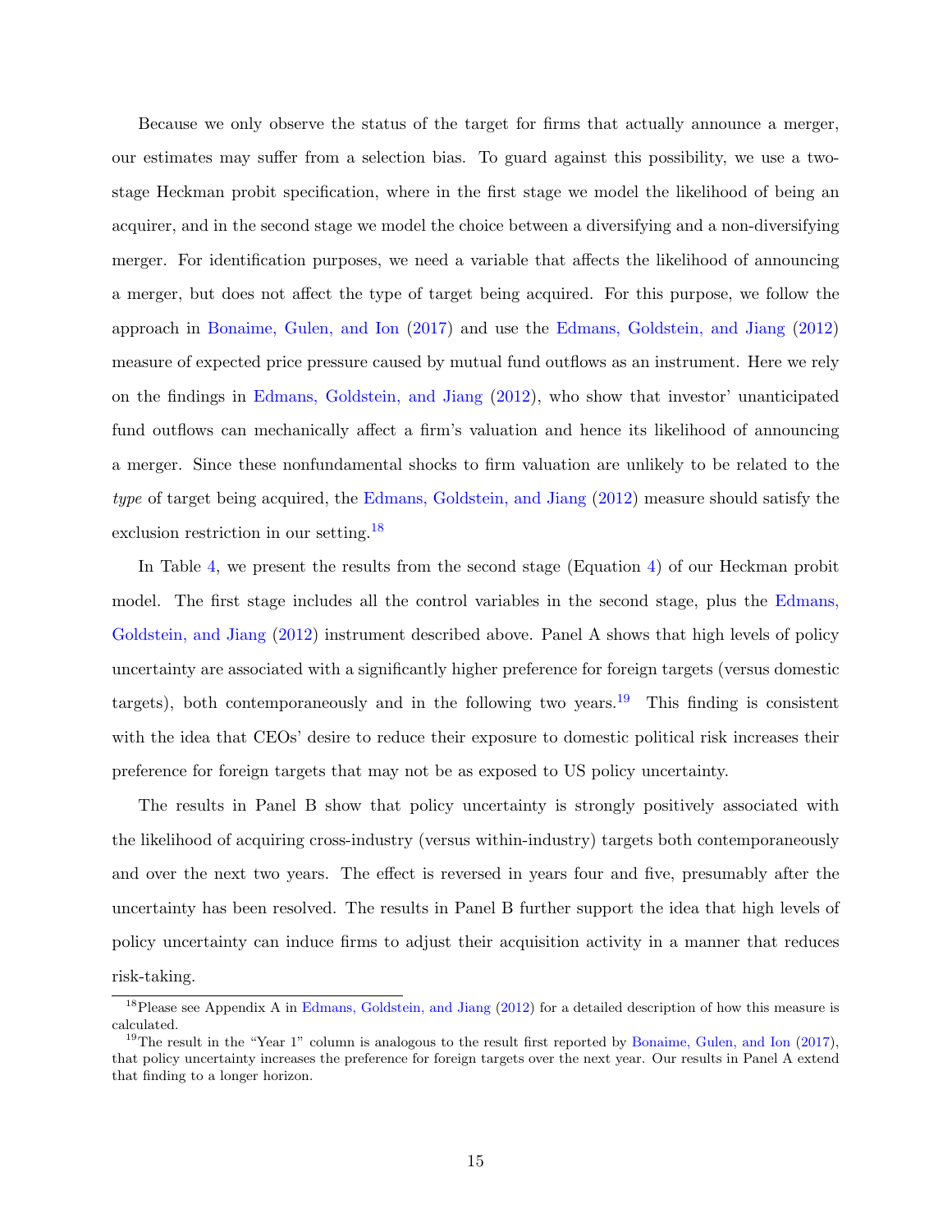Because we only observe the status of the target for firms that actually announce a merger, our estimates may suffer from a selection bias. To guard against this possibility, we use a two-stage Heckman probit specification, where in the first stage we model the likelihood of being an acquirer, and in the second stage we model the choice between a diversifying and a non-diversifying merger. For identification purposes, we need a variable that affects the likelihood of announcing a merger, but does not affect the type of target being acquired. For this purpose, we follow the approach in Bonaime, Gulen, and Ion (2017) and use the Edmans, Goldstein, and Jiang (2012) measure of expected price pressure caused by mutual fund outflows as an instrument. Here we rely on the findings in Edmans, Goldstein, and Jiang (2012), who show that investor' unanticipated fund outflows can mechanically affect a firm's valuation and hence its likelihood of announcing a merger. Since these nonfundamental shocks to firm valuation are unlikely to be related to the *type* of target being acquired, the Edmans, Goldstein, and Jiang (2012) measure should satisfy the exclusion restriction in our setting.[18]

In Table 4, we present the results from the second stage (Equation 4) of our Heckman probit model. The first stage includes all the control variables in the second stage, plus the Edmans, Goldstein, and Jiang (2012) instrument described above. Panel A shows that high levels of policy uncertainty are associated with a significantly higher preference for foreign targets (versus domestic targets), both contemporaneously and in the following two years.[19] This finding is consistent with the idea that CEOs' desire to reduce their exposure to domestic political risk increases their preference for foreign targets that may not be as exposed to US policy uncertainty.

The results in Panel B show that policy uncertainty is strongly positively associated with the likelihood of acquiring cross-industry (versus within-industry) targets both contemporaneously and over the next two years. The effect is reversed in years four and five, presumably after the uncertainty has been resolved. The results in Panel B further support the idea that high levels of policy uncertainty can induce firms to adjust their acquisition activity in a manner that reduces risk-taking.

[18] Please see Appendix A in Edmans, Goldstein, and Jiang (2012) for a detailed description of how this measure is calculated.

[19] The result in the "Year 1" column is analogous to the result first reported by Bonaime, Gulen, and Ion (2017), that policy uncertainty increases the preference for foreign targets over the next year. Our results in Panel A extend that finding to a longer horizon.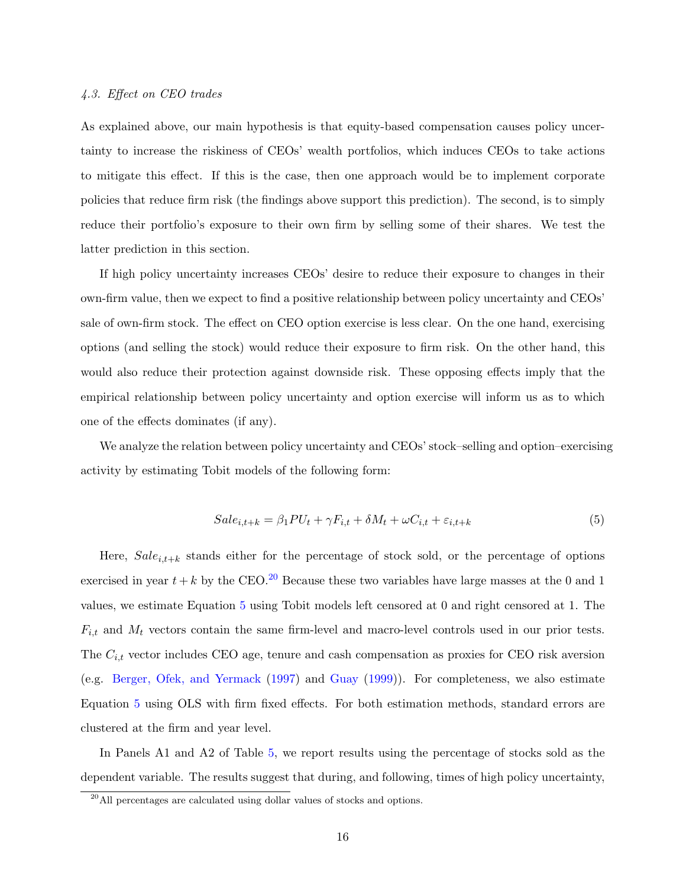### *4.3. Effect on CEO trades*

As explained above, our main hypothesis is that equity-based compensation causes policy uncertainty to increase the riskiness of CEOs' wealth portfolios, which induces CEOs to take actions to mitigate this effect. If this is the case, then one approach would be to implement corporate policies that reduce firm risk (the findings above support this prediction). The second, is to simply reduce their portfolio's exposure to their own firm by selling some of their shares. We test the latter prediction in this section.

If high policy uncertainty increases CEOs' desire to reduce their exposure to changes in their own-firm value, then we expect to find a positive relationship between policy uncertainty and CEOs' sale of own-firm stock. The effect on CEO option exercise is less clear. On the one hand, exercising options (and selling the stock) would reduce their exposure to firm risk. On the other hand, this would also reduce their protection against downside risk. These opposing effects imply that the empirical relationship between policy uncertainty and option exercise will inform us as to which one of the effects dominates (if any).

We analyze the relation between policy uncertainty and CEOs' stock–selling and option–exercising activity by estimating Tobit models of the following form:

$$Sale_{i,t+k} = \beta_1 PU_t + \gamma F_{i,t} + \delta M_t + \omega C_{i,t} + \varepsilon_{i,t+k} \tag{5}$$

Here, $Sale_{i,t+k}$ stands either for the percentage of stock sold, or the percentage of options exercised in year $t+k$ by the CEO.[20] Because these two variables have large masses at the 0 and 1 values, we estimate Equation 5 using Tobit models left censored at 0 and right censored at 1. The $F_{i,t}$ and $M_t$ vectors contain the same firm-level and macro-level controls used in our prior tests. The $C_{i,t}$ vector includes CEO age, tenure and cash compensation as proxies for CEO risk aversion (e.g. Berger, Ofek, and Yermack (1997) and Guay (1999)). For completeness, we also estimate Equation 5 using OLS with firm fixed effects. For both estimation methods, standard errors are clustered at the firm and year level.

In Panels A1 and A2 of Table 5, we report results using the percentage of stocks sold as the dependent variable. The results suggest that during, and following, times of high policy uncertainty,

[20] All percentages are calculated using dollar values of stocks and options.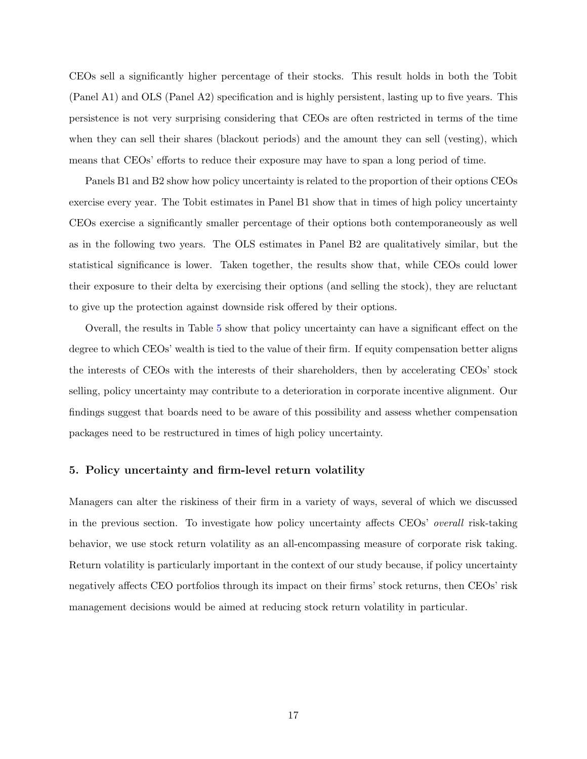CEOs sell a significantly higher percentage of their stocks. This result holds in both the Tobit (Panel A1) and OLS (Panel A2) specification and is highly persistent, lasting up to five years. This persistence is not very surprising considering that CEOs are often restricted in terms of the time when they can sell their shares (blackout periods) and the amount they can sell (vesting), which means that CEOs' efforts to reduce their exposure may have to span a long period of time.

Panels B1 and B2 show how policy uncertainty is related to the proportion of their options CEOs exercise every year. The Tobit estimates in Panel B1 show that in times of high policy uncertainty CEOs exercise a significantly smaller percentage of their options both contemporaneously as well as in the following two years. The OLS estimates in Panel B2 are qualitatively similar, but the statistical significance is lower. Taken together, the results show that, while CEOs could lower their exposure to their delta by exercising their options (and selling the stock), they are reluctant to give up the protection against downside risk offered by their options.

Overall, the results in Table 5 show that policy uncertainty can have a significant effect on the degree to which CEOs' wealth is tied to the value of their firm. If equity compensation better aligns the interests of CEOs with the interests of their shareholders, then by accelerating CEOs' stock selling, policy uncertainty may contribute to a deterioration in corporate incentive alignment. Our findings suggest that boards need to be aware of this possibility and assess whether compensation packages need to be restructured in times of high policy uncertainty.

## 5. Policy uncertainty and firm-level return volatility

Managers can alter the riskiness of their firm in a variety of ways, several of which we discussed in the previous section. To investigate how policy uncertainty affects CEOs' *overall* risk-taking behavior, we use stock return volatility as an all-encompassing measure of corporate risk taking. Return volatility is particularly important in the context of our study because, if policy uncertainty negatively affects CEO portfolios through its impact on their firms' stock returns, then CEOs' risk management decisions would be aimed at reducing stock return volatility in particular.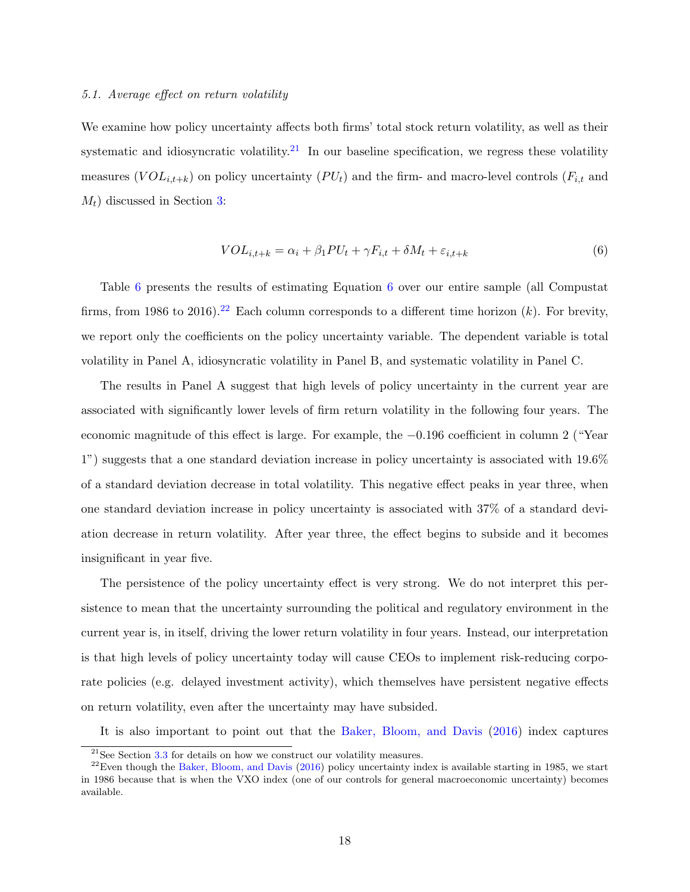### 5.1. Average effect on return volatility

We examine how policy uncertainty affects both firms' total stock return volatility, as well as their systematic and idiosyncratic volatility.[21] In our baseline specification, we regress these volatility measures ($VOL_{i,t+k}$) on policy uncertainty ($PU_t$) and the firm- and macro-level controls ($F_{i,t}$ and $M_t$) discussed in Section 3:

$$VOL_{i,t+k} = \alpha_i + \beta_1 PU_t + \gamma F_{i,t} + \delta M_t + \varepsilon_{i,t+k} \tag{6}$$

Table 6 presents the results of estimating Equation 6 over our entire sample (all Compustat firms, from 1986 to 2016).[22] Each column corresponds to a different time horizon ($k$). For brevity, we report only the coefficients on the policy uncertainty variable. The dependent variable is total volatility in Panel A, idiosyncratic volatility in Panel B, and systematic volatility in Panel C.

The results in Panel A suggest that high levels of policy uncertainty in the current year are associated with significantly lower levels of firm return volatility in the following four years. The economic magnitude of this effect is large. For example, the $-0.196$ coefficient in column 2 ("Year 1") suggests that a one standard deviation increase in policy uncertainty is associated with 19.6% of a standard deviation decrease in total volatility. This negative effect peaks in year three, when one standard deviation increase in policy uncertainty is associated with 37% of a standard deviation decrease in return volatility. After year three, the effect begins to subside and it becomes insignificant in year five.

The persistence of the policy uncertainty effect is very strong. We do not interpret this persistence to mean that the uncertainty surrounding the political and regulatory environment in the current year is, in itself, driving the lower return volatility in four years. Instead, our interpretation is that high levels of policy uncertainty today will cause CEOs to implement risk-reducing corporate policies (e.g. delayed investment activity), which themselves have persistent negative effects on return volatility, even after the uncertainty may have subsided.

It is also important to point out that the Baker, Bloom, and Davis (2016) index captures

[21] See Section 3.3 for details on how we construct our volatility measures.

[22] Even though the Baker, Bloom, and Davis (2016) policy uncertainty index is available starting in 1985, we start in 1986 because that is when the VXO index (one of our controls for general macroeconomic uncertainty) becomes available.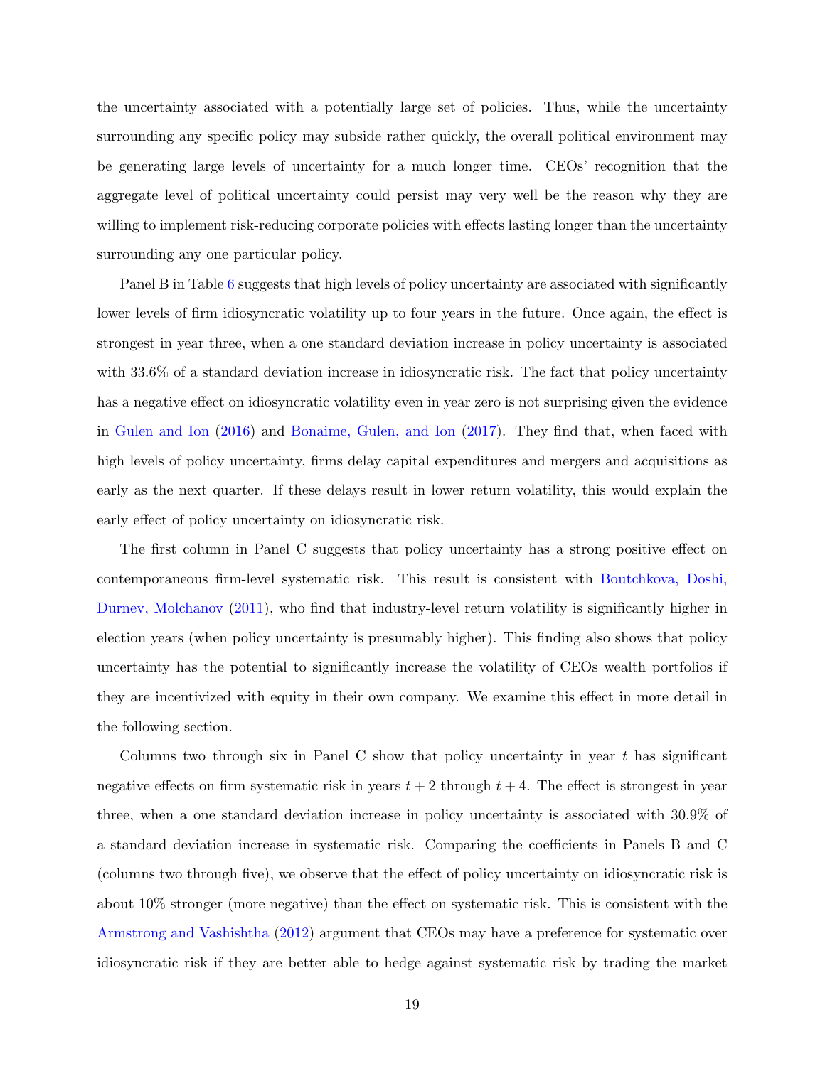the uncertainty associated with a potentially large set of policies. Thus, while the uncertainty surrounding any specific policy may subside rather quickly, the overall political environment may be generating large levels of uncertainty for a much longer time. CEOs' recognition that the aggregate level of political uncertainty could persist may very well be the reason why they are willing to implement risk-reducing corporate policies with effects lasting longer than the uncertainty surrounding any one particular policy.

Panel B in Table 6 suggests that high levels of policy uncertainty are associated with significantly lower levels of firm idiosyncratic volatility up to four years in the future. Once again, the effect is strongest in year three, when a one standard deviation increase in policy uncertainty is associated with 33.6% of a standard deviation increase in idiosyncratic risk. The fact that policy uncertainty has a negative effect on idiosyncratic volatility even in year zero is not surprising given the evidence in Gulen and Ion (2016) and Bonaime, Gulen, and Ion (2017). They find that, when faced with high levels of policy uncertainty, firms delay capital expenditures and mergers and acquisitions as early as the next quarter. If these delays result in lower return volatility, this would explain the early effect of policy uncertainty on idiosyncratic risk.

The first column in Panel C suggests that policy uncertainty has a strong positive effect on contemporaneous firm-level systematic risk. This result is consistent with Boutchkova, Doshi, Durnev, Molchanov (2011), who find that industry-level return volatility is significantly higher in election years (when policy uncertainty is presumably higher). This finding also shows that policy uncertainty has the potential to significantly increase the volatility of CEOs wealth portfolios if they are incentivized with equity in their own company. We examine this effect in more detail in the following section.

Columns two through six in Panel C show that policy uncertainty in year $t$ has significant negative effects on firm systematic risk in years $t + 2$ through $t + 4$. The effect is strongest in year three, when a one standard deviation increase in policy uncertainty is associated with 30.9% of a standard deviation increase in systematic risk. Comparing the coefficients in Panels B and C (columns two through five), we observe that the effect of policy uncertainty on idiosyncratic risk is about 10% stronger (more negative) than the effect on systematic risk. This is consistent with the Armstrong and Vashishtha (2012) argument that CEOs may have a preference for systematic over idiosyncratic risk if they are better able to hedge against systematic risk by trading the market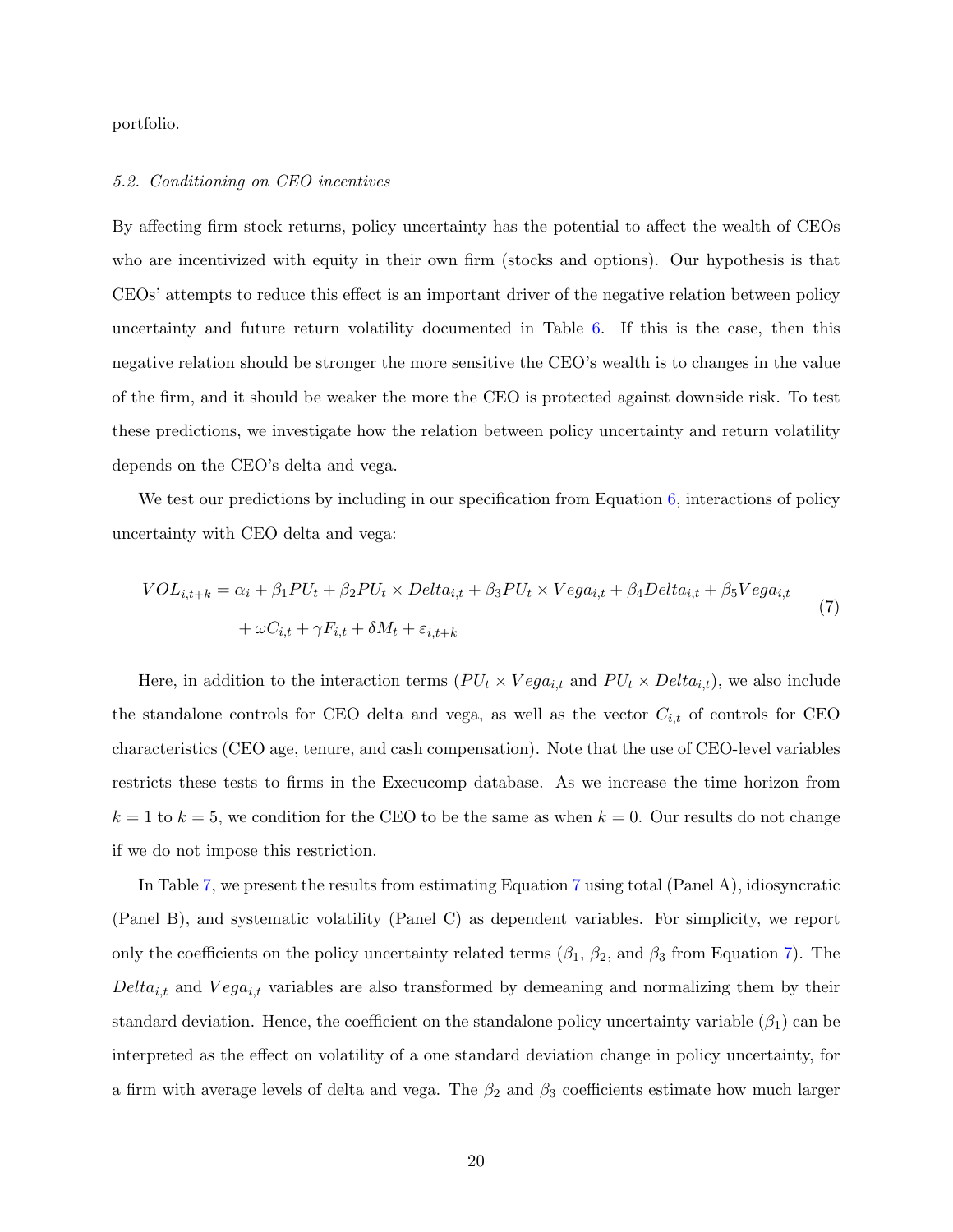portfolio.

### 5.2. Conditioning on CEO incentives

By affecting firm stock returns, policy uncertainty has the potential to affect the wealth of CEOs who are incentivized with equity in their own firm (stocks and options). Our hypothesis is that CEOs' attempts to reduce this effect is an important driver of the negative relation between policy uncertainty and future return volatility documented in Table 6. If this is the case, then this negative relation should be stronger the more sensitive the CEO's wealth is to changes in the value of the firm, and it should be weaker the more the CEO is protected against downside risk. To test these predictions, we investigate how the relation between policy uncertainty and return volatility depends on the CEO's delta and vega.

We test our predictions by including in our specification from Equation 6, interactions of policy uncertainty with CEO delta and vega:

$$
\begin{aligned}
VOL_{i,t+k} = \alpha_i &+ \beta_1 PU_t + \beta_2 PU_t \times Delta_{i,t} + \beta_3 PU_t \times Vega_{i,t} + \beta_4 Delta_{i,t} + \beta_5 Vega_{i,t} \\
&+ \omega C_{i,t} + \gamma F_{i,t} + \delta M_t + \varepsilon_{i,t+k}
\end{aligned}
\tag{7}
$$

Here, in addition to the interaction terms ($PU_t \times Vega_{i,t}$ and $PU_t \times Delta_{i,t}$), we also include the standalone controls for CEO delta and vega, as well as the vector $C_{i,t}$ of controls for CEO characteristics (CEO age, tenure, and cash compensation). Note that the use of CEO-level variables restricts these tests to firms in the Execucomp database. As we increase the time horizon from $k = 1$ to $k = 5$, we condition for the CEO to be the same as when $k = 0$. Our results do not change if we do not impose this restriction.

In Table 7, we present the results from estimating Equation 7 using total (Panel A), idiosyncratic (Panel B), and systematic volatility (Panel C) as dependent variables. For simplicity, we report only the coefficients on the policy uncertainty related terms ($\beta_1$, $\beta_2$, and $\beta_3$ from Equation 7). The $Delta_{i,t}$ and $Vega_{i,t}$ variables are also transformed by demeaning and normalizing them by their standard deviation. Hence, the coefficient on the standalone policy uncertainty variable ($\beta_1$) can be interpreted as the effect on volatility of a one standard deviation change in policy uncertainty, for a firm with average levels of delta and vega. The $\beta_2$ and $\beta_3$ coefficients estimate how much larger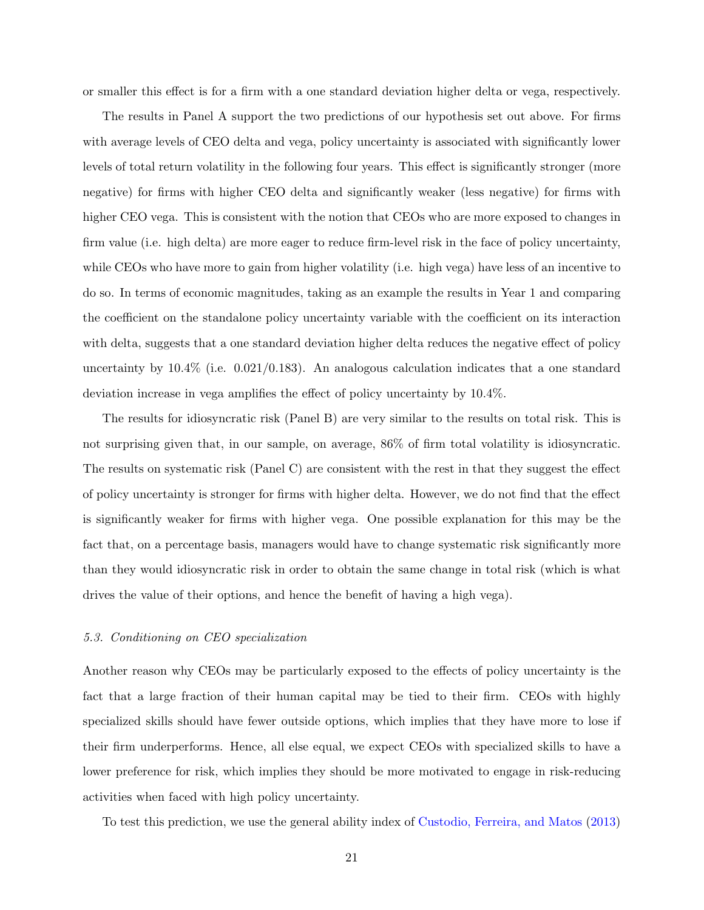or smaller this effect is for a firm with a one standard deviation higher delta or vega, respectively.

The results in Panel A support the two predictions of our hypothesis set out above. For firms with average levels of CEO delta and vega, policy uncertainty is associated with significantly lower levels of total return volatility in the following four years. This effect is significantly stronger (more negative) for firms with higher CEO delta and significantly weaker (less negative) for firms with higher CEO vega. This is consistent with the notion that CEOs who are more exposed to changes in firm value (i.e. high delta) are more eager to reduce firm-level risk in the face of policy uncertainty, while CEOs who have more to gain from higher volatility (i.e. high vega) have less of an incentive to do so. In terms of economic magnitudes, taking as an example the results in Year 1 and comparing the coefficient on the standalone policy uncertainty variable with the coefficient on its interaction with delta, suggests that a one standard deviation higher delta reduces the negative effect of policy uncertainty by 10.4% (i.e. 0.021/0.183). An analogous calculation indicates that a one standard deviation increase in vega amplifies the effect of policy uncertainty by 10.4%.

The results for idiosyncratic risk (Panel B) are very similar to the results on total risk. This is not surprising given that, in our sample, on average, 86% of firm total volatility is idiosyncratic. The results on systematic risk (Panel C) are consistent with the rest in that they suggest the effect of policy uncertainty is stronger for firms with higher delta. However, we do not find that the effect is significantly weaker for firms with higher vega. One possible explanation for this may be the fact that, on a percentage basis, managers would have to change systematic risk significantly more than they would idiosyncratic risk in order to obtain the same change in total risk (which is what drives the value of their options, and hence the benefit of having a high vega).

### *5.3. Conditioning on CEO specialization*

Another reason why CEOs may be particularly exposed to the effects of policy uncertainty is the fact that a large fraction of their human capital may be tied to their firm. CEOs with highly specialized skills should have fewer outside options, which implies that they have more to lose if their firm underperforms. Hence, all else equal, we expect CEOs with specialized skills to have a lower preference for risk, which implies they should be more motivated to engage in risk-reducing activities when faced with high policy uncertainty.

To test this prediction, we use the general ability index of Custodio, Ferreira, and Matos (2013)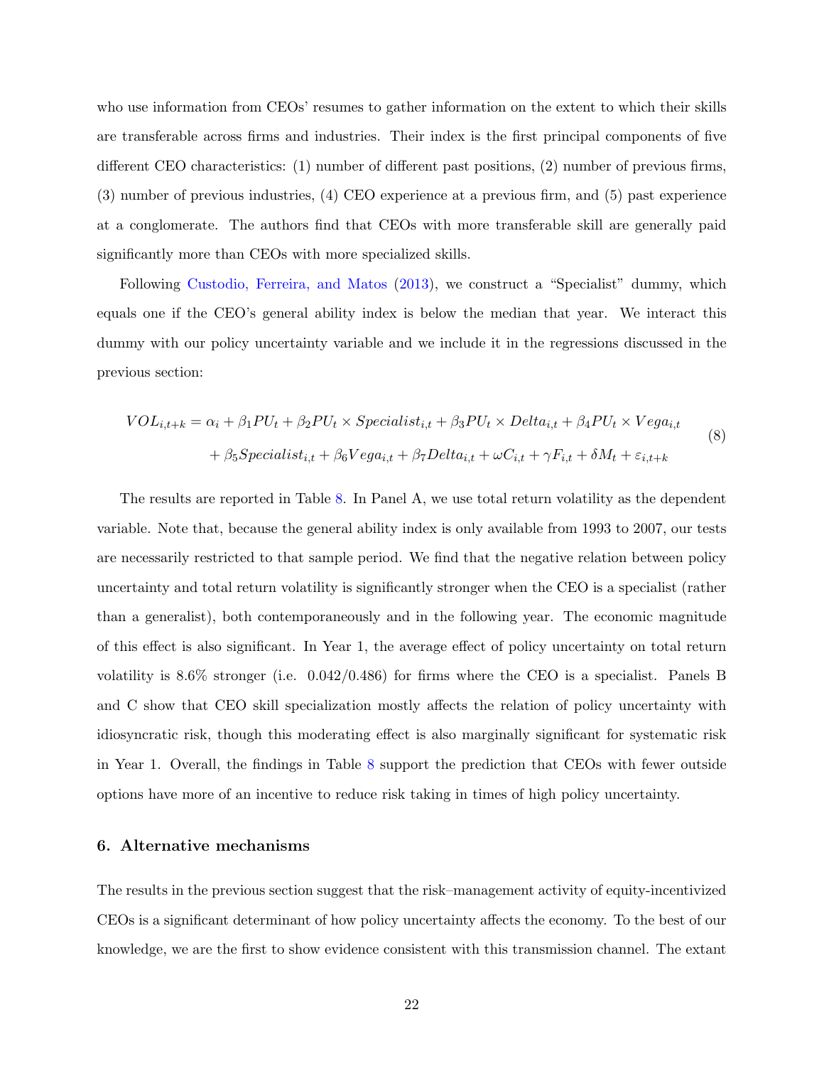who use information from CEOs' resumes to gather information on the extent to which their skills are transferable across firms and industries. Their index is the first principal components of five different CEO characteristics: (1) number of different past positions, (2) number of previous firms, (3) number of previous industries, (4) CEO experience at a previous firm, and (5) past experience at a conglomerate. The authors find that CEOs with more transferable skill are generally paid significantly more than CEOs with more specialized skills.

Following Custodio, Ferreira, and Matos (2013), we construct a "Specialist" dummy, which equals one if the CEO's general ability index is below the median that year. We interact this dummy with our policy uncertainty variable and we include it in the regressions discussed in the previous section:

$$
\begin{aligned}
VOL_{i,t+k} = \alpha_i &+ \beta_1 PU_t + \beta_2 PU_t \times Specialist_{i,t} + \beta_3 PU_t \times Delta_{i,t} + \beta_4 PU_t \times Vega_{i,t} \\
&+ \beta_5 Specialist_{i,t} + \beta_6 Vega_{i,t} + \beta_7 Delta_{i,t} + \omega C_{i,t} + \gamma F_{i,t} + \delta M_t + \varepsilon_{i,t+k}
\end{aligned} \tag{8}
$$

The results are reported in Table 8. In Panel A, we use total return volatility as the dependent variable. Note that, because the general ability index is only available from 1993 to 2007, our tests are necessarily restricted to that sample period. We find that the negative relation between policy uncertainty and total return volatility is significantly stronger when the CEO is a specialist (rather than a generalist), both contemporaneously and in the following year. The economic magnitude of this effect is also significant. In Year 1, the average effect of policy uncertainty on total return volatility is 8.6% stronger (i.e. 0.042/0.486) for firms where the CEO is a specialist. Panels B and C show that CEO skill specialization mostly affects the relation of policy uncertainty with idiosyncratic risk, though this moderating effect is also marginally significant for systematic risk in Year 1. Overall, the findings in Table 8 support the prediction that CEOs with fewer outside options have more of an incentive to reduce risk taking in times of high policy uncertainty.

## 6. Alternative mechanisms

The results in the previous section suggest that the risk–management activity of equity-incentivized CEOs is a significant determinant of how policy uncertainty affects the economy. To the best of our knowledge, we are the first to show evidence consistent with this transmission channel. The extant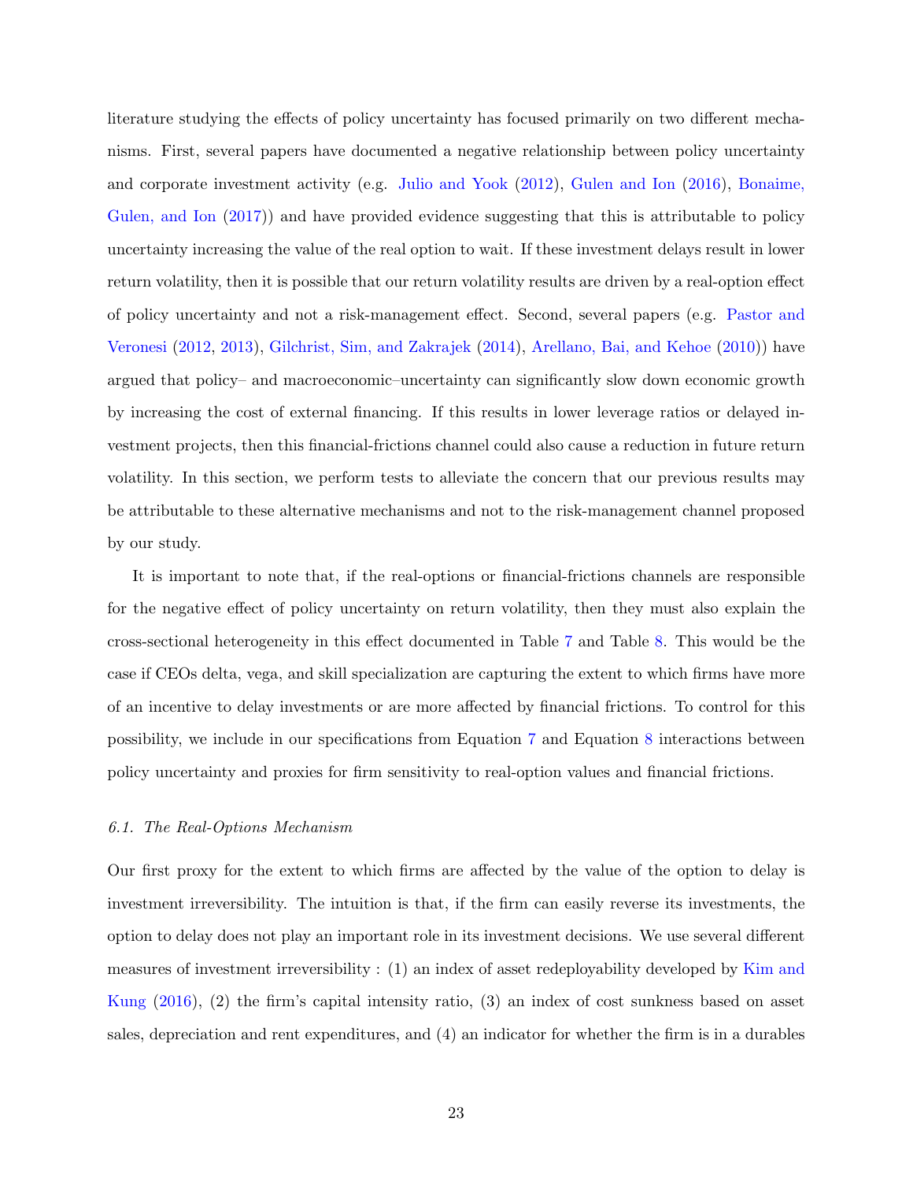literature studying the effects of policy uncertainty has focused primarily on two different mechanisms. First, several papers have documented a negative relationship between policy uncertainty and corporate investment activity (e.g. Julio and Yook (2012), Gulen and Ion (2016), Bonaime, Gulen, and Ion (2017)) and have provided evidence suggesting that this is attributable to policy uncertainty increasing the value of the real option to wait. If these investment delays result in lower return volatility, then it is possible that our return volatility results are driven by a real-option effect of policy uncertainty and not a risk-management effect. Second, several papers (e.g. Pastor and Veronesi (2012, 2013), Gilchrist, Sim, and Zakrajek (2014), Arellano, Bai, and Kehoe (2010)) have argued that policy– and macroeconomic–uncertainty can significantly slow down economic growth by increasing the cost of external financing. If this results in lower leverage ratios or delayed investment projects, then this financial-frictions channel could also cause a reduction in future return volatility. In this section, we perform tests to alleviate the concern that our previous results may be attributable to these alternative mechanisms and not to the risk-management channel proposed by our study.

It is important to note that, if the real-options or financial-frictions channels are responsible for the negative effect of policy uncertainty on return volatility, then they must also explain the cross-sectional heterogeneity in this effect documented in Table 7 and Table 8. This would be the case if CEOs delta, vega, and skill specialization are capturing the extent to which firms have more of an incentive to delay investments or are more affected by financial frictions. To control for this possibility, we include in our specifications from Equation 7 and Equation 8 interactions between policy uncertainty and proxies for firm sensitivity to real-option values and financial frictions.

### *6.1. The Real-Options Mechanism*

Our first proxy for the extent to which firms are affected by the value of the option to delay is investment irreversibility. The intuition is that, if the firm can easily reverse its investments, the option to delay does not play an important role in its investment decisions. We use several different measures of investment irreversibility : (1) an index of asset redeployability developed by Kim and Kung (2016), (2) the firm's capital intensity ratio, (3) an index of cost sunkness based on asset sales, depreciation and rent expenditures, and (4) an indicator for whether the firm is in a durables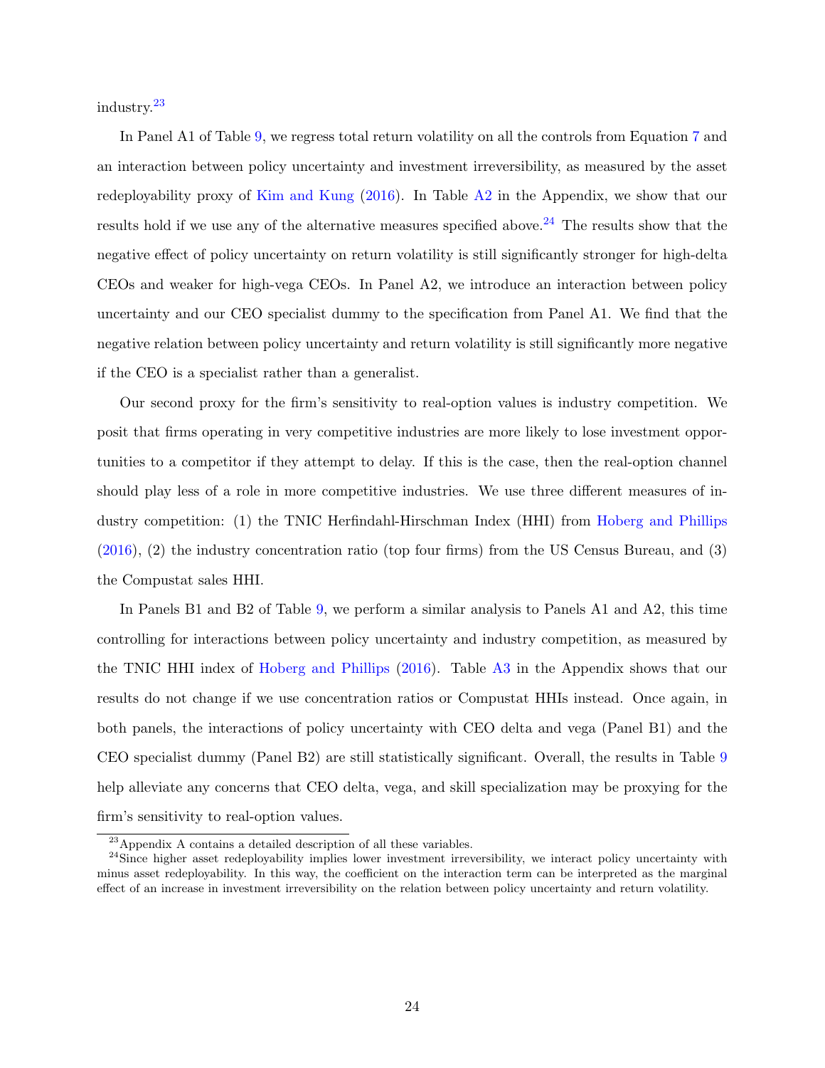industry.[23]

In Panel A1 of Table 9, we regress total return volatility on all the controls from Equation 7 and an interaction between policy uncertainty and investment irreversibility, as measured by the asset redeployability proxy of Kim and Kung (2016). In Table A2 in the Appendix, we show that our results hold if we use any of the alternative measures specified above.[24] The results show that the negative effect of policy uncertainty on return volatility is still significantly stronger for high-delta CEOs and weaker for high-vega CEOs. In Panel A2, we introduce an interaction between policy uncertainty and our CEO specialist dummy to the specification from Panel A1. We find that the negative relation between policy uncertainty and return volatility is still significantly more negative if the CEO is a specialist rather than a generalist.

Our second proxy for the firm's sensitivity to real-option values is industry competition. We posit that firms operating in very competitive industries are more likely to lose investment opportunities to a competitor if they attempt to delay. If this is the case, then the real-option channel should play less of a role in more competitive industries. We use three different measures of industry competition: (1) the TNIC Herfindahl-Hirschman Index (HHI) from Hoberg and Phillips (2016), (2) the industry concentration ratio (top four firms) from the US Census Bureau, and (3) the Compustat sales HHI.

In Panels B1 and B2 of Table 9, we perform a similar analysis to Panels A1 and A2, this time controlling for interactions between policy uncertainty and industry competition, as measured by the TNIC HHI index of Hoberg and Phillips (2016). Table A3 in the Appendix shows that our results do not change if we use concentration ratios or Compustat HHIs instead. Once again, in both panels, the interactions of policy uncertainty with CEO delta and vega (Panel B1) and the CEO specialist dummy (Panel B2) are still statistically significant. Overall, the results in Table 9 help alleviate any concerns that CEO delta, vega, and skill specialization may be proxying for the firm's sensitivity to real-option values.

[23] Appendix A contains a detailed description of all these variables.

[24] Since higher asset redeployability implies lower investment irreversibility, we interact policy uncertainty with minus asset redeployability. In this way, the coefficient on the interaction term can be interpreted as the marginal effect of an increase in investment irreversibility on the relation between policy uncertainty and return volatility.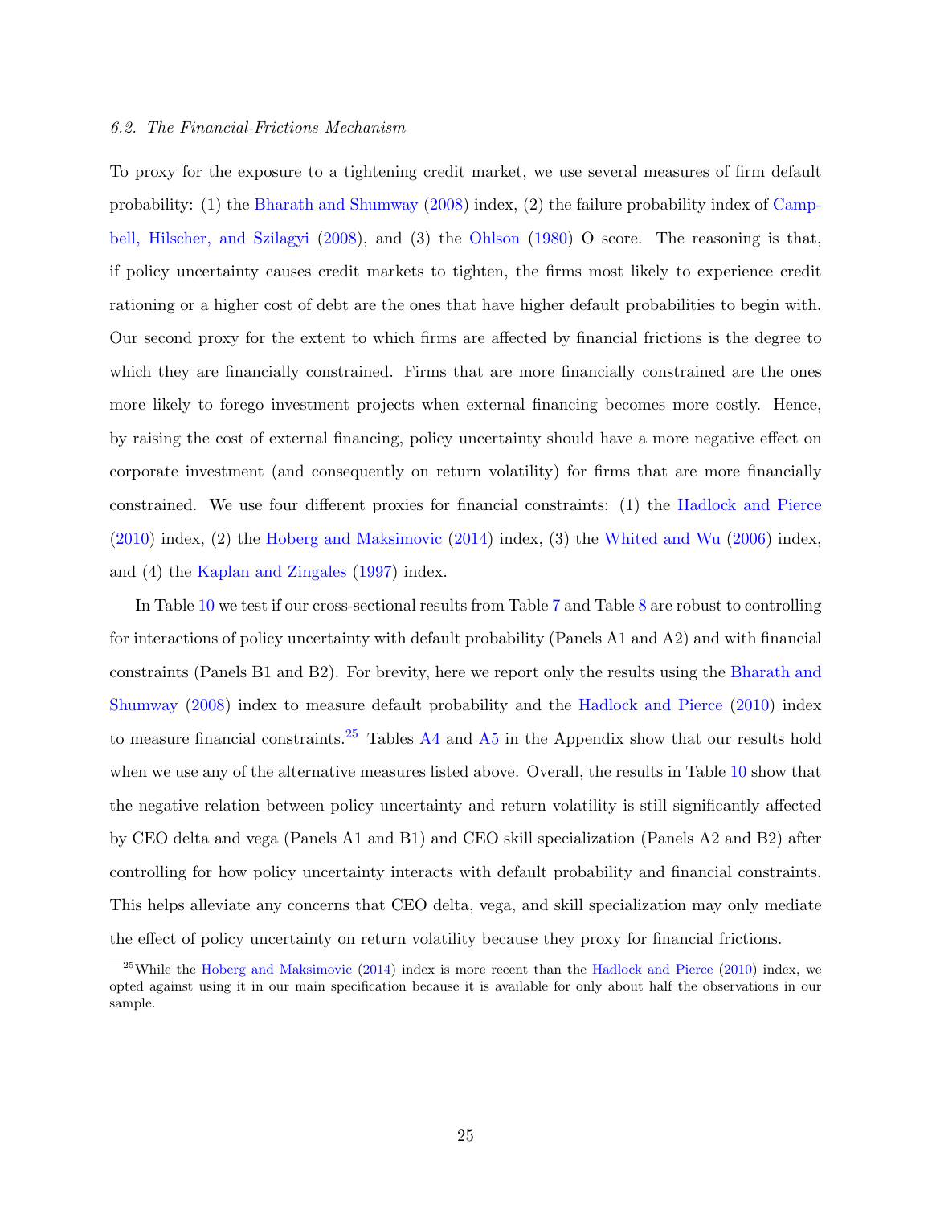### 6.2. The Financial-Frictions Mechanism

To proxy for the exposure to a tightening credit market, we use several measures of firm default probability: (1) the Bharath and Shumway (2008) index, (2) the failure probability index of Campbell, Hilscher, and Szilagyi (2008), and (3) the Ohlson (1980) O score. The reasoning is that, if policy uncertainty causes credit markets to tighten, the firms most likely to experience credit rationing or a higher cost of debt are the ones that have higher default probabilities to begin with. Our second proxy for the extent to which firms are affected by financial frictions is the degree to which they are financially constrained. Firms that are more financially constrained are the ones more likely to forego investment projects when external financing becomes more costly. Hence, by raising the cost of external financing, policy uncertainty should have a more negative effect on corporate investment (and consequently on return volatility) for firms that are more financially constrained. We use four different proxies for financial constraints: (1) the Hadlock and Pierce (2010) index, (2) the Hoberg and Maksimovic (2014) index, (3) the Whited and Wu (2006) index, and (4) the Kaplan and Zingales (1997) index.

In Table 10 we test if our cross-sectional results from Table 7 and Table 8 are robust to controlling for interactions of policy uncertainty with default probability (Panels A1 and A2) and with financial constraints (Panels B1 and B2). For brevity, here we report only the results using the Bharath and Shumway (2008) index to measure default probability and the Hadlock and Pierce (2010) index to measure financial constraints.[25] Tables A4 and A5 in the Appendix show that our results hold when we use any of the alternative measures listed above. Overall, the results in Table 10 show that the negative relation between policy uncertainty and return volatility is still significantly affected by CEO delta and vega (Panels A1 and B1) and CEO skill specialization (Panels A2 and B2) after controlling for how policy uncertainty interacts with default probability and financial constraints. This helps alleviate any concerns that CEO delta, vega, and skill specialization may only mediate the effect of policy uncertainty on return volatility because they proxy for financial frictions.

[25] While the Hoberg and Maksimovic (2014) index is more recent than the Hadlock and Pierce (2010) index, we opted against using it in our main specification because it is available for only about half the observations in our sample.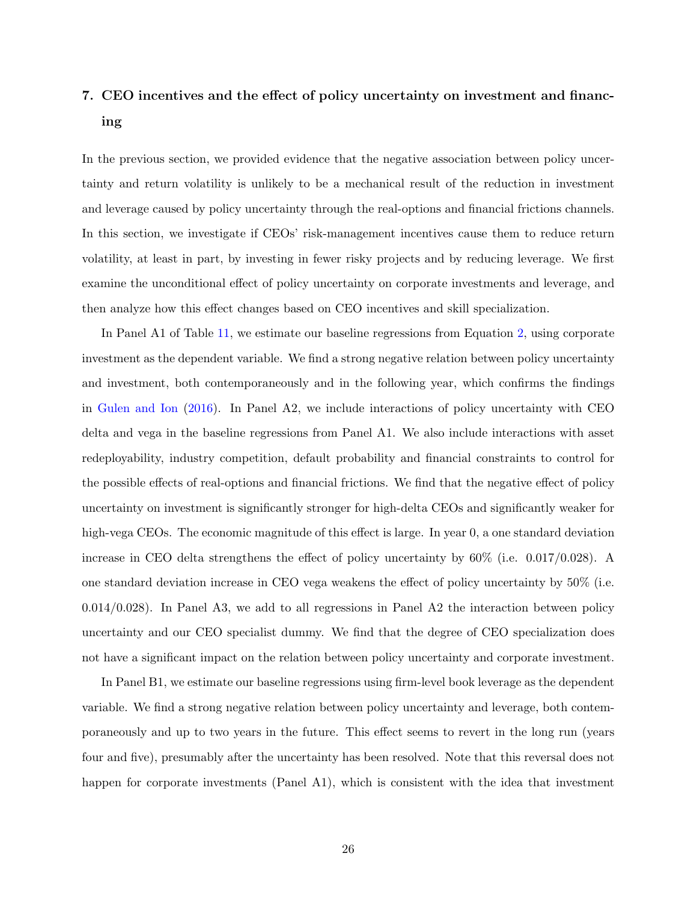## 7. CEO incentives and the effect of policy uncertainty on investment and financing

In the previous section, we provided evidence that the negative association between policy uncertainty and return volatility is unlikely to be a mechanical result of the reduction in investment and leverage caused by policy uncertainty through the real-options and financial frictions channels. In this section, we investigate if CEOs' risk-management incentives cause them to reduce return volatility, at least in part, by investing in fewer risky projects and by reducing leverage. We first examine the unconditional effect of policy uncertainty on corporate investments and leverage, and then analyze how this effect changes based on CEO incentives and skill specialization.

In Panel A1 of Table 11, we estimate our baseline regressions from Equation 2, using corporate investment as the dependent variable. We find a strong negative relation between policy uncertainty and investment, both contemporaneously and in the following year, which confirms the findings in Gulen and Ion (2016). In Panel A2, we include interactions of policy uncertainty with CEO delta and vega in the baseline regressions from Panel A1. We also include interactions with asset redeployability, industry competition, default probability and financial constraints to control for the possible effects of real-options and financial frictions. We find that the negative effect of policy uncertainty on investment is significantly stronger for high-delta CEOs and significantly weaker for high-vega CEOs. The economic magnitude of this effect is large. In year 0, a one standard deviation increase in CEO delta strengthens the effect of policy uncertainty by 60% (i.e. 0.017/0.028). A one standard deviation increase in CEO vega weakens the effect of policy uncertainty by 50% (i.e. 0.014/0.028). In Panel A3, we add to all regressions in Panel A2 the interaction between policy uncertainty and our CEO specialist dummy. We find that the degree of CEO specialization does not have a significant impact on the relation between policy uncertainty and corporate investment.

In Panel B1, we estimate our baseline regressions using firm-level book leverage as the dependent variable. We find a strong negative relation between policy uncertainty and leverage, both contemporaneously and up to two years in the future. This effect seems to revert in the long run (years four and five), presumably after the uncertainty has been resolved. Note that this reversal does not happen for corporate investments (Panel A1), which is consistent with the idea that investment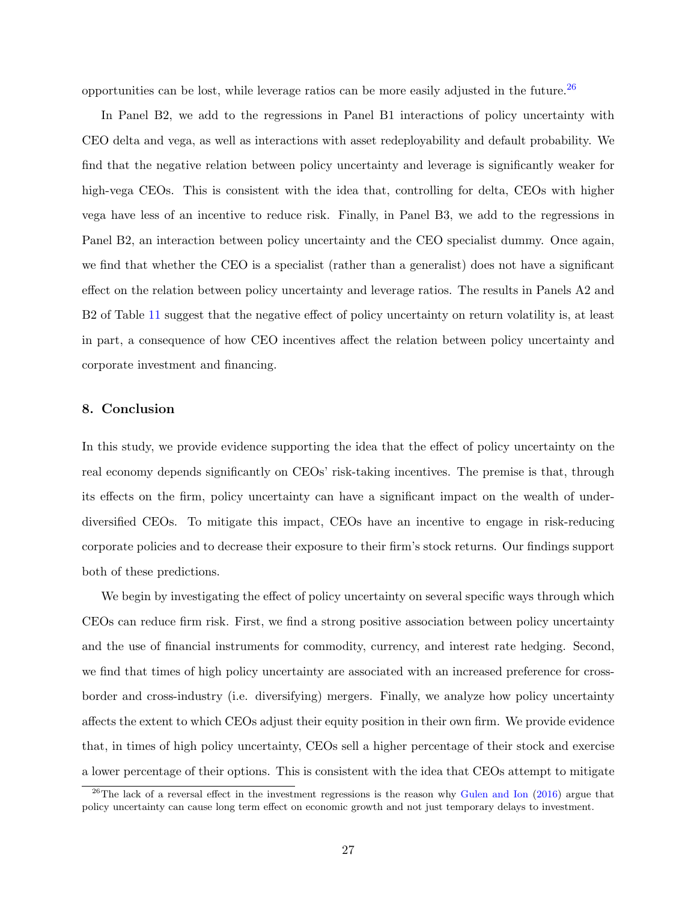opportunities can be lost, while leverage ratios can be more easily adjusted in the future.[26]

In Panel B2, we add to the regressions in Panel B1 interactions of policy uncertainty with CEO delta and vega, as well as interactions with asset redeployability and default probability. We find that the negative relation between policy uncertainty and leverage is significantly weaker for high-vega CEOs. This is consistent with the idea that, controlling for delta, CEOs with higher vega have less of an incentive to reduce risk. Finally, in Panel B3, we add to the regressions in Panel B2, an interaction between policy uncertainty and the CEO specialist dummy. Once again, we find that whether the CEO is a specialist (rather than a generalist) does not have a significant effect on the relation between policy uncertainty and leverage ratios. The results in Panels A2 and B2 of Table 11 suggest that the negative effect of policy uncertainty on return volatility is, at least in part, a consequence of how CEO incentives affect the relation between policy uncertainty and corporate investment and financing.

## 8. Conclusion

In this study, we provide evidence supporting the idea that the effect of policy uncertainty on the real economy depends significantly on CEOs' risk-taking incentives. The premise is that, through its effects on the firm, policy uncertainty can have a significant impact on the wealth of under-diversified CEOs. To mitigate this impact, CEOs have an incentive to engage in risk-reducing corporate policies and to decrease their exposure to their firm's stock returns. Our findings support both of these predictions.

We begin by investigating the effect of policy uncertainty on several specific ways through which CEOs can reduce firm risk. First, we find a strong positive association between policy uncertainty and the use of financial instruments for commodity, currency, and interest rate hedging. Second, we find that times of high policy uncertainty are associated with an increased preference for cross-border and cross-industry (i.e. diversifying) mergers. Finally, we analyze how policy uncertainty affects the extent to which CEOs adjust their equity position in their own firm. We provide evidence that, in times of high policy uncertainty, CEOs sell a higher percentage of their stock and exercise a lower percentage of their options. This is consistent with the idea that CEOs attempt to mitigate

[26]The lack of a reversal effect in the investment regressions is the reason why Gulen and Ion (2016) argue that policy uncertainty can cause long term effect on economic growth and not just temporary delays to investment.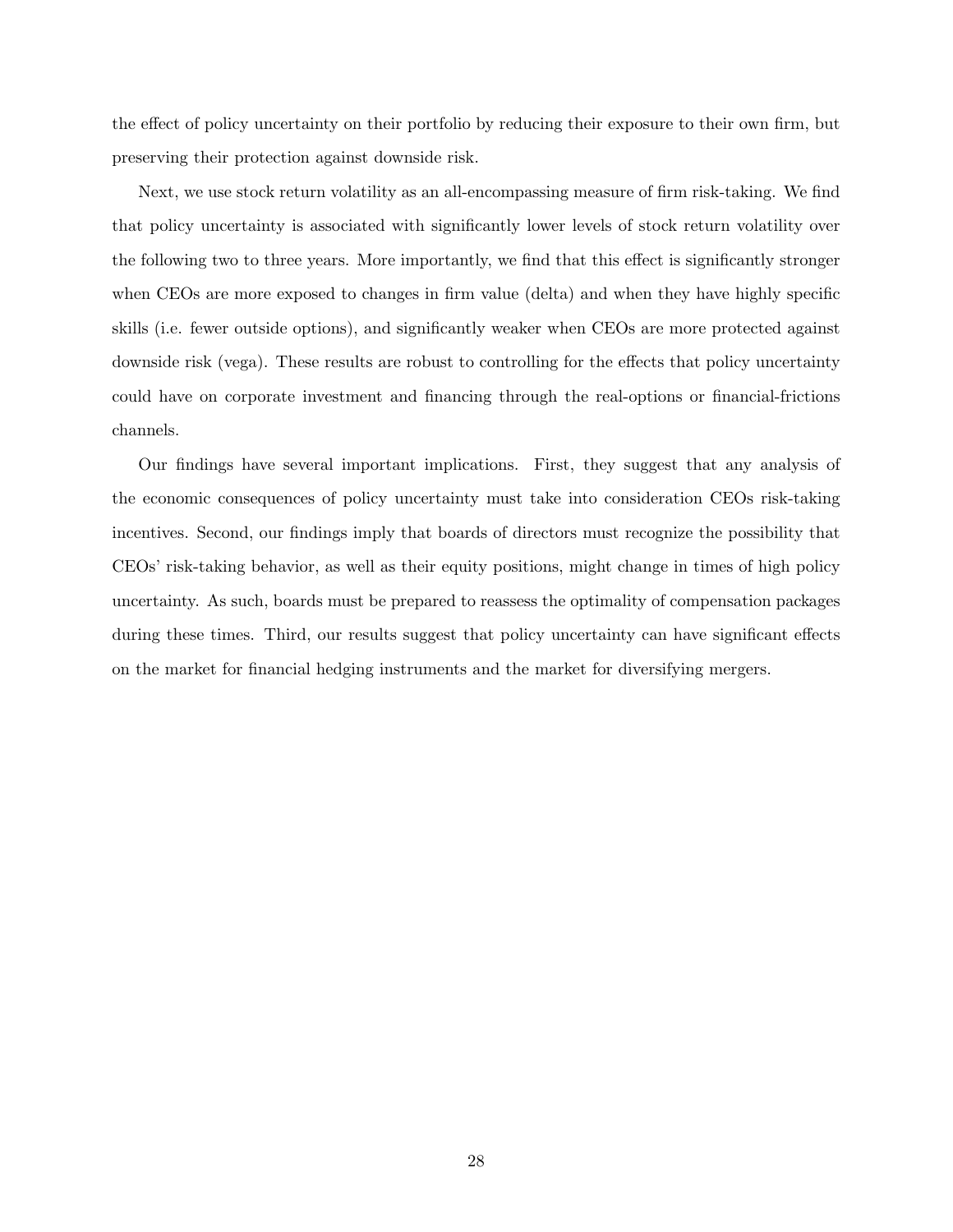the effect of policy uncertainty on their portfolio by reducing their exposure to their own firm, but preserving their protection against downside risk.

Next, we use stock return volatility as an all-encompassing measure of firm risk-taking. We find that policy uncertainty is associated with significantly lower levels of stock return volatility over the following two to three years. More importantly, we find that this effect is significantly stronger when CEOs are more exposed to changes in firm value (delta) and when they have highly specific skills (i.e. fewer outside options), and significantly weaker when CEOs are more protected against downside risk (vega). These results are robust to controlling for the effects that policy uncertainty could have on corporate investment and financing through the real-options or financial-frictions channels.

Our findings have several important implications. First, they suggest that any analysis of the economic consequences of policy uncertainty must take into consideration CEOs risk-taking incentives. Second, our findings imply that boards of directors must recognize the possibility that CEOs' risk-taking behavior, as well as their equity positions, might change in times of high policy uncertainty. As such, boards must be prepared to reassess the optimality of compensation packages during these times. Third, our results suggest that policy uncertainty can have significant effects on the market for financial hedging instruments and the market for diversifying mergers.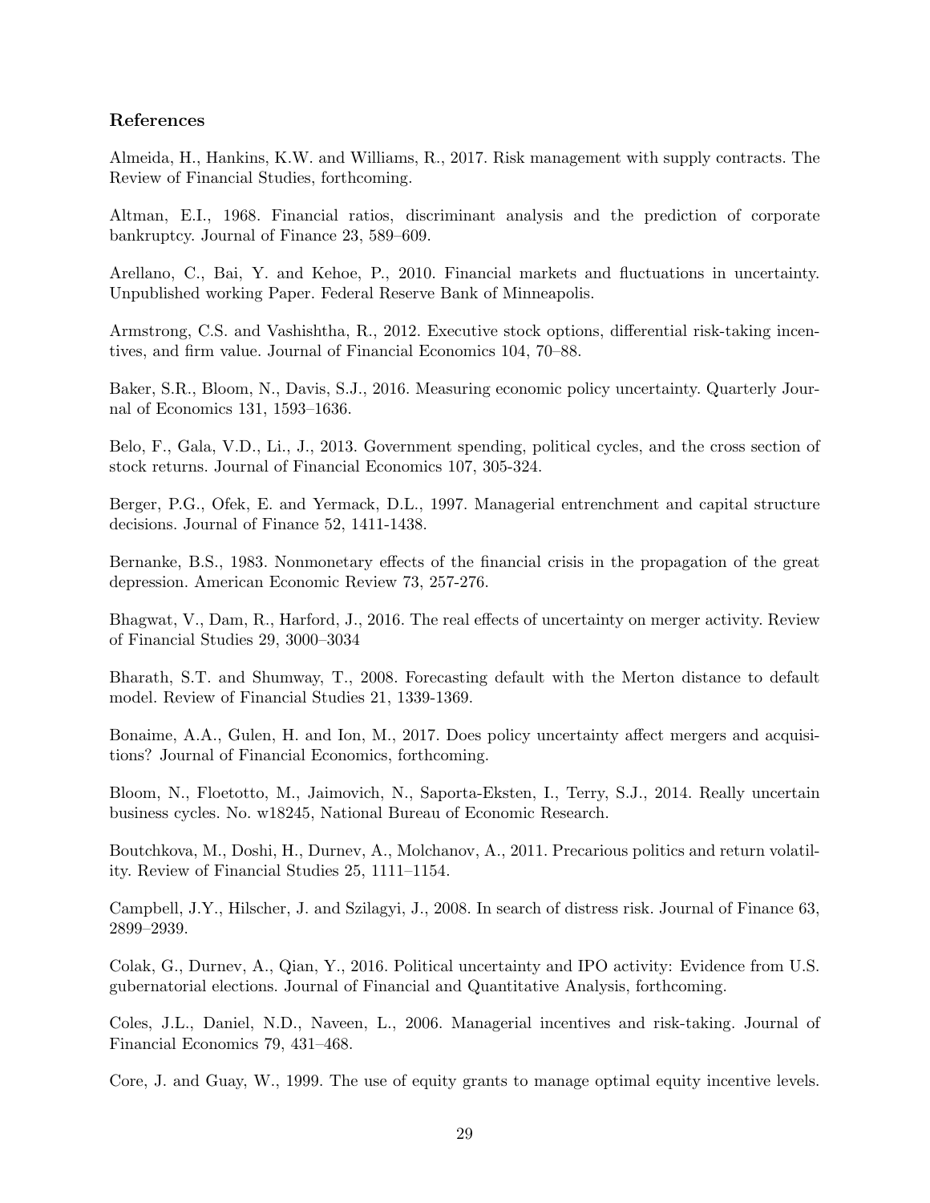### References

Almeida, H., Hankins, K.W. and Williams, R., 2017. Risk management with supply contracts. The Review of Financial Studies, forthcoming.

Altman, E.I., 1968. Financial ratios, discriminant analysis and the prediction of corporate bankruptcy. Journal of Finance 23, 589–609.

Arellano, C., Bai, Y. and Kehoe, P., 2010. Financial markets and fluctuations in uncertainty. Unpublished working Paper. Federal Reserve Bank of Minneapolis.

Armstrong, C.S. and Vashishtha, R., 2012. Executive stock options, differential risk-taking incentives, and firm value. Journal of Financial Economics 104, 70–88.

Baker, S.R., Bloom, N., Davis, S.J., 2016. Measuring economic policy uncertainty. Quarterly Journal of Economics 131, 1593–1636.

Belo, F., Gala, V.D., Li., J., 2013. Government spending, political cycles, and the cross section of stock returns. Journal of Financial Economics 107, 305-324.

Berger, P.G., Ofek, E. and Yermack, D.L., 1997. Managerial entrenchment and capital structure decisions. Journal of Finance 52, 1411-1438.

Bernanke, B.S., 1983. Nonmonetary effects of the financial crisis in the propagation of the great depression. American Economic Review 73, 257-276.

Bhagwat, V., Dam, R., Harford, J., 2016. The real effects of uncertainty on merger activity. Review of Financial Studies 29, 3000–3034

Bharath, S.T. and Shumway, T., 2008. Forecasting default with the Merton distance to default model. Review of Financial Studies 21, 1339-1369.

Bonaime, A.A., Gulen, H. and Ion, M., 2017. Does policy uncertainty affect mergers and acquisitions? Journal of Financial Economics, forthcoming.

Bloom, N., Floetotto, M., Jaimovich, N., Saporta-Eksten, I., Terry, S.J., 2014. Really uncertain business cycles. No. w18245, National Bureau of Economic Research.

Boutchkova, M., Doshi, H., Durnev, A., Molchanov, A., 2011. Precarious politics and return volatility. Review of Financial Studies 25, 1111–1154.

Campbell, J.Y., Hilscher, J. and Szilagyi, J., 2008. In search of distress risk. Journal of Finance 63, 2899–2939.

Colak, G., Durnev, A., Qian, Y., 2016. Political uncertainty and IPO activity: Evidence from U.S. gubernatorial elections. Journal of Financial and Quantitative Analysis, forthcoming.

Coles, J.L., Daniel, N.D., Naveen, L., 2006. Managerial incentives and risk-taking. Journal of Financial Economics 79, 431–468.

Core, J. and Guay, W., 1999. The use of equity grants to manage optimal equity incentive levels.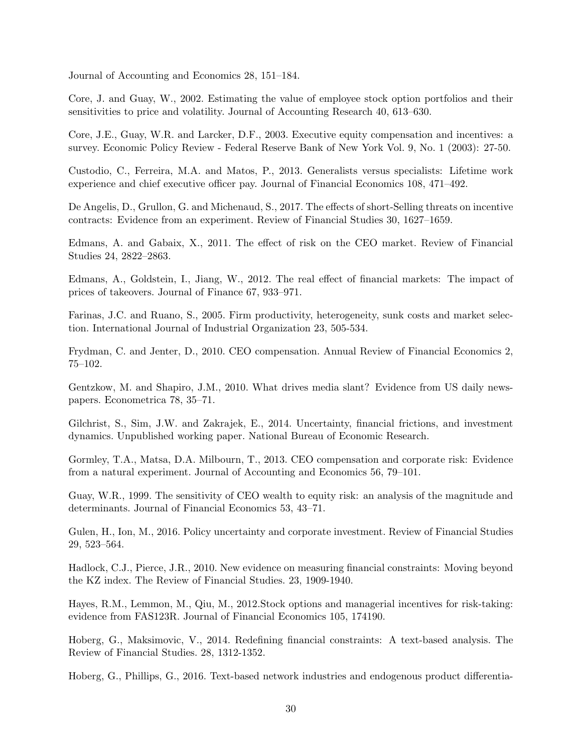Journal of Accounting and Economics 28, 151–184.

Core, J. and Guay, W., 2002. Estimating the value of employee stock option portfolios and their sensitivities to price and volatility. Journal of Accounting Research 40, 613–630.

Core, J.E., Guay, W.R. and Larcker, D.F., 2003. Executive equity compensation and incentives: a survey. Economic Policy Review - Federal Reserve Bank of New York Vol. 9, No. 1 (2003): 27-50.

Custodio, C., Ferreira, M.A. and Matos, P., 2013. Generalists versus specialists: Lifetime work experience and chief executive officer pay. Journal of Financial Economics 108, 471–492.

De Angelis, D., Grullon, G. and Michenaud, S., 2017. The effects of short-Selling threats on incentive contracts: Evidence from an experiment. Review of Financial Studies 30, 1627–1659.

Edmans, A. and Gabaix, X., 2011. The effect of risk on the CEO market. Review of Financial Studies 24, 2822–2863.

Edmans, A., Goldstein, I., Jiang, W., 2012. The real effect of financial markets: The impact of prices of takeovers. Journal of Finance 67, 933–971.

Farinas, J.C. and Ruano, S., 2005. Firm productivity, heterogeneity, sunk costs and market selection. International Journal of Industrial Organization 23, 505-534.

Frydman, C. and Jenter, D., 2010. CEO compensation. Annual Review of Financial Economics 2, 75–102.

Gentzkow, M. and Shapiro, J.M., 2010. What drives media slant? Evidence from US daily newspapers. Econometrica 78, 35–71.

Gilchrist, S., Sim, J.W. and Zakrajek, E., 2014. Uncertainty, financial frictions, and investment dynamics. Unpublished working paper. National Bureau of Economic Research.

Gormley, T.A., Matsa, D.A. Milbourn, T., 2013. CEO compensation and corporate risk: Evidence from a natural experiment. Journal of Accounting and Economics 56, 79–101.

Guay, W.R., 1999. The sensitivity of CEO wealth to equity risk: an analysis of the magnitude and determinants. Journal of Financial Economics 53, 43–71.

Gulen, H., Ion, M., 2016. Policy uncertainty and corporate investment. Review of Financial Studies 29, 523–564.

Hadlock, C.J., Pierce, J.R., 2010. New evidence on measuring financial constraints: Moving beyond the KZ index. The Review of Financial Studies. 23, 1909-1940.

Hayes, R.M., Lemmon, M., Qiu, M., 2012.Stock options and managerial incentives for risk-taking: evidence from FAS123R. Journal of Financial Economics 105, 174190.

Hoberg, G., Maksimovic, V., 2014. Redefining financial constraints: A text-based analysis. The Review of Financial Studies. 28, 1312-1352.

Hoberg, G., Phillips, G., 2016. Text-based network industries and endogenous product differentia-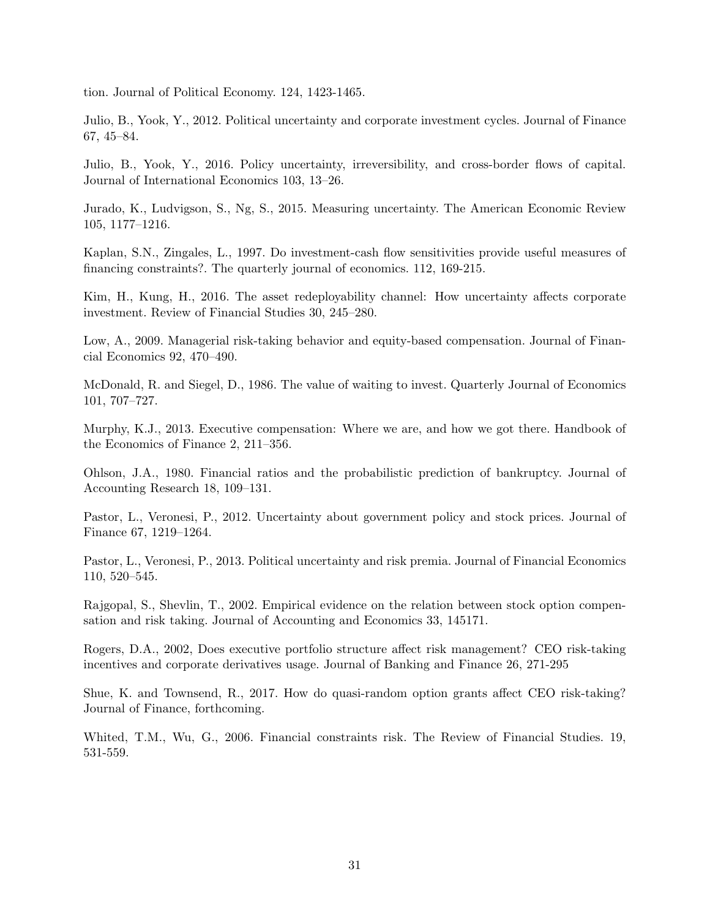tion. Journal of Political Economy. 124, 1423-1465.

Julio, B., Yook, Y., 2012. Political uncertainty and corporate investment cycles. Journal of Finance 67, 45–84.

Julio, B., Yook, Y., 2016. Policy uncertainty, irreversibility, and cross-border flows of capital. Journal of International Economics 103, 13–26.

Jurado, K., Ludvigson, S., Ng, S., 2015. Measuring uncertainty. The American Economic Review 105, 1177–1216.

Kaplan, S.N., Zingales, L., 1997. Do investment-cash flow sensitivities provide useful measures of financing constraints?. The quarterly journal of economics. 112, 169-215.

Kim, H., Kung, H., 2016. The asset redeployability channel: How uncertainty affects corporate investment. Review of Financial Studies 30, 245–280.

Low, A., 2009. Managerial risk-taking behavior and equity-based compensation. Journal of Financial Economics 92, 470–490.

McDonald, R. and Siegel, D., 1986. The value of waiting to invest. Quarterly Journal of Economics 101, 707–727.

Murphy, K.J., 2013. Executive compensation: Where we are, and how we got there. Handbook of the Economics of Finance 2, 211–356.

Ohlson, J.A., 1980. Financial ratios and the probabilistic prediction of bankruptcy. Journal of Accounting Research 18, 109–131.

Pastor, L., Veronesi, P., 2012. Uncertainty about government policy and stock prices. Journal of Finance 67, 1219–1264.

Pastor, L., Veronesi, P., 2013. Political uncertainty and risk premia. Journal of Financial Economics 110, 520–545.

Rajgopal, S., Shevlin, T., 2002. Empirical evidence on the relation between stock option compensation and risk taking. Journal of Accounting and Economics 33, 145171.

Rogers, D.A., 2002, Does executive portfolio structure affect risk management? CEO risk-taking incentives and corporate derivatives usage. Journal of Banking and Finance 26, 271-295

Shue, K. and Townsend, R., 2017. How do quasi-random option grants affect CEO risk-taking? Journal of Finance, forthcoming.

Whited, T.M., Wu, G., 2006. Financial constraints risk. The Review of Financial Studies. 19, 531-559.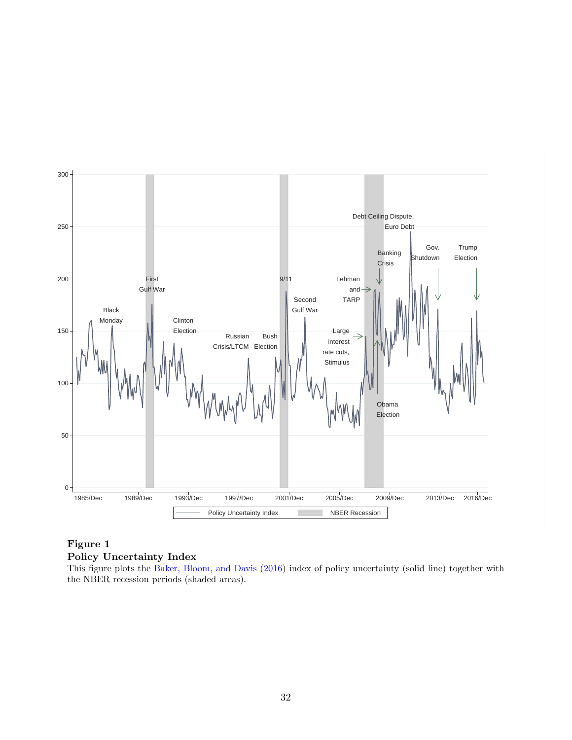**Figure 1**
**Policy Uncertainty Index**
This figure plots the Baker, Bloom, and Davis (2016) index of policy uncertainty (solid line) together with the NBER recession periods (shaded areas).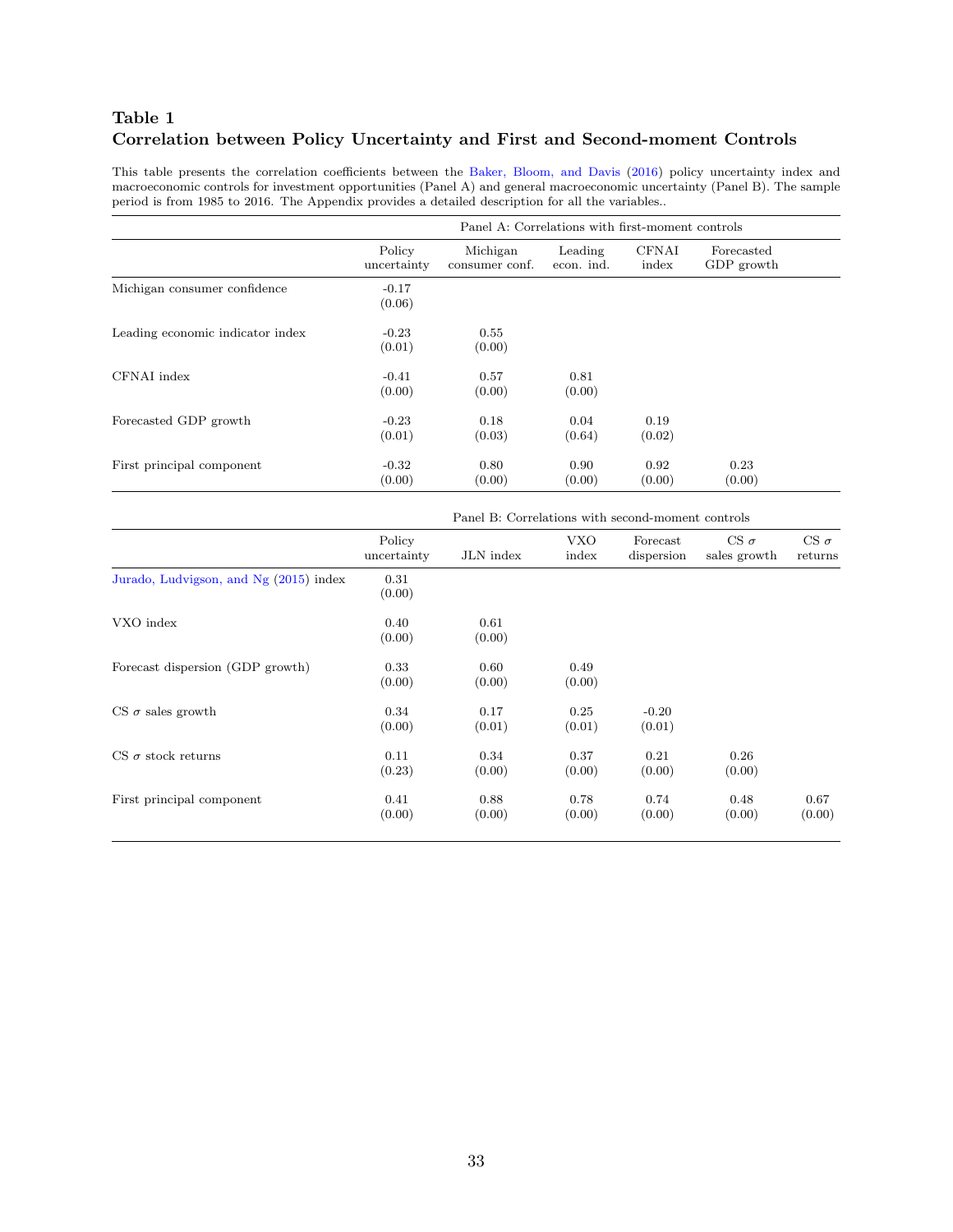**Table 1**
**Correlation between Policy Uncertainty and First and Second-moment Controls**

This table presents the correlation coefficients between the Baker, Bloom, and Davis (2016) policy uncertainty index and macroeconomic controls for investment opportunities (Panel A) and general macroeconomic uncertainty (Panel B). The sample period is from 1985 to 2016. The Appendix provides a detailed description for all the variables..

| | Panel A: Correlations with first-moment controls | | | | |
|---|---|---|---|---|---|
| | Policy uncertainty | Michigan consumer conf. | Leading econ. ind. | CFNAI index | Forecasted GDP growth |
| Michigan consumer confidence | -0.17 | | | | |
| | (0.06) | | | | |
| Leading economic indicator index | -0.23 | 0.55 | | | |
| | (0.01) | (0.00) | | | |
| CFNAI index | -0.41 | 0.57 | 0.81 | | |
| | (0.00) | (0.00) | (0.00) | | |
| Forecasted GDP growth | -0.23 | 0.18 | 0.04 | 0.19 | |
| | (0.01) | (0.03) | (0.64) | (0.02) | |
| First principal component | -0.32 | 0.80 | 0.90 | 0.92 | 0.23 |
| | (0.00) | (0.00) | (0.00) | (0.00) | (0.00) |

| | Panel B: Correlations with second-moment controls | | | | | |
|---|---|---|---|---|---|---|
| | Policy uncertainty | JLN index | VXO index | Forecast dispersion | CS $\sigma$ sales growth | CS $\sigma$ returns |
| Jurado, Ludvigson, and Ng (2015) index | 0.31 | | | | | |
| | (0.00) | | | | | |
| VXO index | 0.40 | 0.61 | | | | |
| | (0.00) | (0.00) | | | | |
| Forecast dispersion (GDP growth) | 0.33 | 0.60 | 0.49 | | | |
| | (0.00) | (0.00) | (0.00) | | | |
| CS $\sigma$ sales growth | 0.34 | 0.17 | 0.25 | -0.20 | | |
| | (0.00) | (0.01) | (0.01) | (0.01) | | |
| CS $\sigma$ stock returns | 0.11 | 0.34 | 0.37 | 0.21 | 0.26 | |
| | (0.23) | (0.00) | (0.00) | (0.00) | (0.00) | |
| First principal component | 0.41 | 0.88 | 0.78 | 0.74 | 0.48 | 0.67 |
| | (0.00) | (0.00) | (0.00) | (0.00) | (0.00) | (0.00) |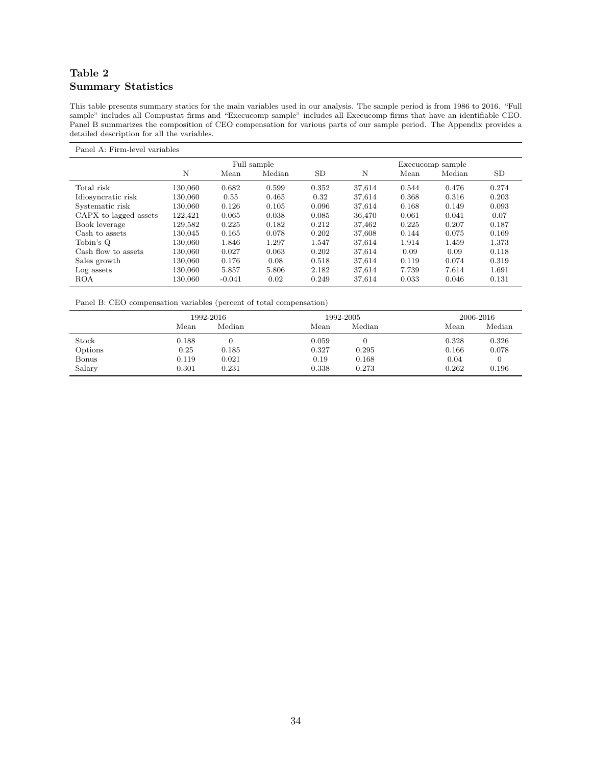**Table 2**
**Summary Statistics**

This table presents summary statics for the main variables used in our analysis. The sample period is from 1986 to 2016. "Full sample" includes all Compustat firms and "Execucomp sample" includes all Execucomp firms that have an identifiable CEO. Panel B summarizes the composition of CEO compensation for various parts of our sample period. The Appendix provides a detailed description for all the variables.

Panel A: Firm-level variables

| | Full sample | | | | Execucomp sample | | | |
|---|---|---|---|---|---|---|---|---|
| | N | Mean | Median | SD | N | Mean | Median | SD |
| Total risk | 130,060 | 0.682 | 0.599 | 0.352 | 37,614 | 0.544 | 0.476 | 0.274 |
| Idiosyncratic risk | 130,060 | 0.55 | 0.465 | 0.32 | 37,614 | 0.368 | 0.316 | 0.203 |
| Systematic risk | 130,060 | 0.126 | 0.105 | 0.096 | 37,614 | 0.168 | 0.149 | 0.093 |
| CAPX to lagged assets | 122,421 | 0.065 | 0.038 | 0.085 | 36,470 | 0.061 | 0.041 | 0.07 |
| Book leverage | 129,582 | 0.225 | 0.182 | 0.212 | 37,462 | 0.225 | 0.207 | 0.187 |
| Cash to assets | 130,045 | 0.165 | 0.078 | 0.202 | 37,608 | 0.144 | 0.075 | 0.169 |
| Tobin's Q | 130,060 | 1.846 | 1.297 | 1.547 | 37,614 | 1.914 | 1.459 | 1.373 |
| Cash flow to assets | 130,060 | 0.027 | 0.063 | 0.202 | 37,614 | 0.09 | 0.09 | 0.118 |
| Sales growth | 130,060 | 0.176 | 0.08 | 0.518 | 37,614 | 0.119 | 0.074 | 0.319 |
| Log assets | 130,060 | 5.857 | 5.806 | 2.182 | 37,614 | 7.739 | 7.614 | 1.691 |
| ROA | 130,060 | -0.041 | 0.02 | 0.249 | 37,614 | 0.033 | 0.046 | 0.131 |

Panel B: CEO compensation variables (percent of total compensation)

| | 1992-2016 | | 1992-2005 | | 2006-2016 | |
|---|---|---|---|---|---|---|
| | Mean | Median | Mean | Median | Mean | Median |
| Stock | 0.188 | 0 | 0.059 | 0 | 0.328 | 0.326 |
| Options | 0.25 | 0.185 | 0.327 | 0.295 | 0.166 | 0.078 |
| Bonus | 0.119 | 0.021 | 0.19 | 0.168 | 0.04 | 0 |
| Salary | 0.301 | 0.231 | 0.338 | 0.273 | 0.262 | 0.196 |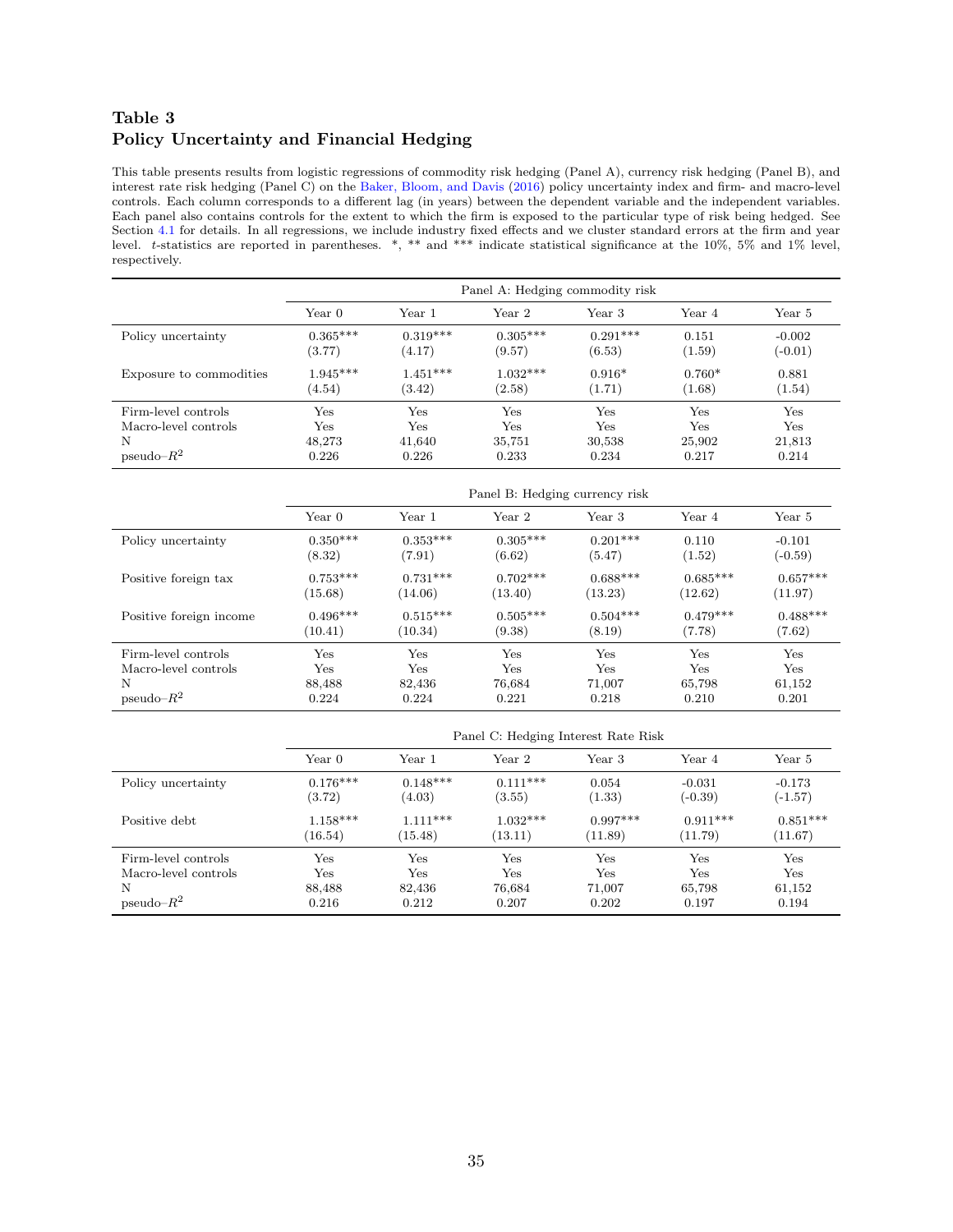## Table 3
## Policy Uncertainty and Financial Hedging

This table presents results from logistic regressions of commodity risk hedging (Panel A), currency risk hedging (Panel B), and interest rate risk hedging (Panel C) on the Baker, Bloom, and Davis (2016) policy uncertainty index and firm- and macro-level controls. Each column corresponds to a different lag (in years) between the dependent variable and the independent variables. Each panel also contains controls for the extent to which the firm is exposed to the particular type of risk being hedged. See Section 4.1 for details. In all regressions, we include industry fixed effects and we cluster standard errors at the firm and year level. *t*-statistics are reported in parentheses. *, ** and *** indicate statistical significance at the 10%, 5% and 1% level, respectively.

| | Panel A: Hedging commodity risk | | | | | |
|---|---|---|---|---|---|---|
| | Year 0 | Year 1 | Year 2 | Year 3 | Year 4 | Year 5 |
| Policy uncertainty | 0.365*** | 0.319*** | 0.305*** | 0.291*** | 0.151 | -0.002 |
| | (3.77) | (4.17) | (9.57) | (6.53) | (1.59) | (-0.01) |
| Exposure to commodities | 1.945*** | 1.451*** | 1.032*** | 0.916* | 0.760* | 0.881 |
| | (4.54) | (3.42) | (2.58) | (1.71) | (1.68) | (1.54) |
| Firm-level controls | Yes | Yes | Yes | Yes | Yes | Yes |
| Macro-level controls | Yes | Yes | Yes | Yes | Yes | Yes |
| N | 48,273 | 41,640 | 35,751 | 30,538 | 25,902 | 21,813 |
| pseudo–$R^2$ | 0.226 | 0.226 | 0.233 | 0.234 | 0.217 | 0.214 |

| | Panel B: Hedging currency risk | | | | | |
|---|---|---|---|---|---|---|
| | Year 0 | Year 1 | Year 2 | Year 3 | Year 4 | Year 5 |
| Policy uncertainty | 0.350*** | 0.353*** | 0.305*** | 0.201*** | 0.110 | -0.101 |
| | (8.32) | (7.91) | (6.62) | (5.47) | (1.52) | (-0.59) |
| Positive foreign tax | 0.753*** | 0.731*** | 0.702*** | 0.688*** | 0.685*** | 0.657*** |
| | (15.68) | (14.06) | (13.40) | (13.23) | (12.62) | (11.97) |
| Positive foreign income | 0.496*** | 0.515*** | 0.505*** | 0.504*** | 0.479*** | 0.488*** |
| | (10.41) | (10.34) | (9.38) | (8.19) | (7.78) | (7.62) |
| Firm-level controls | Yes | Yes | Yes | Yes | Yes | Yes |
| Macro-level controls | Yes | Yes | Yes | Yes | Yes | Yes |
| N | 88,488 | 82,436 | 76,684 | 71,007 | 65,798 | 61,152 |
| pseudo–$R^2$ | 0.224 | 0.224 | 0.221 | 0.218 | 0.210 | 0.201 |

| | Panel C: Hedging Interest Rate Risk | | | | | |
|---|---|---|---|---|---|---|
| | Year 0 | Year 1 | Year 2 | Year 3 | Year 4 | Year 5 |
| Policy uncertainty | 0.176*** | 0.148*** | 0.111*** | 0.054 | -0.031 | -0.173 |
| | (3.72) | (4.03) | (3.55) | (1.33) | (-0.39) | (-1.57) |
| Positive debt | 1.158*** | 1.111*** | 1.032*** | 0.997*** | 0.911*** | 0.851*** |
| | (16.54) | (15.48) | (13.11) | (11.89) | (11.79) | (11.67) |
| Firm-level controls | Yes | Yes | Yes | Yes | Yes | Yes |
| Macro-level controls | Yes | Yes | Yes | Yes | Yes | Yes |
| N | 88,488 | 82,436 | 76,684 | 71,007 | 65,798 | 61,152 |
| pseudo–$R^2$ | 0.216 | 0.212 | 0.207 | 0.202 | 0.197 | 0.194 |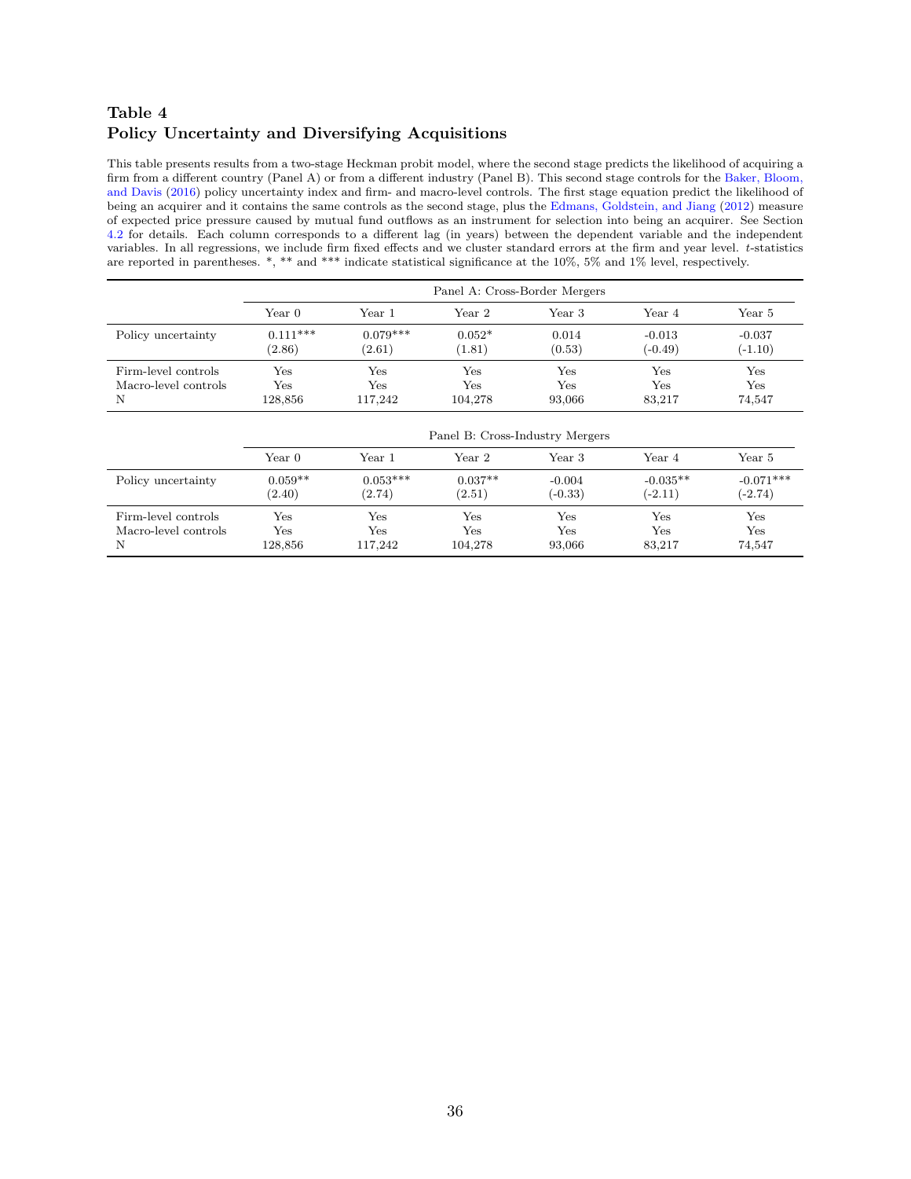**Table 4**
**Policy Uncertainty and Diversifying Acquisitions**

This table presents results from a two-stage Heckman probit model, where the second stage predicts the likelihood of acquiring a firm from a different country (Panel A) or from a different industry (Panel B). This second stage controls for the Baker, Bloom, and Davis (2016) policy uncertainty index and firm- and macro-level controls. The first stage equation predict the likelihood of being an acquirer and it contains the same controls as the second stage, plus the Edmans, Goldstein, and Jiang (2012) measure of expected price pressure caused by mutual fund outflows as an instrument for selection into being an acquirer. See Section 4.2 for details. Each column corresponds to a different lag (in years) between the dependent variable and the independent variables. In all regressions, we include firm fixed effects and we cluster standard errors at the firm and year level. $t$-statistics are reported in parentheses. *, ** and *** indicate statistical significance at the 10%, 5% and 1% level, respectively.

| | Panel A: Cross-Border Mergers | | | | | |
|---|---|---|---|---|---|---|
| | Year 0 | Year 1 | Year 2 | Year 3 | Year 4 | Year 5 |
| Policy uncertainty | 0.111*** | 0.079*** | 0.052* | 0.014 | -0.013 | -0.037 |
| | (2.86) | (2.61) | (1.81) | (0.53) | (-0.49) | (-1.10) |
| Firm-level controls | Yes | Yes | Yes | Yes | Yes | Yes |
| Macro-level controls | Yes | Yes | Yes | Yes | Yes | Yes |
| N | 128,856 | 117,242 | 104,278 | 93,066 | 83,217 | 74,547 |

| | Panel B: Cross-Industry Mergers | | | | | |
|---|---|---|---|---|---|---|
| | Year 0 | Year 1 | Year 2 | Year 3 | Year 4 | Year 5 |
| Policy uncertainty | 0.059** | 0.053*** | 0.037** | -0.004 | -0.035** | -0.071*** |
| | (2.40) | (2.74) | (2.51) | (-0.33) | (-2.11) | (-2.74) |
| Firm-level controls | Yes | Yes | Yes | Yes | Yes | Yes |
| Macro-level controls | Yes | Yes | Yes | Yes | Yes | Yes |
| N | 128,856 | 117,242 | 104,278 | 93,066 | 83,217 | 74,547 |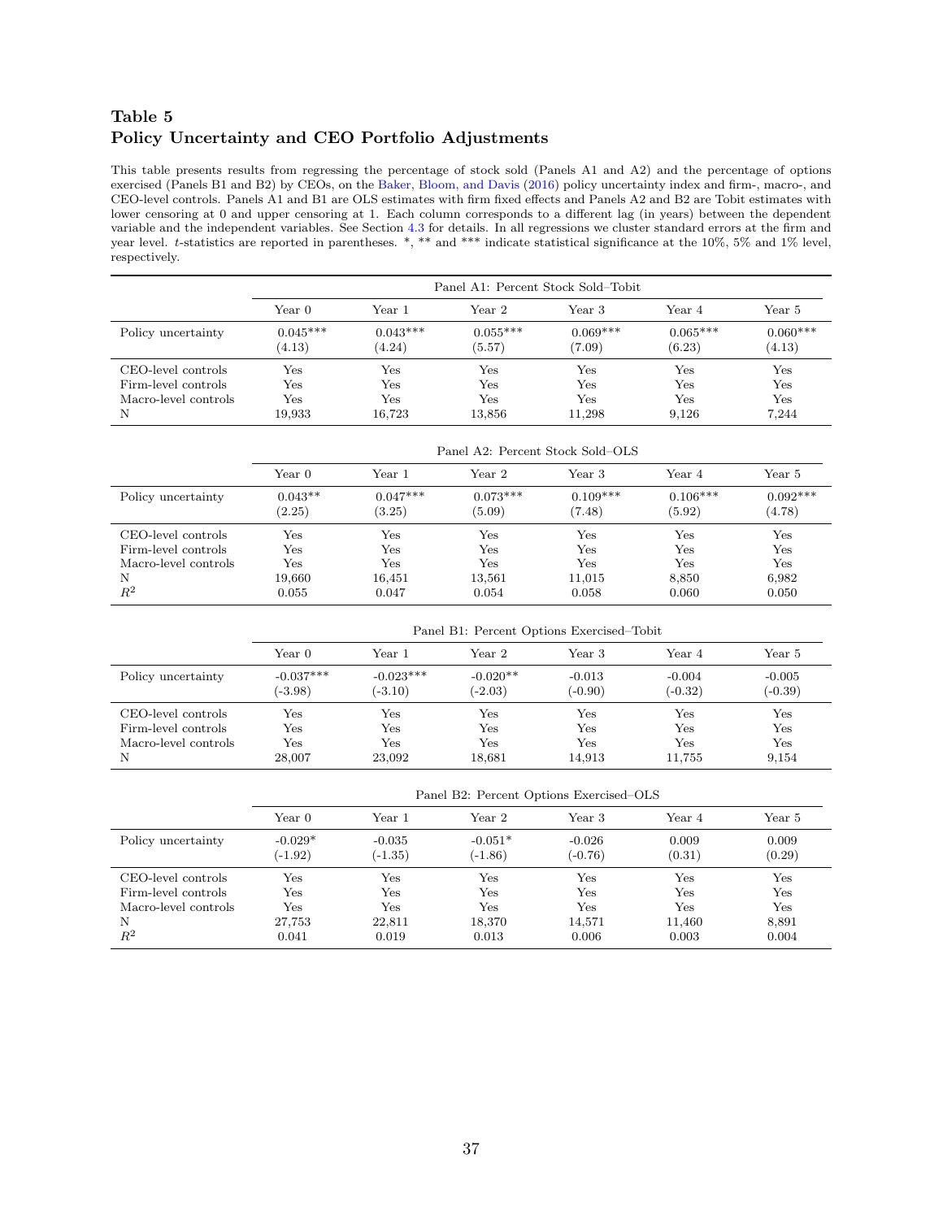**Table 5**
**Policy Uncertainty and CEO Portfolio Adjustments**

This table presents results from regressing the percentage of stock sold (Panels A1 and A2) and the percentage of options exercised (Panels B1 and B2) by CEOs, on the Baker, Bloom, and Davis (2016) policy uncertainty index and firm-, macro-, and CEO-level controls. Panels A1 and B1 are OLS estimates with firm fixed effects and Panels A2 and B2 are Tobit estimates with lower censoring at 0 and upper censoring at 1. Each column corresponds to a different lag (in years) between the dependent variable and the independent variables. See Section 4.3 for details. In all regressions we cluster standard errors at the firm and year level. *t*-statistics are reported in parentheses. *, ** and *** indicate statistical significance at the 10%, 5% and 1% level, respectively.

| | Panel A1: Percent Stock Sold–Tobit | | | | | |
|---|---|---|---|---|---|---|
| | Year 0 | Year 1 | Year 2 | Year 3 | Year 4 | Year 5 |
| Policy uncertainty | 0.045*** | 0.043*** | 0.055*** | 0.069*** | 0.065*** | 0.060*** |
| | (4.13) | (4.24) | (5.57) | (7.09) | (6.23) | (4.13) |
| CEO-level controls | Yes | Yes | Yes | Yes | Yes | Yes |
| Firm-level controls | Yes | Yes | Yes | Yes | Yes | Yes |
| Macro-level controls | Yes | Yes | Yes | Yes | Yes | Yes |
| N | 19,933 | 16,723 | 13,856 | 11,298 | 9,126 | 7,244 |

| | Panel A2: Percent Stock Sold–OLS | | | | | |
|---|---|---|---|---|---|---|
| | Year 0 | Year 1 | Year 2 | Year 3 | Year 4 | Year 5 |
| Policy uncertainty | 0.043** | 0.047*** | 0.073*** | 0.109*** | 0.106*** | 0.092*** |
| | (2.25) | (3.25) | (5.09) | (7.48) | (5.92) | (4.78) |
| CEO-level controls | Yes | Yes | Yes | Yes | Yes | Yes |
| Firm-level controls | Yes | Yes | Yes | Yes | Yes | Yes |
| Macro-level controls | Yes | Yes | Yes | Yes | Yes | Yes |
| N | 19,660 | 16,451 | 13,561 | 11,015 | 8,850 | 6,982 |
| $R^2$ | 0.055 | 0.047 | 0.054 | 0.058 | 0.060 | 0.050 |

| | Panel B1: Percent Options Exercised–Tobit | | | | | |
|---|---|---|---|---|---|---|
| | Year 0 | Year 1 | Year 2 | Year 3 | Year 4 | Year 5 |
| Policy uncertainty | -0.037*** | -0.023*** | -0.020** | -0.013 | -0.004 | -0.005 |
| | (-3.98) | (-3.10) | (-2.03) | (-0.90) | (-0.32) | (-0.39) |
| CEO-level controls | Yes | Yes | Yes | Yes | Yes | Yes |
| Firm-level controls | Yes | Yes | Yes | Yes | Yes | Yes |
| Macro-level controls | Yes | Yes | Yes | Yes | Yes | Yes |
| N | 28,007 | 23,092 | 18,681 | 14,913 | 11,755 | 9,154 |

| | Panel B2: Percent Options Exercised–OLS | | | | | |
|---|---|---|---|---|---|---|
| | Year 0 | Year 1 | Year 2 | Year 3 | Year 4 | Year 5 |
| Policy uncertainty | -0.029* | -0.035 | -0.051* | -0.026 | 0.009 | 0.009 |
| | (-1.92) | (-1.35) | (-1.86) | (-0.76) | (0.31) | (0.29) |
| CEO-level controls | Yes | Yes | Yes | Yes | Yes | Yes |
| Firm-level controls | Yes | Yes | Yes | Yes | Yes | Yes |
| Macro-level controls | Yes | Yes | Yes | Yes | Yes | Yes |
| N | 27,753 | 22,811 | 18,370 | 14,571 | 11,460 | 8,891 |
| $R^2$ | 0.041 | 0.019 | 0.013 | 0.006 | 0.003 | 0.004 |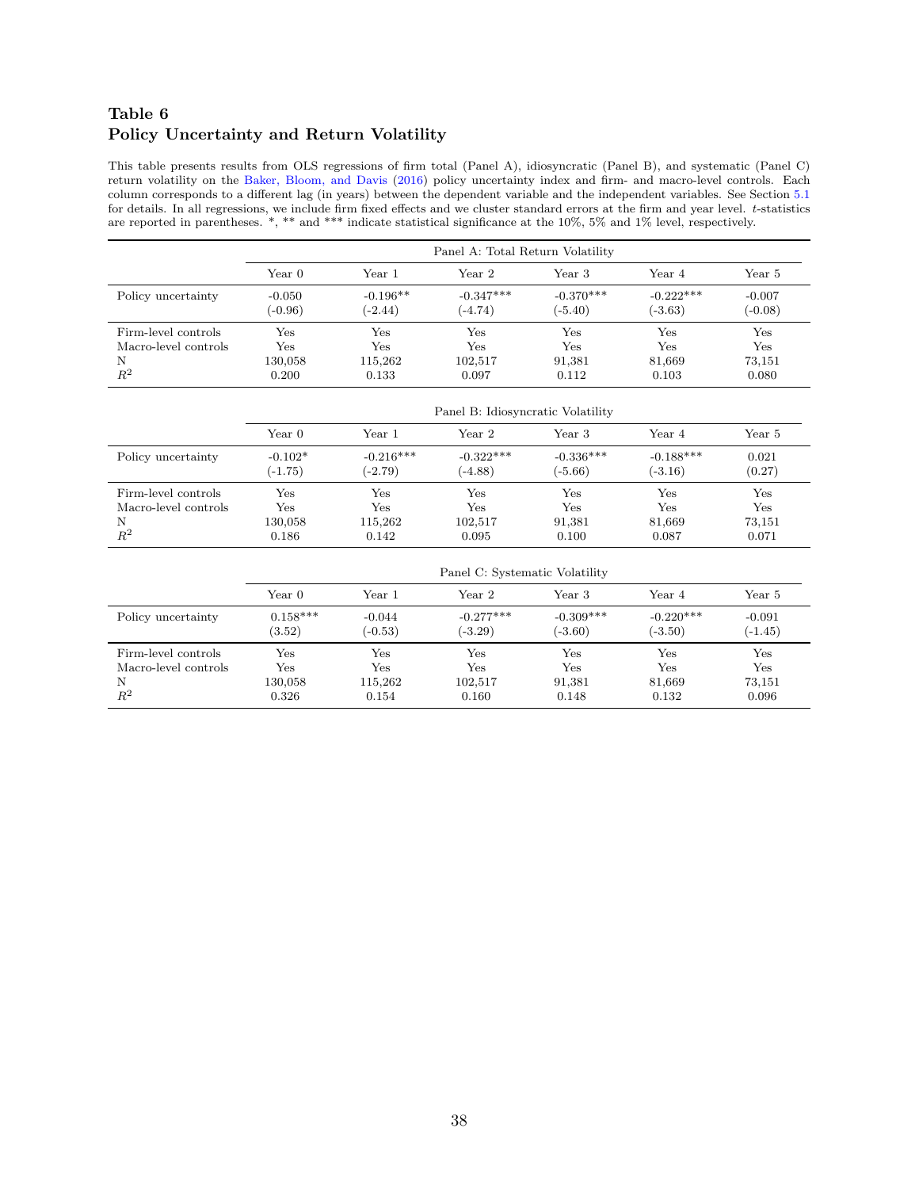**Table 6**
**Policy Uncertainty and Return Volatility**

This table presents results from OLS regressions of firm total (Panel A), idiosyncratic (Panel B), and systematic (Panel C) return volatility on the Baker, Bloom, and Davis (2016) policy uncertainty index and firm- and macro-level controls. Each column corresponds to a different lag (in years) between the dependent variable and the independent variables. See Section 5.1 for details. In all regressions, we include firm fixed effects and we cluster standard errors at the firm and year level. *t*-statistics are reported in parentheses. *, ** and *** indicate statistical significance at the 10%, 5% and 1% level, respectively.

| | Panel A: Total Return Volatility | | | | | |
|---|---|---|---|---|---|---|
| | Year 0 | Year 1 | Year 2 | Year 3 | Year 4 | Year 5 |
| Policy uncertainty | -0.050 | -0.196** | -0.347*** | -0.370*** | -0.222*** | -0.007 |
| | (-0.96) | (-2.44) | (-4.74) | (-5.40) | (-3.63) | (-0.08) |
| Firm-level controls | Yes | Yes | Yes | Yes | Yes | Yes |
| Macro-level controls | Yes | Yes | Yes | Yes | Yes | Yes |
| N | 130,058 | 115,262 | 102,517 | 91,381 | 81,669 | 73,151 |
| $R^2$ | 0.200 | 0.133 | 0.097 | 0.112 | 0.103 | 0.080 |

| | Panel B: Idiosyncratic Volatility | | | | | |
|---|---|---|---|---|---|---|
| | Year 0 | Year 1 | Year 2 | Year 3 | Year 4 | Year 5 |
| Policy uncertainty | -0.102* | -0.216*** | -0.322*** | -0.336*** | -0.188*** | 0.021 |
| | (-1.75) | (-2.79) | (-4.88) | (-5.66) | (-3.16) | (0.27) |
| Firm-level controls | Yes | Yes | Yes | Yes | Yes | Yes |
| Macro-level controls | Yes | Yes | Yes | Yes | Yes | Yes |
| N | 130,058 | 115,262 | 102,517 | 91,381 | 81,669 | 73,151 |
| $R^2$ | 0.186 | 0.142 | 0.095 | 0.100 | 0.087 | 0.071 |

| | Panel C: Systematic Volatility | | | | | |
|---|---|---|---|---|---|---|
| | Year 0 | Year 1 | Year 2 | Year 3 | Year 4 | Year 5 |
| Policy uncertainty | 0.158*** | -0.044 | -0.277*** | -0.309*** | -0.220*** | -0.091 |
| | (3.52) | (-0.53) | (-3.29) | (-3.60) | (-3.50) | (-1.45) |
| Firm-level controls | Yes | Yes | Yes | Yes | Yes | Yes |
| Macro-level controls | Yes | Yes | Yes | Yes | Yes | Yes |
| N | 130,058 | 115,262 | 102,517 | 91,381 | 81,669 | 73,151 |
| $R^2$ | 0.326 | 0.154 | 0.160 | 0.148 | 0.132 | 0.096 |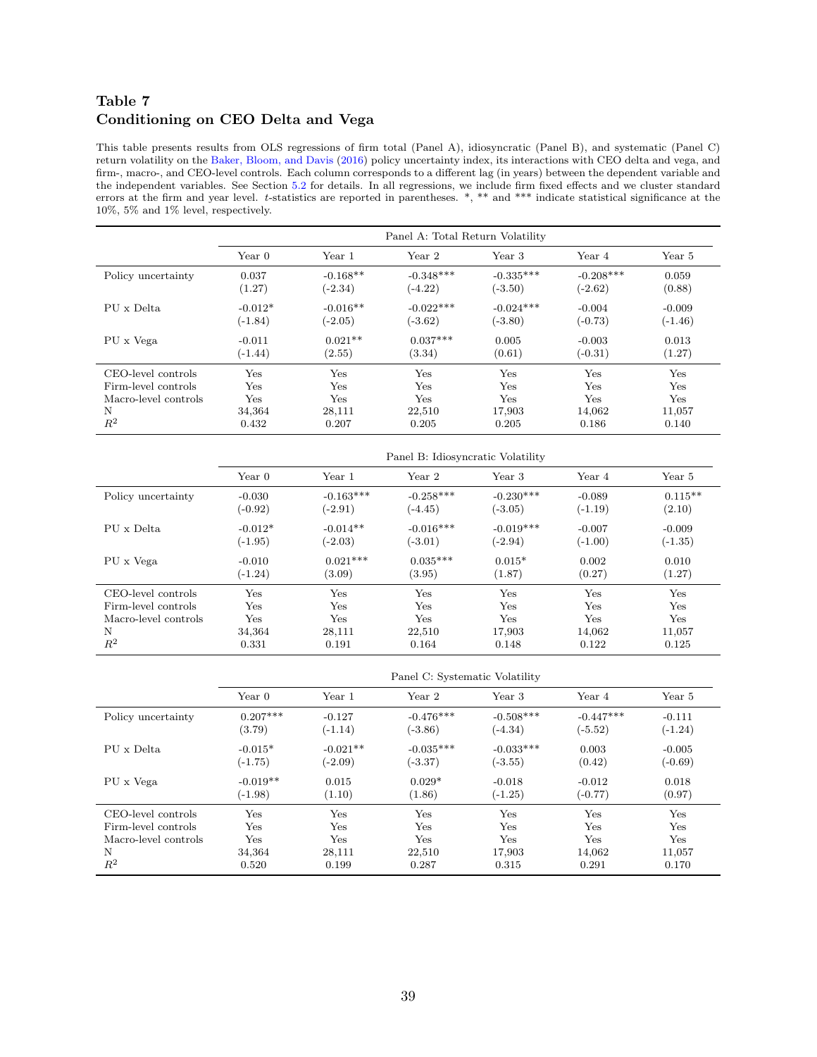**Table 7**
**Conditioning on CEO Delta and Vega**

This table presents results from OLS regressions of firm total (Panel A), idiosyncratic (Panel B), and systematic (Panel C) return volatility on the Baker, Bloom, and Davis (2016) policy uncertainty index, its interactions with CEO delta and vega, and firm-, macro-, and CEO-level controls. Each column corresponds to a different lag (in years) between the dependent variable and the independent variables. See Section 5.2 for details. In all regressions, we include firm fixed effects and we cluster standard errors at the firm and year level. $t$-statistics are reported in parentheses. *, ** and *** indicate statistical significance at the 10%, 5% and 1% level, respectively.

| | Panel A: Total Return Volatility | | | | | |
|---|---|---|---|---|---|---|
| | Year 0 | Year 1 | Year 2 | Year 3 | Year 4 | Year 5 |
| Policy uncertainty | 0.037 | -0.168** | -0.348*** | -0.335*** | -0.208*** | 0.059 |
| | (1.27) | (-2.34) | (-4.22) | (-3.50) | (-2.62) | (0.88) |
| PU x Delta | -0.012* | -0.016** | -0.022*** | -0.024*** | -0.004 | -0.009 |
| | (-1.84) | (-2.05) | (-3.62) | (-3.80) | (-0.73) | (-1.46) |
| PU x Vega | -0.011 | 0.021** | 0.037*** | 0.005 | -0.003 | 0.013 |
| | (-1.44) | (2.55) | (3.34) | (0.61) | (-0.31) | (1.27) |
| CEO-level controls | Yes | Yes | Yes | Yes | Yes | Yes |
| Firm-level controls | Yes | Yes | Yes | Yes | Yes | Yes |
| Macro-level controls | Yes | Yes | Yes | Yes | Yes | Yes |
| N | 34,364 | 28,111 | 22,510 | 17,903 | 14,062 | 11,057 |
| $R^2$ | 0.432 | 0.207 | 0.205 | 0.205 | 0.186 | 0.140 |

| | Panel B: Idiosyncratic Volatility | | | | | |
|---|---|---|---|---|---|---|
| | Year 0 | Year 1 | Year 2 | Year 3 | Year 4 | Year 5 |
| Policy uncertainty | -0.030 | -0.163*** | -0.258*** | -0.230*** | -0.089 | 0.115** |
| | (-0.92) | (-2.91) | (-4.45) | (-3.05) | (-1.19) | (2.10) |
| PU x Delta | -0.012* | -0.014** | -0.016*** | -0.019*** | -0.007 | -0.009 |
| | (-1.95) | (-2.03) | (-3.01) | (-2.94) | (-1.00) | (-1.35) |
| PU x Vega | -0.010 | 0.021*** | 0.035*** | 0.015* | 0.002 | 0.010 |
| | (-1.24) | (3.09) | (3.95) | (1.87) | (0.27) | (1.27) |
| CEO-level controls | Yes | Yes | Yes | Yes | Yes | Yes |
| Firm-level controls | Yes | Yes | Yes | Yes | Yes | Yes |
| Macro-level controls | Yes | Yes | Yes | Yes | Yes | Yes |
| N | 34,364 | 28,111 | 22,510 | 17,903 | 14,062 | 11,057 |
| $R^2$ | 0.331 | 0.191 | 0.164 | 0.148 | 0.122 | 0.125 |

| | Panel C: Systematic Volatility | | | | | |
|---|---|---|---|---|---|---|
| | Year 0 | Year 1 | Year 2 | Year 3 | Year 4 | Year 5 |
| Policy uncertainty | 0.207*** | -0.127 | -0.476*** | -0.508*** | -0.447*** | -0.111 |
| | (3.79) | (-1.14) | (-3.86) | (-4.34) | (-5.52) | (-1.24) |
| PU x Delta | -0.015* | -0.021** | -0.035*** | -0.033*** | 0.003 | -0.005 |
| | (-1.75) | (-2.09) | (-3.37) | (-3.55) | (0.42) | (-0.69) |
| PU x Vega | -0.019** | 0.015 | 0.029* | -0.018 | -0.012 | 0.018 |
| | (-1.98) | (1.10) | (1.86) | (-1.25) | (-0.77) | (0.97) |
| CEO-level controls | Yes | Yes | Yes | Yes | Yes | Yes |
| Firm-level controls | Yes | Yes | Yes | Yes | Yes | Yes |
| Macro-level controls | Yes | Yes | Yes | Yes | Yes | Yes |
| N | 34,364 | 28,111 | 22,510 | 17,903 | 14,062 | 11,057 |
| $R^2$ | 0.520 | 0.199 | 0.287 | 0.315 | 0.291 | 0.170 |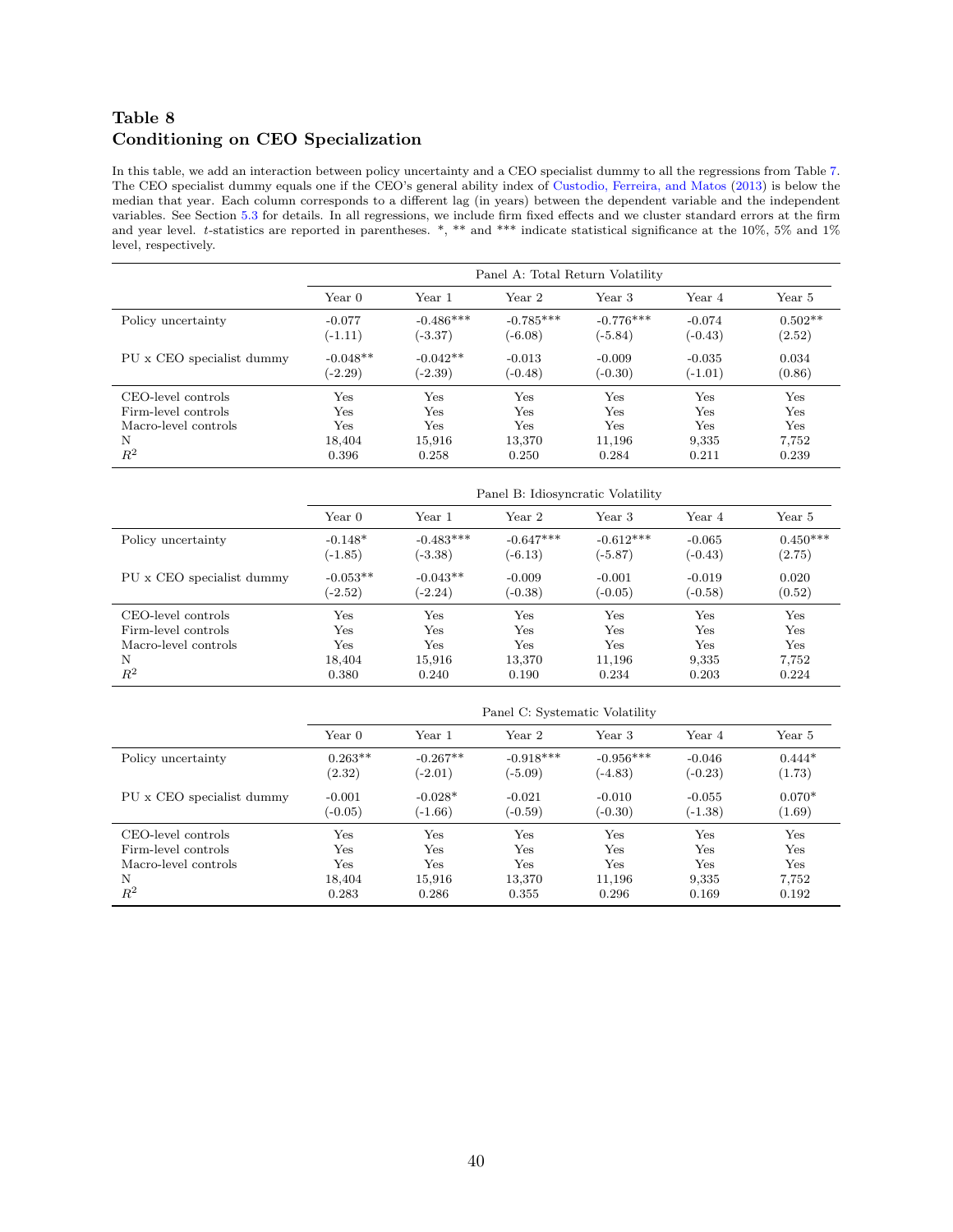## Table 8
## Conditioning on CEO Specialization

In this table, we add an interaction between policy uncertainty and a CEO specialist dummy to all the regressions from Table 7. The CEO specialist dummy equals one if the CEO's general ability index of Custodio, Ferreira, and Matos (2013) is below the median that year. Each column corresponds to a different lag (in years) between the dependent variable and the independent variables. See Section 5.3 for details. In all regressions, we include firm fixed effects and we cluster standard errors at the firm and year level. *t*-statistics are reported in parentheses. *, ** and *** indicate statistical significance at the 10%, 5% and 1% level, respectively.

| | Panel A: Total Return Volatility | | | | | |
|---|---|---|---|---|---|---|
| | Year 0 | Year 1 | Year 2 | Year 3 | Year 4 | Year 5 |
| Policy uncertainty | -0.077 | -0.486*** | -0.785*** | -0.776*** | -0.074 | 0.502** |
| | (-1.11) | (-3.37) | (-6.08) | (-5.84) | (-0.43) | (2.52) |
| PU x CEO specialist dummy | -0.048** | -0.042** | -0.013 | -0.009 | -0.035 | 0.034 |
| | (-2.29) | (-2.39) | (-0.48) | (-0.30) | (-1.01) | (0.86) |
| CEO-level controls | Yes | Yes | Yes | Yes | Yes | Yes |
| Firm-level controls | Yes | Yes | Yes | Yes | Yes | Yes |
| Macro-level controls | Yes | Yes | Yes | Yes | Yes | Yes |
| N | 18,404 | 15,916 | 13,370 | 11,196 | 9,335 | 7,752 |
| $R^2$ | 0.396 | 0.258 | 0.250 | 0.284 | 0.211 | 0.239 |

| | Panel B: Idiosyncratic Volatility | | | | | |
|---|---|---|---|---|---|---|
| | Year 0 | Year 1 | Year 2 | Year 3 | Year 4 | Year 5 |
| Policy uncertainty | -0.148* | -0.483*** | -0.647*** | -0.612*** | -0.065 | 0.450*** |
| | (-1.85) | (-3.38) | (-6.13) | (-5.87) | (-0.43) | (2.75) |
| PU x CEO specialist dummy | -0.053** | -0.043** | -0.009 | -0.001 | -0.019 | 0.020 |
| | (-2.52) | (-2.24) | (-0.38) | (-0.05) | (-0.58) | (0.52) |
| CEO-level controls | Yes | Yes | Yes | Yes | Yes | Yes |
| Firm-level controls | Yes | Yes | Yes | Yes | Yes | Yes |
| Macro-level controls | Yes | Yes | Yes | Yes | Yes | Yes |
| N | 18,404 | 15,916 | 13,370 | 11,196 | 9,335 | 7,752 |
| $R^2$ | 0.380 | 0.240 | 0.190 | 0.234 | 0.203 | 0.224 |

| | Panel C: Systematic Volatility | | | | | |
|---|---|---|---|---|---|---|
| | Year 0 | Year 1 | Year 2 | Year 3 | Year 4 | Year 5 |
| Policy uncertainty | 0.263** | -0.267** | -0.918*** | -0.956*** | -0.046 | 0.444* |
| | (2.32) | (-2.01) | (-5.09) | (-4.83) | (-0.23) | (1.73) |
| PU x CEO specialist dummy | -0.001 | -0.028* | -0.021 | -0.010 | -0.055 | 0.070* |
| | (-0.05) | (-1.66) | (-0.59) | (-0.30) | (-1.38) | (1.69) |
| CEO-level controls | Yes | Yes | Yes | Yes | Yes | Yes |
| Firm-level controls | Yes | Yes | Yes | Yes | Yes | Yes |
| Macro-level controls | Yes | Yes | Yes | Yes | Yes | Yes |
| N | 18,404 | 15,916 | 13,370 | 11,196 | 9,335 | 7,752 |
| $R^2$ | 0.283 | 0.286 | 0.355 | 0.296 | 0.169 | 0.192 |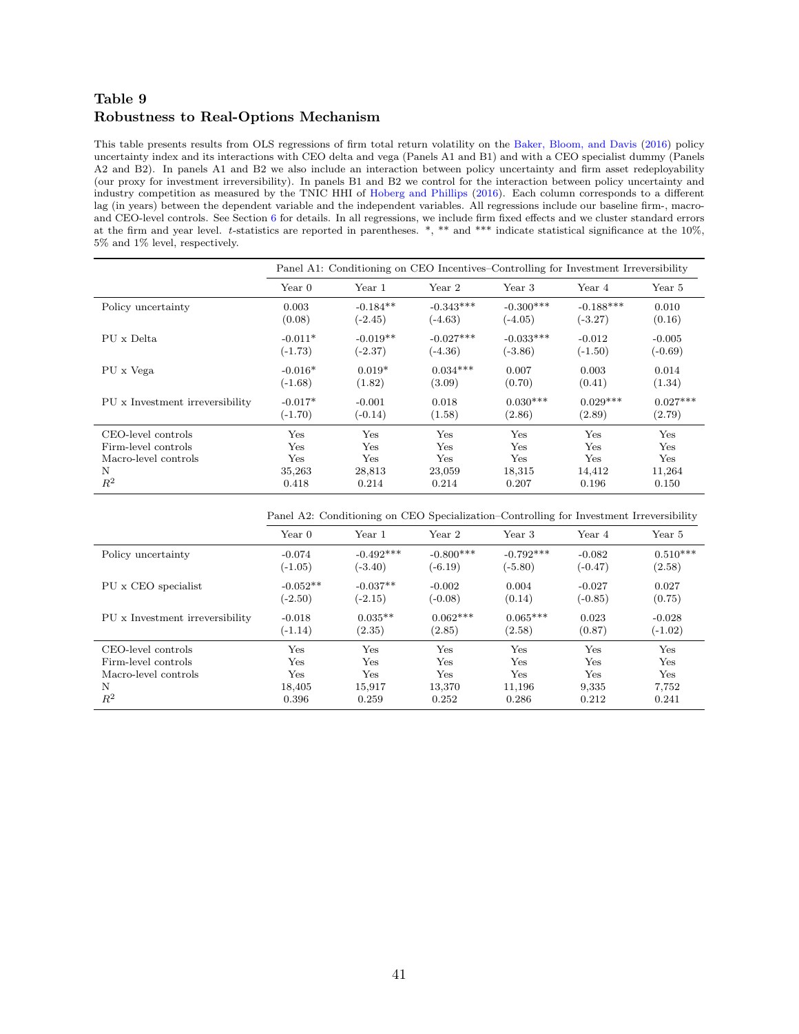# Table 9
## Robustness to Real-Options Mechanism

This table presents results from OLS regressions of firm total return volatility on the Baker, Bloom, and Davis (2016) policy uncertainty index and its interactions with CEO delta and vega (Panels A1 and B1) and with a CEO specialist dummy (Panels A2 and B2). In panels A1 and B2 we also include an interaction between policy uncertainty and firm asset redeployability (our proxy for investment irreversibility). In panels B1 and B2 we control for the interaction between policy uncertainty and industry competition as measured by the TNIC HHI of Hoberg and Phillips (2016). Each column corresponds to a different lag (in years) between the dependent variable and the independent variables. All regressions include our baseline firm-, macro- and CEO-level controls. See Section 6 for details. In all regressions, we include firm fixed effects and we cluster standard errors at the firm and year level. *t*-statistics are reported in parentheses. *, ** and *** indicate statistical significance at the 10%, 5% and 1% level, respectively.

| | Panel A1: Conditioning on CEO Incentives–Controlling for Investment Irreversibility | | | | | |
|---|---|---|---|---|---|---|
| | Year 0 | Year 1 | Year 2 | Year 3 | Year 4 | Year 5 |
| Policy uncertainty | 0.003 | -0.184** | -0.343*** | -0.300*** | -0.188*** | 0.010 |
| | (0.08) | (-2.45) | (-4.63) | (-4.05) | (-3.27) | (0.16) |
| PU x Delta | -0.011* | -0.019** | -0.027*** | -0.033*** | -0.012 | -0.005 |
| | (-1.73) | (-2.37) | (-4.36) | (-3.86) | (-1.50) | (-0.69) |
| PU x Vega | -0.016* | 0.019* | 0.034*** | 0.007 | 0.003 | 0.014 |
| | (-1.68) | (1.82) | (3.09) | (0.70) | (0.41) | (1.34) |
| PU x Investment irreversibility | -0.017* | -0.001 | 0.018 | 0.030*** | 0.029*** | 0.027*** |
| | (-1.70) | (-0.14) | (1.58) | (2.86) | (2.89) | (2.79) |
| CEO-level controls | Yes | Yes | Yes | Yes | Yes | Yes |
| Firm-level controls | Yes | Yes | Yes | Yes | Yes | Yes |
| Macro-level controls | Yes | Yes | Yes | Yes | Yes | Yes |
| N | 35,263 | 28,813 | 23,059 | 18,315 | 14,412 | 11,264 |
| $R^2$ | 0.418 | 0.214 | 0.214 | 0.207 | 0.196 | 0.150 |

| | Panel A2: Conditioning on CEO Specialization–Controlling for Investment Irreversibility | | | | | |
|---|---|---|---|---|---|---|
| | Year 0 | Year 1 | Year 2 | Year 3 | Year 4 | Year 5 |
| Policy uncertainty | -0.074 | -0.492*** | -0.800*** | -0.792*** | -0.082 | 0.510*** |
| | (-1.05) | (-3.40) | (-6.19) | (-5.80) | (-0.47) | (2.58) |
| PU x CEO specialist | -0.052** | -0.037** | -0.002 | 0.004 | -0.027 | 0.027 |
| | (-2.50) | (-2.15) | (-0.08) | (0.14) | (-0.85) | (0.75) |
| PU x Investment irreversibility | -0.018 | 0.035** | 0.062*** | 0.065*** | 0.023 | -0.028 |
| | (-1.14) | (2.35) | (2.85) | (2.58) | (0.87) | (-1.02) |
| CEO-level controls | Yes | Yes | Yes | Yes | Yes | Yes |
| Firm-level controls | Yes | Yes | Yes | Yes | Yes | Yes |
| Macro-level controls | Yes | Yes | Yes | Yes | Yes | Yes |
| N | 18,405 | 15,917 | 13,370 | 11,196 | 9,335 | 7,752 |
| $R^2$ | 0.396 | 0.259 | 0.252 | 0.286 | 0.212 | 0.241 |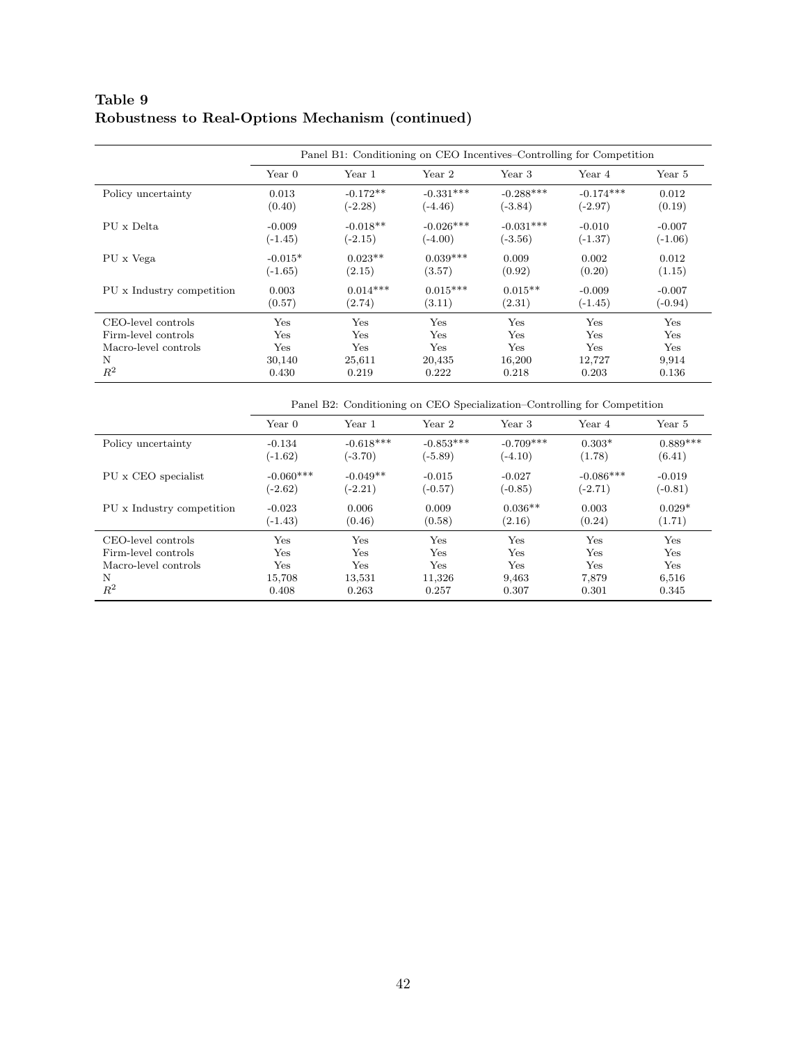**Table 9**
**Robustness to Real-Options Mechanism (continued)**

| | Panel B1: Conditioning on CEO Incentives–Controlling for Competition | | | | | |
|---|---|---|---|---|---|---|
| | Year 0 | Year 1 | Year 2 | Year 3 | Year 4 | Year 5 |
| Policy uncertainty | 0.013 | -0.172** | -0.331*** | -0.288*** | -0.174*** | 0.012 |
| | (0.40) | (-2.28) | (-4.46) | (-3.84) | (-2.97) | (0.19) |
| PU x Delta | -0.009 | -0.018** | -0.026*** | -0.031*** | -0.010 | -0.007 |
| | (-1.45) | (-2.15) | (-4.00) | (-3.56) | (-1.37) | (-1.06) |
| PU x Vega | -0.015* | 0.023** | 0.039*** | 0.009 | 0.002 | 0.012 |
| | (-1.65) | (2.15) | (3.57) | (0.92) | (0.20) | (1.15) |
| PU x Industry competition | 0.003 | 0.014*** | 0.015*** | 0.015** | -0.009 | -0.007 |
| | (0.57) | (2.74) | (3.11) | (2.31) | (-1.45) | (-0.94) |
| CEO-level controls | Yes | Yes | Yes | Yes | Yes | Yes |
| Firm-level controls | Yes | Yes | Yes | Yes | Yes | Yes |
| Macro-level controls | Yes | Yes | Yes | Yes | Yes | Yes |
| N | 30,140 | 25,611 | 20,435 | 16,200 | 12,727 | 9,914 |
| $R^2$ | 0.430 | 0.219 | 0.222 | 0.218 | 0.203 | 0.136 |

| | Panel B2: Conditioning on CEO Specialization–Controlling for Competition | | | | | |
|---|---|---|---|---|---|---|
| | Year 0 | Year 1 | Year 2 | Year 3 | Year 4 | Year 5 |
| Policy uncertainty | -0.134 | -0.618*** | -0.853*** | -0.709*** | 0.303* | 0.889*** |
| | (-1.62) | (-3.70) | (-5.89) | (-4.10) | (1.78) | (6.41) |
| PU x CEO specialist | -0.060*** | -0.049** | -0.015 | -0.027 | -0.086*** | -0.019 |
| | (-2.62) | (-2.21) | (-0.57) | (-0.85) | (-2.71) | (-0.81) |
| PU x Industry competition | -0.023 | 0.006 | 0.009 | 0.036** | 0.003 | 0.029* |
| | (-1.43) | (0.46) | (0.58) | (2.16) | (0.24) | (1.71) |
| CEO-level controls | Yes | Yes | Yes | Yes | Yes | Yes |
| Firm-level controls | Yes | Yes | Yes | Yes | Yes | Yes |
| Macro-level controls | Yes | Yes | Yes | Yes | Yes | Yes |
| N | 15,708 | 13,531 | 11,326 | 9,463 | 7,879 | 6,516 |
| $R^2$ | 0.408 | 0.263 | 0.257 | 0.307 | 0.301 | 0.345 |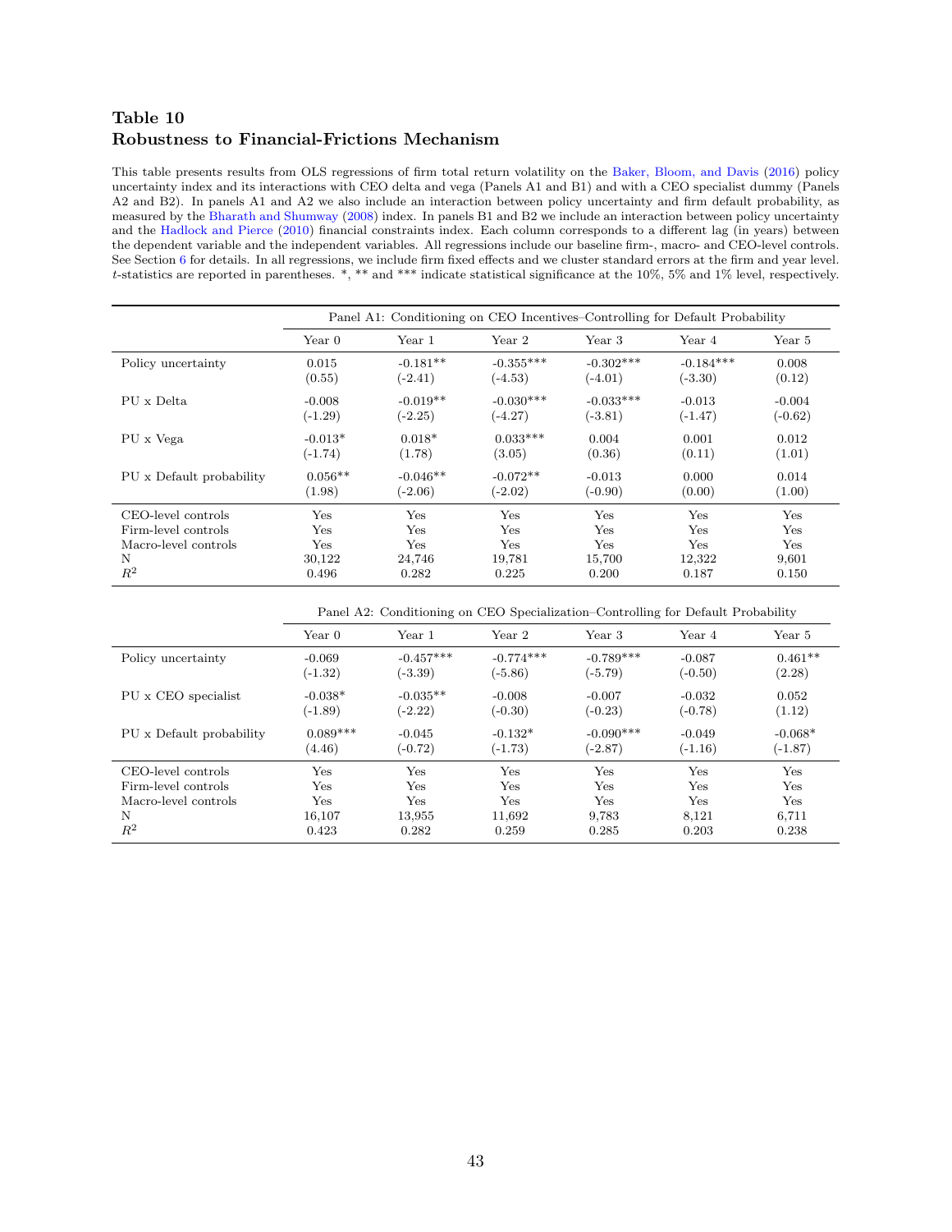## Table 10
## Robustness to Financial-Frictions Mechanism

This table presents results from OLS regressions of firm total return volatility on the Baker, Bloom, and Davis (2016) policy uncertainty index and its interactions with CEO delta and vega (Panels A1 and B1) and with a CEO specialist dummy (Panels A2 and B2). In panels A1 and A2 we also include an interaction between policy uncertainty and firm default probability, as measured by the Bharath and Shumway (2008) index. In panels B1 and B2 we include an interaction between policy uncertainty and the Hadlock and Pierce (2010) financial constraints index. Each column corresponds to a different lag (in years) between the dependent variable and the independent variables. All regressions include our baseline firm-, macro- and CEO-level controls. See Section 6 for details. In all regressions, we include firm fixed effects and we cluster standard errors at the firm and year level. *t*-statistics are reported in parentheses. *, ** and *** indicate statistical significance at the 10%, 5% and 1% level, respectively.

| | Panel A1: Conditioning on CEO Incentives–Controlling for Default Probability | | | | | |
|---|---|---|---|---|---|---|
| | Year 0 | Year 1 | Year 2 | Year 3 | Year 4 | Year 5 |
| Policy uncertainty | 0.015 | -0.181** | -0.355*** | -0.302*** | -0.184*** | 0.008 |
| | (0.55) | (-2.41) | (-4.53) | (-4.01) | (-3.30) | (0.12) |
| PU x Delta | -0.008 | -0.019** | -0.030*** | -0.033*** | -0.013 | -0.004 |
| | (-1.29) | (-2.25) | (-4.27) | (-3.81) | (-1.47) | (-0.62) |
| PU x Vega | -0.013* | 0.018* | 0.033*** | 0.004 | 0.001 | 0.012 |
| | (-1.74) | (1.78) | (3.05) | (0.36) | (0.11) | (1.01) |
| PU x Default probability | 0.056** | -0.046** | -0.072** | -0.013 | 0.000 | 0.014 |
| | (1.98) | (-2.06) | (-2.02) | (-0.90) | (0.00) | (1.00) |
| CEO-level controls | Yes | Yes | Yes | Yes | Yes | Yes |
| Firm-level controls | Yes | Yes | Yes | Yes | Yes | Yes |
| Macro-level controls | Yes | Yes | Yes | Yes | Yes | Yes |
| N | 30,122 | 24,746 | 19,781 | 15,700 | 12,322 | 9,601 |
| $R^2$ | 0.496 | 0.282 | 0.225 | 0.200 | 0.187 | 0.150 |

| | Panel A2: Conditioning on CEO Specialization–Controlling for Default Probability | | | | | |
|---|---|---|---|---|---|---|
| | Year 0 | Year 1 | Year 2 | Year 3 | Year 4 | Year 5 |
| Policy uncertainty | -0.069 | -0.457*** | -0.774*** | -0.789*** | -0.087 | 0.461** |
| | (-1.32) | (-3.39) | (-5.86) | (-5.79) | (-0.50) | (2.28) |
| PU x CEO specialist | -0.038* | -0.035** | -0.008 | -0.007 | -0.032 | 0.052 |
| | (-1.89) | (-2.22) | (-0.30) | (-0.23) | (-0.78) | (1.12) |
| PU x Default probability | 0.089*** | -0.045 | -0.132* | -0.090*** | -0.049 | -0.068* |
| | (4.46) | (-0.72) | (-1.73) | (-2.87) | (-1.16) | (-1.87) |
| CEO-level controls | Yes | Yes | Yes | Yes | Yes | Yes |
| Firm-level controls | Yes | Yes | Yes | Yes | Yes | Yes |
| Macro-level controls | Yes | Yes | Yes | Yes | Yes | Yes |
| N | 16,107 | 13,955 | 11,692 | 9,783 | 8,121 | 6,711 |
| $R^2$ | 0.423 | 0.282 | 0.259 | 0.285 | 0.203 | 0.238 |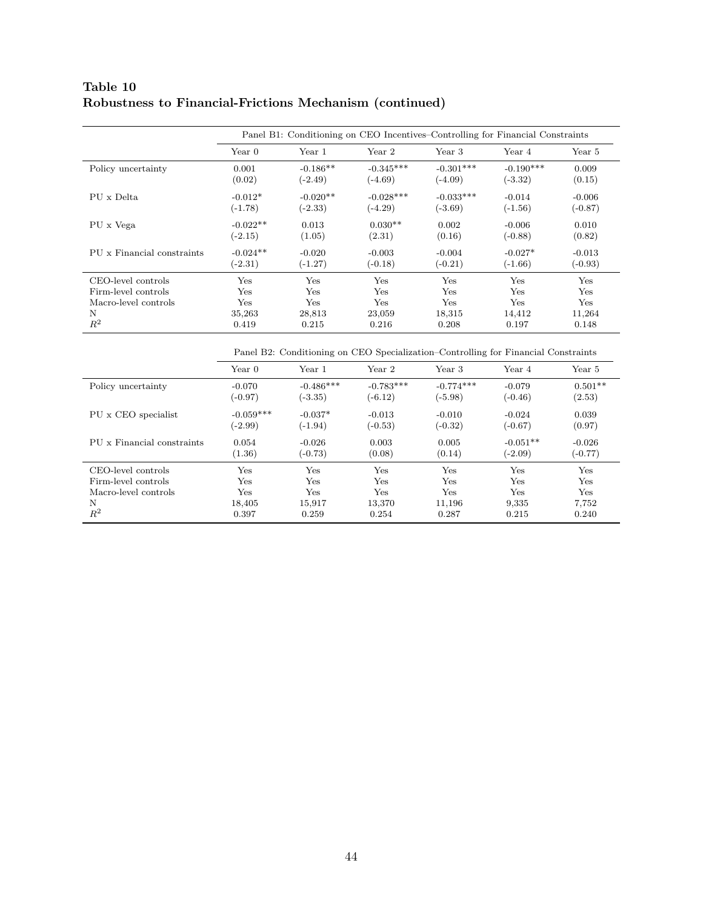**Table 10**
**Robustness to Financial-Frictions Mechanism (continued)**

| | Panel B1: Conditioning on CEO Incentives–Controlling for Financial Constraints | | | | | |
|---|---|---|---|---|---|---|
| | Year 0 | Year 1 | Year 2 | Year 3 | Year 4 | Year 5 |
| Policy uncertainty | 0.001 | −0.186** | −0.345*** | −0.301*** | −0.190*** | 0.009 |
| | (0.02) | (-2.49) | (-4.69) | (-4.09) | (-3.32) | (0.15) |
| PU x Delta | −0.012* | −0.020** | −0.028*** | −0.033*** | −0.014 | −0.006 |
| | (-1.78) | (-2.33) | (-4.29) | (-3.69) | (-1.56) | (-0.87) |
| PU x Vega | −0.022** | 0.013 | 0.030** | 0.002 | −0.006 | 0.010 |
| | (-2.15) | (1.05) | (2.31) | (0.16) | (-0.88) | (0.82) |
| PU x Financial constraints | −0.024** | −0.020 | −0.003 | −0.004 | −0.027* | −0.013 |
| | (-2.31) | (-1.27) | (-0.18) | (-0.21) | (-1.66) | (-0.93) |
| CEO-level controls | Yes | Yes | Yes | Yes | Yes | Yes |
| Firm-level controls | Yes | Yes | Yes | Yes | Yes | Yes |
| Macro-level controls | Yes | Yes | Yes | Yes | Yes | Yes |
| N | 35,263 | 28,813 | 23,059 | 18,315 | 14,412 | 11,264 |
| $R^2$ | 0.419 | 0.215 | 0.216 | 0.208 | 0.197 | 0.148 |

| | Panel B2: Conditioning on CEO Specialization–Controlling for Financial Constraints | | | | | |
|---|---|---|---|---|---|---|
| | Year 0 | Year 1 | Year 2 | Year 3 | Year 4 | Year 5 |
| Policy uncertainty | −0.070 | −0.486*** | −0.783*** | −0.774*** | −0.079 | 0.501** |
| | (-0.97) | (-3.35) | (-6.12) | (-5.98) | (-0.46) | (2.53) |
| PU x CEO specialist | −0.059*** | −0.037* | −0.013 | −0.010 | −0.024 | 0.039 |
| | (-2.99) | (-1.94) | (-0.53) | (-0.32) | (-0.67) | (0.97) |
| PU x Financial constraints | 0.054 | −0.026 | 0.003 | 0.005 | −0.051** | −0.026 |
| | (1.36) | (-0.73) | (0.08) | (0.14) | (-2.09) | (-0.77) |
| CEO-level controls | Yes | Yes | Yes | Yes | Yes | Yes |
| Firm-level controls | Yes | Yes | Yes | Yes | Yes | Yes |
| Macro-level controls | Yes | Yes | Yes | Yes | Yes | Yes |
| N | 18,405 | 15,917 | 13,370 | 11,196 | 9,335 | 7,752 |
| $R^2$ | 0.397 | 0.259 | 0.254 | 0.287 | 0.215 | 0.240 |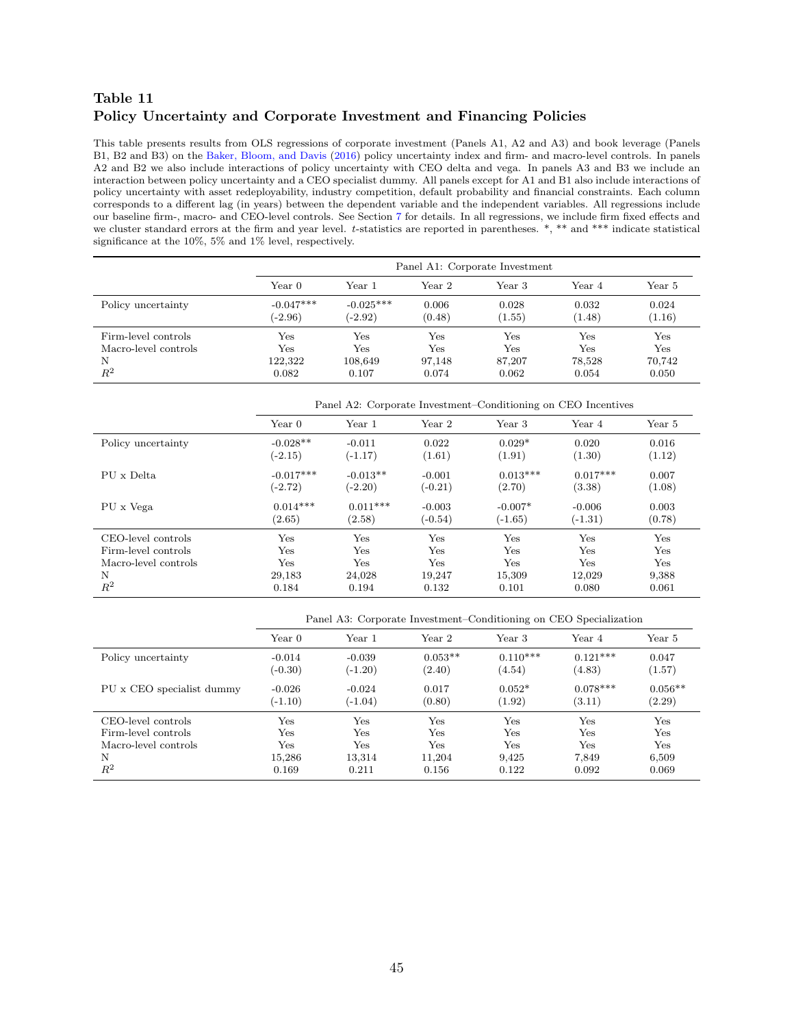## Table 11
## Policy Uncertainty and Corporate Investment and Financing Policies

This table presents results from OLS regressions of corporate investment (Panels A1, A2 and A3) and book leverage (Panels B1, B2 and B3) on the Baker, Bloom, and Davis (2016) policy uncertainty index and firm- and macro-level controls. In panels A2 and B2 we also include interactions of policy uncertainty with CEO delta and vega. In panels A3 and B3 we include an interaction between policy uncertainty and a CEO specialist dummy. All panels except for A1 and B1 also include interactions of policy uncertainty with asset redeployability, industry competition, default probability and financial constraints. Each column corresponds to a different lag (in years) between the dependent variable and the independent variables. All regressions include our baseline firm-, macro- and CEO-level controls. See Section 7 for details. In all regressions, we include firm fixed effects and we cluster standard errors at the firm and year level. *t*-statistics are reported in parentheses. *, ** and *** indicate statistical significance at the 10%, 5% and 1% level, respectively.

| | Panel A1: Corporate Investment | | | | | |
|---|---|---|---|---|---|---|
| | Year 0 | Year 1 | Year 2 | Year 3 | Year 4 | Year 5 |
| Policy uncertainty | -0.047*** | -0.025*** | 0.006 | 0.028 | 0.032 | 0.024 |
| | (-2.96) | (-2.92) | (0.48) | (1.55) | (1.48) | (1.16) |
| Firm-level controls | Yes | Yes | Yes | Yes | Yes | Yes |
| Macro-level controls | Yes | Yes | Yes | Yes | Yes | Yes |
| N | 122,322 | 108,649 | 97,148 | 87,207 | 78,528 | 70,742 |
| $R^2$ | 0.082 | 0.107 | 0.074 | 0.062 | 0.054 | 0.050 |

| | Panel A2: Corporate Investment–Conditioning on CEO Incentives | | | | | |
|---|---|---|---|---|---|---|
| | Year 0 | Year 1 | Year 2 | Year 3 | Year 4 | Year 5 |
| Policy uncertainty | -0.028** | -0.011 | 0.022 | 0.029* | 0.020 | 0.016 |
| | (-2.15) | (-1.17) | (1.61) | (1.91) | (1.30) | (1.12) |
| PU x Delta | -0.017*** | -0.013** | -0.001 | 0.013*** | 0.017*** | 0.007 |
| | (-2.72) | (-2.20) | (-0.21) | (2.70) | (3.38) | (1.08) |
| PU x Vega | 0.014*** | 0.011*** | -0.003 | -0.007* | -0.006 | 0.003 |
| | (2.65) | (2.58) | (-0.54) | (-1.65) | (-1.31) | (0.78) |
| CEO-level controls | Yes | Yes | Yes | Yes | Yes | Yes |
| Firm-level controls | Yes | Yes | Yes | Yes | Yes | Yes |
| Macro-level controls | Yes | Yes | Yes | Yes | Yes | Yes |
| N | 29,183 | 24,028 | 19,247 | 15,309 | 12,029 | 9,388 |
| $R^2$ | 0.184 | 0.194 | 0.132 | 0.101 | 0.080 | 0.061 |

| | Panel A3: Corporate Investment–Conditioning on CEO Specialization | | | | | |
|---|---|---|---|---|---|---|
| | Year 0 | Year 1 | Year 2 | Year 3 | Year 4 | Year 5 |
| Policy uncertainty | -0.014 | -0.039 | 0.053** | 0.110*** | 0.121*** | 0.047 |
| | (-0.30) | (-1.20) | (2.40) | (4.54) | (4.83) | (1.57) |
| PU x CEO specialist dummy | -0.026 | -0.024 | 0.017 | 0.052* | 0.078*** | 0.056** |
| | (-1.10) | (-1.04) | (0.80) | (1.92) | (3.11) | (2.29) |
| CEO-level controls | Yes | Yes | Yes | Yes | Yes | Yes |
| Firm-level controls | Yes | Yes | Yes | Yes | Yes | Yes |
| Macro-level controls | Yes | Yes | Yes | Yes | Yes | Yes |
| N | 15,286 | 13,314 | 11,204 | 9,425 | 7,849 | 6,509 |
| $R^2$ | 0.169 | 0.211 | 0.156 | 0.122 | 0.092 | 0.069 |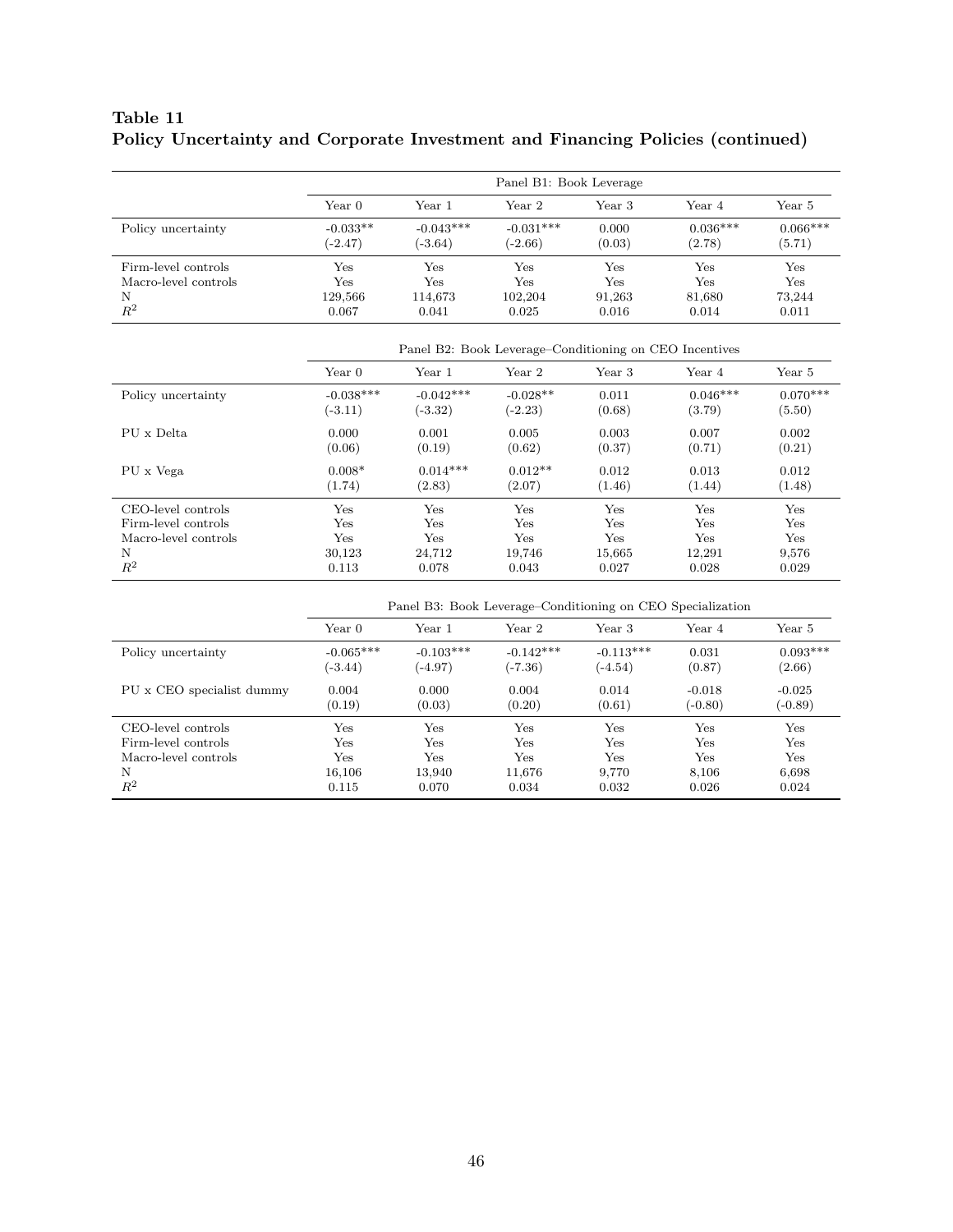**Table 11**
**Policy Uncertainty and Corporate Investment and Financing Policies (continued)**

| | Panel B1: Book Leverage | | | | | |
|---|---|---|---|---|---|---|
| | Year 0 | Year 1 | Year 2 | Year 3 | Year 4 | Year 5 |
| Policy uncertainty | -0.033** | -0.043*** | -0.031*** | 0.000 | 0.036*** | 0.066*** |
| | (-2.47) | (-3.64) | (-2.66) | (0.03) | (2.78) | (5.71) |
| Firm-level controls | Yes | Yes | Yes | Yes | Yes | Yes |
| Macro-level controls | Yes | Yes | Yes | Yes | Yes | Yes |
| N | 129,566 | 114,673 | 102,204 | 91,263 | 81,680 | 73,244 |
| $R^2$ | 0.067 | 0.041 | 0.025 | 0.016 | 0.014 | 0.011 |

| | Panel B2: Book Leverage–Conditioning on CEO Incentives | | | | | |
|---|---|---|---|---|---|---|
| | Year 0 | Year 1 | Year 2 | Year 3 | Year 4 | Year 5 |
| Policy uncertainty | -0.038*** | -0.042*** | -0.028** | 0.011 | 0.046*** | 0.070*** |
| | (-3.11) | (-3.32) | (-2.23) | (0.68) | (3.79) | (5.50) |
| PU x Delta | 0.000 | 0.001 | 0.005 | 0.003 | 0.007 | 0.002 |
| | (0.06) | (0.19) | (0.62) | (0.37) | (0.71) | (0.21) |
| PU x Vega | 0.008* | 0.014*** | 0.012** | 0.012 | 0.013 | 0.012 |
| | (1.74) | (2.83) | (2.07) | (1.46) | (1.44) | (1.48) |
| CEO-level controls | Yes | Yes | Yes | Yes | Yes | Yes |
| Firm-level controls | Yes | Yes | Yes | Yes | Yes | Yes |
| Macro-level controls | Yes | Yes | Yes | Yes | Yes | Yes |
| N | 30,123 | 24,712 | 19,746 | 15,665 | 12,291 | 9,576 |
| $R^2$ | 0.113 | 0.078 | 0.043 | 0.027 | 0.028 | 0.029 |

| | Panel B3: Book Leverage–Conditioning on CEO Specialization | | | | | |
|---|---|---|---|---|---|---|
| | Year 0 | Year 1 | Year 2 | Year 3 | Year 4 | Year 5 |
| Policy uncertainty | -0.065*** | -0.103*** | -0.142*** | -0.113*** | 0.031 | 0.093*** |
| | (-3.44) | (-4.97) | (-7.36) | (-4.54) | (0.87) | (2.66) |
| PU x CEO specialist dummy | 0.004 | 0.000 | 0.004 | 0.014 | -0.018 | -0.025 |
| | (0.19) | (0.03) | (0.20) | (0.61) | (-0.80) | (-0.89) |
| CEO-level controls | Yes | Yes | Yes | Yes | Yes | Yes |
| Firm-level controls | Yes | Yes | Yes | Yes | Yes | Yes |
| Macro-level controls | Yes | Yes | Yes | Yes | Yes | Yes |
| N | 16,106 | 13,940 | 11,676 | 9,770 | 8,106 | 6,698 |
| $R^2$ | 0.115 | 0.070 | 0.034 | 0.032 | 0.026 | 0.024 |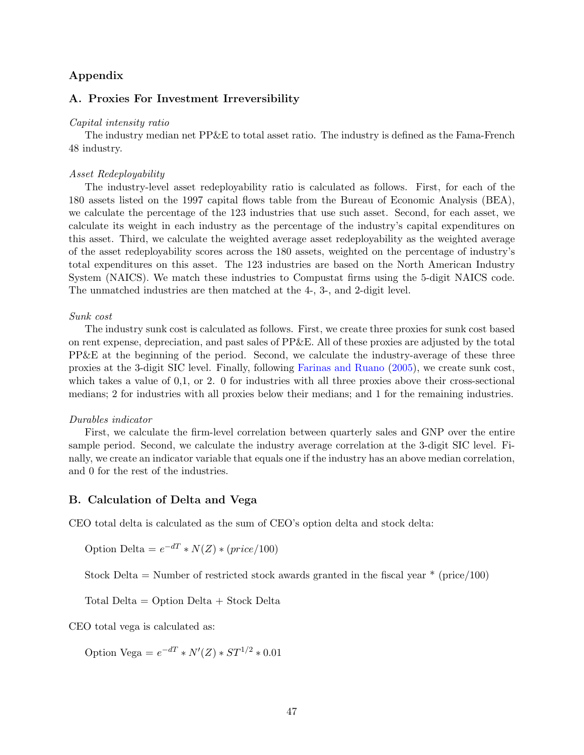## Appendix

### A. Proxies For Investment Irreversibility

*Capital intensity ratio*

The industry median net PP&E to total asset ratio. The industry is defined as the Fama-French 48 industry.

*Asset Redeployability*

The industry-level asset redeployability ratio is calculated as follows. First, for each of the 180 assets listed on the 1997 capital flows table from the Bureau of Economic Analysis (BEA), we calculate the percentage of the 123 industries that use such asset. Second, for each asset, we calculate its weight in each industry as the percentage of the industry's capital expenditures on this asset. Third, we calculate the weighted average asset redeployability as the weighted average of the asset redeployability scores across the 180 assets, weighted on the percentage of industry's total expenditures on this asset. The 123 industries are based on the North American Industry System (NAICS). We match these industries to Compustat firms using the 5-digit NAICS code. The unmatched industries are then matched at the 4-, 3-, and 2-digit level.

*Sunk cost*

The industry sunk cost is calculated as follows. First, we create three proxies for sunk cost based on rent expense, depreciation, and past sales of PP&E. All of these proxies are adjusted by the total PP&E at the beginning of the period. Second, we calculate the industry-average of these three proxies at the 3-digit SIC level. Finally, following Farinas and Ruano (2005), we create sunk cost, which takes a value of 0,1, or 2. 0 for industries with all three proxies above their cross-sectional medians; 2 for industries with all proxies below their medians; and 1 for the remaining industries.

*Durables indicator*

First, we calculate the firm-level correlation between quarterly sales and GNP over the entire sample period. Second, we calculate the industry average correlation at the 3-digit SIC level. Finally, we create an indicator variable that equals one if the industry has an above median correlation, and 0 for the rest of the industries.

### B. Calculation of Delta and Vega

CEO total delta is calculated as the sum of CEO's option delta and stock delta:

Option Delta $= e^{-dT} * N(Z) * (price/100)$

Stock Delta = Number of restricted stock awards granted in the fiscal year * (price/100)

Total Delta = Option Delta + Stock Delta

CEO total vega is calculated as:

Option Vega $= e^{-dT} * N'(Z) * ST^{1/2} * 0.01$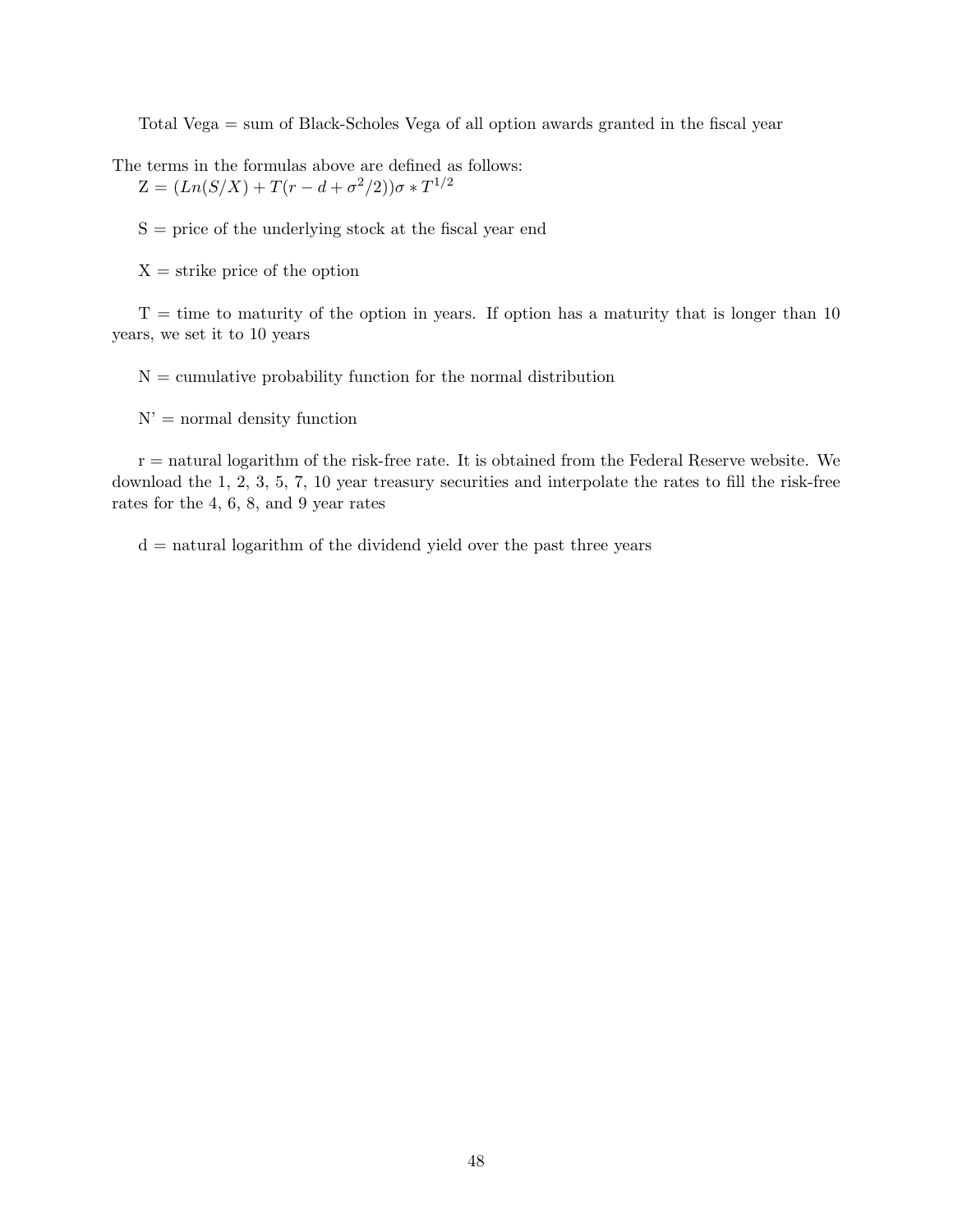Total Vega = sum of Black-Scholes Vega of all option awards granted in the fiscal year

The terms in the formulas above are defined as follows:

Z = $(Ln(S/X) + T(r - d + \sigma^2/2))\sigma * T^{1/2}$

S = price of the underlying stock at the fiscal year end

X = strike price of the option

T = time to maturity of the option in years. If option has a maturity that is longer than 10 years, we set it to 10 years

N = cumulative probability function for the normal distribution

N' = normal density function

r = natural logarithm of the risk-free rate. It is obtained from the Federal Reserve website. We download the 1, 2, 3, 5, 7, 10 year treasury securities and interpolate the rates to fill the risk-free rates for the 4, 6, 8, and 9 year rates

d = natural logarithm of the dividend yield over the past three years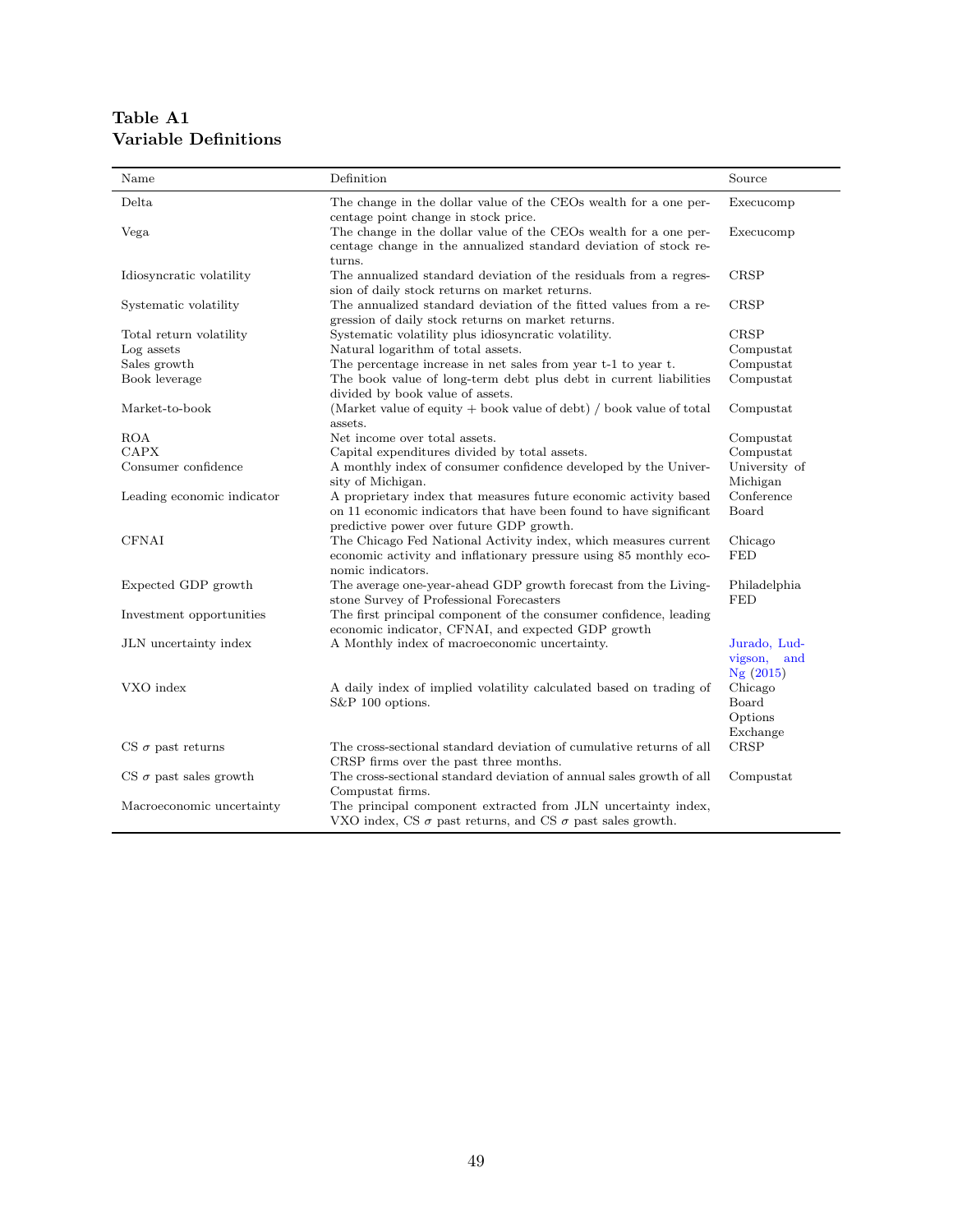**Table A1**
**Variable Definitions**

| Name | Definition | Source |
|---|---|---|
| Delta | The change in the dollar value of the CEOs wealth for a one percentage point change in stock price. | Execucomp |
| Vega | The change in the dollar value of the CEOs wealth for a one percentage change in the annualized standard deviation of stock returns. | Execucomp |
| Idiosyncratic volatility | The annualized standard deviation of the residuals from a regression of daily stock returns on market returns. | CRSP |
| Systematic volatility | The annualized standard deviation of the fitted values from a regression of daily stock returns on market returns. | CRSP |
| Total return volatility | Systematic volatility plus idiosyncratic volatility. | CRSP |
| Log assets | Natural logarithm of total assets. | Compustat |
| Sales growth | The percentage increase in net sales from year t-1 to year t. | Compustat |
| Book leverage | The book value of long-term debt plus debt in current liabilities divided by book value of assets. | Compustat |
| Market-to-book | (Market value of equity + book value of debt) / book value of total assets. | Compustat |
| ROA | Net income over total assets. | Compustat |
| CAPX | Capital expenditures divided by total assets. | Compustat |
| Consumer confidence | A monthly index of consumer confidence developed by the University of Michigan. | University of Michigan |
| Leading economic indicator | A proprietary index that measures future economic activity based on 11 economic indicators that have been found to have significant predictive power over future GDP growth. | Conference Board |
| CFNAI | The Chicago Fed National Activity index, which measures current economic activity and inflationary pressure using 85 monthly economic indicators. | Chicago FED |
| Expected GDP growth | The average one-year-ahead GDP growth forecast from the Livingstone Survey of Professional Forecasters | Philadelphia FED |
| Investment opportunities | The first principal component of the consumer confidence, leading economic indicator, CFNAI, and expected GDP growth | |
| JLN uncertainty index | A Monthly index of macroeconomic uncertainty. | Jurado, Ludvigson, and Ng (2015) |
| VXO index | A daily index of implied volatility calculated based on trading of S&P 100 options. | Chicago Board Options Exchange |
| CS $\sigma$ past returns | The cross-sectional standard deviation of cumulative returns of all CRSP firms over the past three months. | CRSP |
| CS $\sigma$ past sales growth | The cross-sectional standard deviation of annual sales growth of all Compustat firms. | Compustat |
| Macroeconomic uncertainty | The principal component extracted from JLN uncertainty index, VXO index, CS $\sigma$ past returns, and CS $\sigma$ past sales growth. | |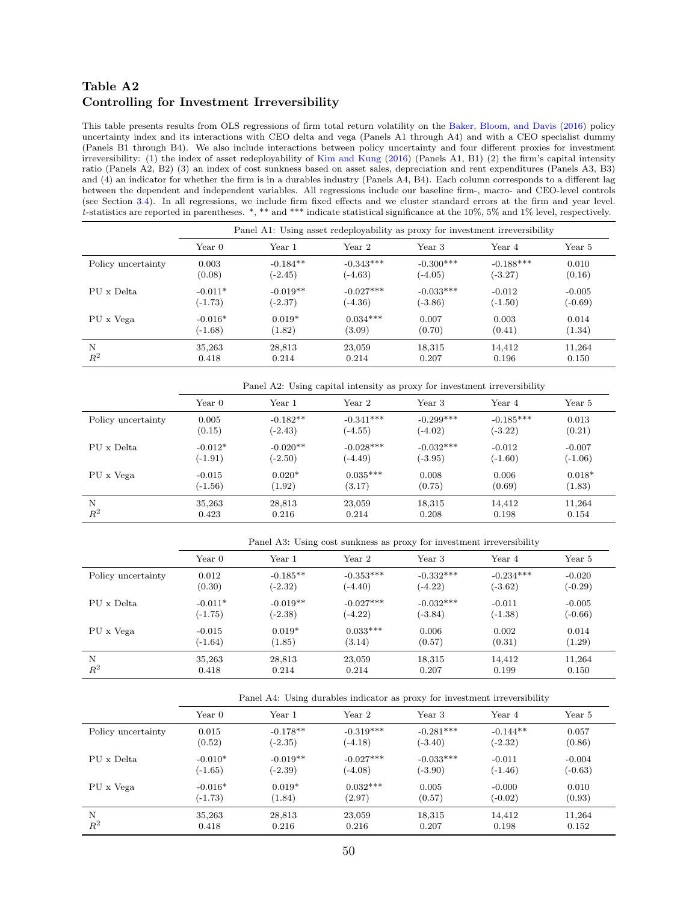## Table A2
## Controlling for Investment Irreversibility

This table presents results from OLS regressions of firm total return volatility on the Baker, Bloom, and Davis (2016) policy uncertainty index and its interactions with CEO delta and vega (Panels A1 through A4) and with a CEO specialist dummy (Panels B1 through B4). We also include interactions between policy uncertainty and four different proxies for investment irreversibility: (1) the index of asset redeployability of Kim and Kung (2016) (Panels A1, B1) (2) the firm's capital intensity ratio (Panels A2, B2) (3) an index of cost sunkness based on asset sales, depreciation and rent expenditures (Panels A3, B3) and (4) an indicator for whether the firm is in a durables industry (Panels A4, B4). Each column corresponds to a different lag between the dependent and independent variables. All regressions include our baseline firm-, macro- and CEO-level controls (see Section 3.4). In all regressions, we include firm fixed effects and we cluster standard errors at the firm and year level. *t*-statistics are reported in parentheses. *, ** and *** indicate statistical significance at the 10%, 5% and 1% level, respectively.

| | Panel A1: Using asset redeployability as proxy for investment irreversibility | | | | | |
|---|---|---|---|---|---|---|
| | Year 0 | Year 1 | Year 2 | Year 3 | Year 4 | Year 5 |
| Policy uncertainty | 0.003 | -0.184** | -0.343*** | -0.300*** | -0.188*** | 0.010 |
| | (0.08) | (-2.45) | (-4.63) | (-4.05) | (-3.27) | (0.16) |
| PU x Delta | -0.011* | -0.019** | -0.027*** | -0.033*** | -0.012 | -0.005 |
| | (-1.73) | (-2.37) | (-4.36) | (-3.86) | (-1.50) | (-0.69) |
| PU x Vega | -0.016* | 0.019* | 0.034*** | 0.007 | 0.003 | 0.014 |
| | (-1.68) | (1.82) | (3.09) | (0.70) | (0.41) | (1.34) |
| N | 35,263 | 28,813 | 23,059 | 18,315 | 14,412 | 11,264 |
| $R^2$ | 0.418 | 0.214 | 0.214 | 0.207 | 0.196 | 0.150 |

| | Panel A2: Using capital intensity as proxy for investment irreversibility | | | | | |
|---|---|---|---|---|---|---|
| | Year 0 | Year 1 | Year 2 | Year 3 | Year 4 | Year 5 |
| Policy uncertainty | 0.005 | -0.182** | -0.341*** | -0.299*** | -0.185*** | 0.013 |
| | (0.15) | (-2.43) | (-4.55) | (-4.02) | (-3.22) | (0.21) |
| PU x Delta | -0.012* | -0.020** | -0.028*** | -0.032*** | -0.012 | -0.007 |
| | (-1.91) | (-2.50) | (-4.49) | (-3.95) | (-1.60) | (-1.06) |
| PU x Vega | -0.015 | 0.020* | 0.035*** | 0.008 | 0.006 | 0.018* |
| | (-1.56) | (1.92) | (3.17) | (0.75) | (0.69) | (1.83) |
| N | 35,263 | 28,813 | 23,059 | 18,315 | 14,412 | 11,264 |
| $R^2$ | 0.423 | 0.216 | 0.214 | 0.208 | 0.198 | 0.154 |

| | Panel A3: Using cost sunkness as proxy for investment irreversibility | | | | | |
|---|---|---|---|---|---|---|
| | Year 0 | Year 1 | Year 2 | Year 3 | Year 4 | Year 5 |
| Policy uncertainty | 0.012 | -0.185** | -0.353*** | -0.332*** | -0.234*** | -0.020 |
| | (0.30) | (-2.32) | (-4.40) | (-4.22) | (-3.62) | (-0.29) |
| PU x Delta | -0.011* | -0.019** | -0.027*** | -0.032*** | -0.011 | -0.005 |
| | (-1.75) | (-2.38) | (-4.22) | (-3.84) | (-1.38) | (-0.66) |
| PU x Vega | -0.015 | 0.019* | 0.033*** | 0.006 | 0.002 | 0.014 |
| | (-1.64) | (1.85) | (3.14) | (0.57) | (0.31) | (1.29) |
| N | 35,263 | 28,813 | 23,059 | 18,315 | 14,412 | 11,264 |
| $R^2$ | 0.418 | 0.214 | 0.214 | 0.207 | 0.199 | 0.150 |

| | Panel A4: Using durables indicator as proxy for investment irreversibility | | | | | |
|---|---|---|---|---|---|---|
| | Year 0 | Year 1 | Year 2 | Year 3 | Year 4 | Year 5 |
| Policy uncertainty | 0.015 | -0.178** | -0.319*** | -0.281*** | -0.144** | 0.057 |
| | (0.52) | (-2.35) | (-4.18) | (-3.40) | (-2.32) | (0.86) |
| PU x Delta | -0.010* | -0.019** | -0.027*** | -0.033*** | -0.011 | -0.004 |
| | (-1.65) | (-2.39) | (-4.08) | (-3.90) | (-1.46) | (-0.63) |
| PU x Vega | -0.016* | 0.019* | 0.032*** | 0.005 | -0.000 | 0.010 |
| | (-1.73) | (1.84) | (2.97) | (0.57) | (-0.02) | (0.93) |
| N | 35,263 | 28,813 | 23,059 | 18,315 | 14,412 | 11,264 |
| $R^2$ | 0.418 | 0.216 | 0.216 | 0.207 | 0.198 | 0.152 |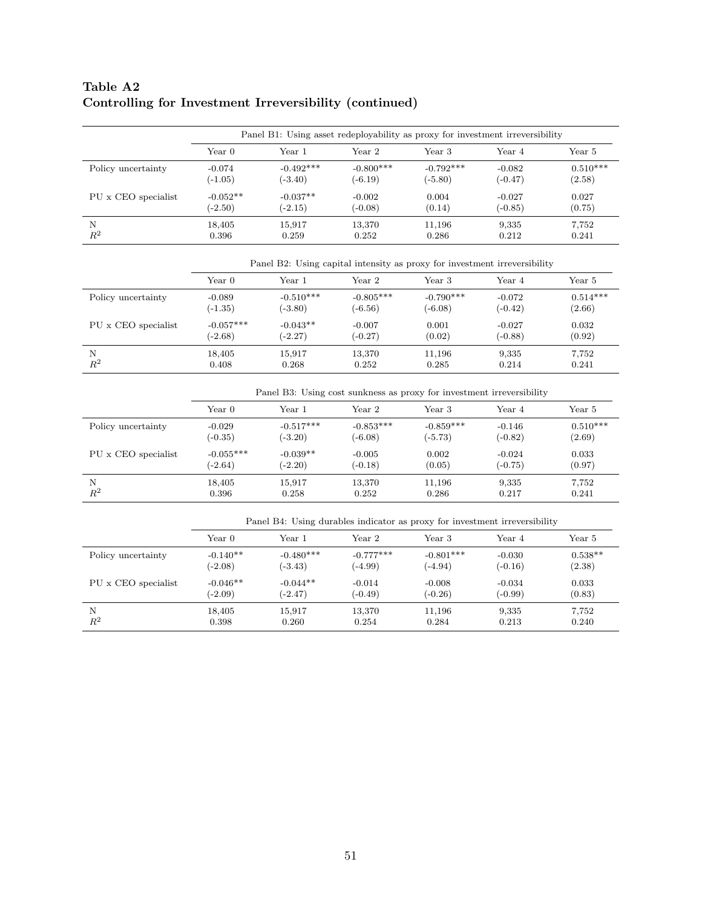**Table A2**
**Controlling for Investment Irreversibility (continued)**

| | Panel B1: Using asset redeployability as proxy for investment irreversibility | | | | | |
|---|---|---|---|---|---|---|
| | Year 0 | Year 1 | Year 2 | Year 3 | Year 4 | Year 5 |
| Policy uncertainty | -0.074 | -0.492*** | -0.800*** | -0.792*** | -0.082 | 0.510*** |
| | (-1.05) | (-3.40) | (-6.19) | (-5.80) | (-0.47) | (2.58) |
| PU x CEO specialist | -0.052** | -0.037** | -0.002 | 0.004 | -0.027 | 0.027 |
| | (-2.50) | (-2.15) | (-0.08) | (0.14) | (-0.85) | (0.75) |
| N | 18,405 | 15,917 | 13,370 | 11,196 | 9,335 | 7,752 |
| $R^2$ | 0.396 | 0.259 | 0.252 | 0.286 | 0.212 | 0.241 |

| | Panel B2: Using capital intensity as proxy for investment irreversibility | | | | | |
|---|---|---|---|---|---|---|
| | Year 0 | Year 1 | Year 2 | Year 3 | Year 4 | Year 5 |
| Policy uncertainty | -0.089 | -0.510*** | -0.805*** | -0.790*** | -0.072 | 0.514*** |
| | (-1.35) | (-3.80) | (-6.56) | (-6.08) | (-0.42) | (2.66) |
| PU x CEO specialist | -0.057*** | -0.043** | -0.007 | 0.001 | -0.027 | 0.032 |
| | (-2.68) | (-2.27) | (-0.27) | (0.02) | (-0.88) | (0.92) |
| N | 18,405 | 15,917 | 13,370 | 11,196 | 9,335 | 7,752 |
| $R^2$ | 0.408 | 0.268 | 0.252 | 0.285 | 0.214 | 0.241 |

| | Panel B3: Using cost sunkness as proxy for investment irreversibility | | | | | |
|---|---|---|---|---|---|---|
| | Year 0 | Year 1 | Year 2 | Year 3 | Year 4 | Year 5 |
| Policy uncertainty | -0.029 | -0.517*** | -0.853*** | -0.859*** | -0.146 | 0.510*** |
| | (-0.35) | (-3.20) | (-6.08) | (-5.73) | (-0.82) | (2.69) |
| PU x CEO specialist | -0.055*** | -0.039** | -0.005 | 0.002 | -0.024 | 0.033 |
| | (-2.64) | (-2.20) | (-0.18) | (0.05) | (-0.75) | (0.97) |
| N | 18,405 | 15,917 | 13,370 | 11,196 | 9,335 | 7,752 |
| $R^2$ | 0.396 | 0.258 | 0.252 | 0.286 | 0.217 | 0.241 |

| | Panel B4: Using durables indicator as proxy for investment irreversibility | | | | | |
|---|---|---|---|---|---|---|
| | Year 0 | Year 1 | Year 2 | Year 3 | Year 4 | Year 5 |
| Policy uncertainty | -0.140** | -0.480*** | -0.777*** | -0.801*** | -0.030 | 0.538** |
| | (-2.08) | (-3.43) | (-4.99) | (-4.94) | (-0.16) | (2.38) |
| PU x CEO specialist | -0.046** | -0.044** | -0.014 | -0.008 | -0.034 | 0.033 |
| | (-2.09) | (-2.47) | (-0.49) | (-0.26) | (-0.99) | (0.83) |
| N | 18,405 | 15,917 | 13,370 | 11,196 | 9,335 | 7,752 |
| $R^2$ | 0.398 | 0.260 | 0.254 | 0.284 | 0.213 | 0.240 |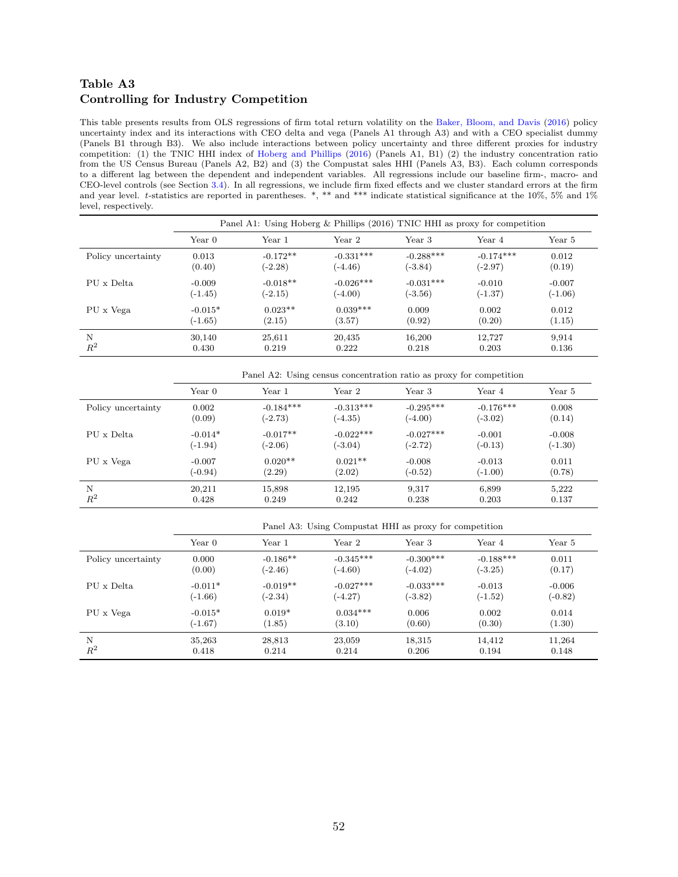## Table A3
## Controlling for Industry Competition

This table presents results from OLS regressions of firm total return volatility on the Baker, Bloom, and Davis (2016) policy uncertainty index and its interactions with CEO delta and vega (Panels A1 through A3) and with a CEO specialist dummy (Panels B1 through B3). We also include interactions between policy uncertainty and three different proxies for industry competition: (1) the TNIC HHI index of Hoberg and Phillips (2016) (Panels A1, B1) (2) the industry concentration ratio from the US Census Bureau (Panels A2, B2) and (3) the Compustat sales HHI (Panels A3, B3). Each column corresponds to a different lag between the dependent and independent variables. All regressions include our baseline firm-, macro- and CEO-level controls (see Section 3.4). In all regressions, we include firm fixed effects and we cluster standard errors at the firm and year level. *t*-statistics are reported in parentheses. *, ** and *** indicate statistical significance at the 10%, 5% and 1% level, respectively.

| | Panel A1: Using Hoberg & Phillips (2016) TNIC HHI as proxy for competition | | | | | |
|---|---|---|---|---|---|---|
| | Year 0 | Year 1 | Year 2 | Year 3 | Year 4 | Year 5 |
| Policy uncertainty | 0.013 | -0.172** | -0.331*** | -0.288*** | -0.174*** | 0.012 |
| | (0.40) | (-2.28) | (-4.46) | (-3.84) | (-2.97) | (0.19) |
| PU x Delta | -0.009 | -0.018** | -0.026*** | -0.031*** | -0.010 | -0.007 |
| | (-1.45) | (-2.15) | (-4.00) | (-3.56) | (-1.37) | (-1.06) |
| PU x Vega | -0.015* | 0.023** | 0.039*** | 0.009 | 0.002 | 0.012 |
| | (-1.65) | (2.15) | (3.57) | (0.92) | (0.20) | (1.15) |
| N | 30,140 | 25,611 | 20,435 | 16,200 | 12,727 | 9,914 |
| $R^2$ | 0.430 | 0.219 | 0.222 | 0.218 | 0.203 | 0.136 |

| | Panel A2: Using census concentration ratio as proxy for competition | | | | | |
|---|---|---|---|---|---|---|
| | Year 0 | Year 1 | Year 2 | Year 3 | Year 4 | Year 5 |
| Policy uncertainty | 0.002 | -0.184*** | -0.313*** | -0.295*** | -0.176*** | 0.008 |
| | (0.09) | (-2.73) | (-4.35) | (-4.00) | (-3.02) | (0.14) |
| PU x Delta | -0.014* | -0.017** | -0.022*** | -0.027*** | -0.001 | -0.008 |
| | (-1.94) | (-2.06) | (-3.04) | (-2.72) | (-0.13) | (-1.30) |
| PU x Vega | -0.007 | 0.020** | 0.021** | -0.008 | -0.013 | 0.011 |
| | (-0.94) | (2.29) | (2.02) | (-0.52) | (-1.00) | (0.78) |
| N | 20,211 | 15,898 | 12,195 | 9,317 | 6,899 | 5,222 |
| $R^2$ | 0.428 | 0.249 | 0.242 | 0.238 | 0.203 | 0.137 |

| | Panel A3: Using Compustat HHI as proxy for competition | | | | | |
|---|---|---|---|---|---|---|
| | Year 0 | Year 1 | Year 2 | Year 3 | Year 4 | Year 5 |
| Policy uncertainty | 0.000 | -0.186** | -0.345*** | -0.300*** | -0.188*** | 0.011 |
| | (0.00) | (-2.46) | (-4.60) | (-4.02) | (-3.25) | (0.17) |
| PU x Delta | -0.011* | -0.019** | -0.027*** | -0.033*** | -0.013 | -0.006 |
| | (-1.66) | (-2.34) | (-4.27) | (-3.82) | (-1.52) | (-0.82) |
| PU x Vega | -0.015* | 0.019* | 0.034*** | 0.006 | 0.002 | 0.014 |
| | (-1.67) | (1.85) | (3.10) | (0.60) | (0.30) | (1.30) |
| N | 35,263 | 28,813 | 23,059 | 18,315 | 14,412 | 11,264 |
| $R^2$ | 0.418 | 0.214 | 0.214 | 0.206 | 0.194 | 0.148 |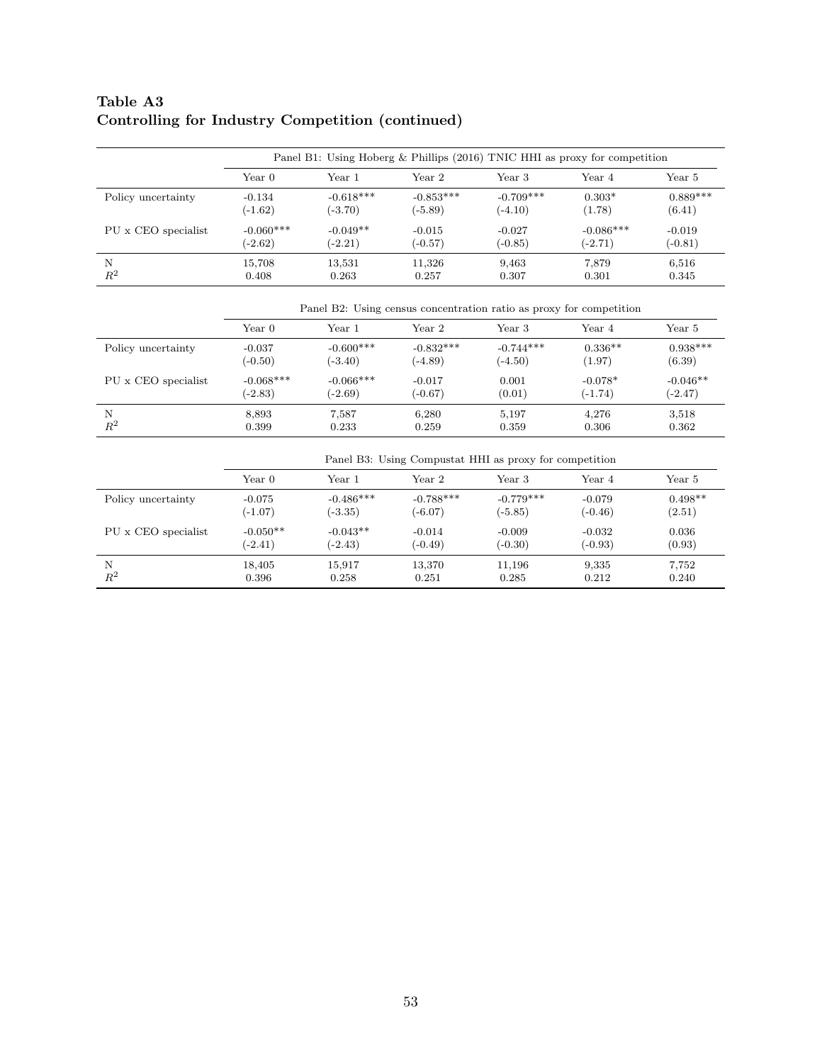**Table A3**
**Controlling for Industry Competition (continued)**

| | Panel B1: Using Hoberg & Phillips (2016) TNIC HHI as proxy for competition | | | | | |
|---|---|---|---|---|---|---|
| | Year 0 | Year 1 | Year 2 | Year 3 | Year 4 | Year 5 |
| Policy uncertainty | -0.134 | -0.618*** | -0.853*** | -0.709*** | 0.303* | 0.889*** |
| | (-1.62) | (-3.70) | (-5.89) | (-4.10) | (1.78) | (6.41) |
| PU x CEO specialist | -0.060*** | -0.049** | -0.015 | -0.027 | -0.086*** | -0.019 |
| | (-2.62) | (-2.21) | (-0.57) | (-0.85) | (-2.71) | (-0.81) |
| N | 15,708 | 13,531 | 11,326 | 9,463 | 7,879 | 6,516 |
| $R^2$ | 0.408 | 0.263 | 0.257 | 0.307 | 0.301 | 0.345 |

| | Panel B2: Using census concentration ratio as proxy for competition | | | | | |
|---|---|---|---|---|---|---|
| | Year 0 | Year 1 | Year 2 | Year 3 | Year 4 | Year 5 |
| Policy uncertainty | -0.037 | -0.600*** | -0.832*** | -0.744*** | 0.336** | 0.938*** |
| | (-0.50) | (-3.40) | (-4.89) | (-4.50) | (1.97) | (6.39) |
| PU x CEO specialist | -0.068*** | -0.066*** | -0.017 | 0.001 | -0.078* | -0.046** |
| | (-2.83) | (-2.69) | (-0.67) | (0.01) | (-1.74) | (-2.47) |
| N | 8,893 | 7,587 | 6,280 | 5,197 | 4,276 | 3,518 |
| $R^2$ | 0.399 | 0.233 | 0.259 | 0.359 | 0.306 | 0.362 |

| | Panel B3: Using Compustat HHI as proxy for competition | | | | | |
|---|---|---|---|---|---|---|
| | Year 0 | Year 1 | Year 2 | Year 3 | Year 4 | Year 5 |
| Policy uncertainty | -0.075 | -0.486*** | -0.788*** | -0.779*** | -0.079 | 0.498** |
| | (-1.07) | (-3.35) | (-6.07) | (-5.85) | (-0.46) | (2.51) |
| PU x CEO specialist | -0.050** | -0.043** | -0.014 | -0.009 | -0.032 | 0.036 |
| | (-2.41) | (-2.43) | (-0.49) | (-0.30) | (-0.93) | (0.93) |
| N | 18,405 | 15,917 | 13,370 | 11,196 | 9,335 | 7,752 |
| $R^2$ | 0.396 | 0.258 | 0.251 | 0.285 | 0.212 | 0.240 |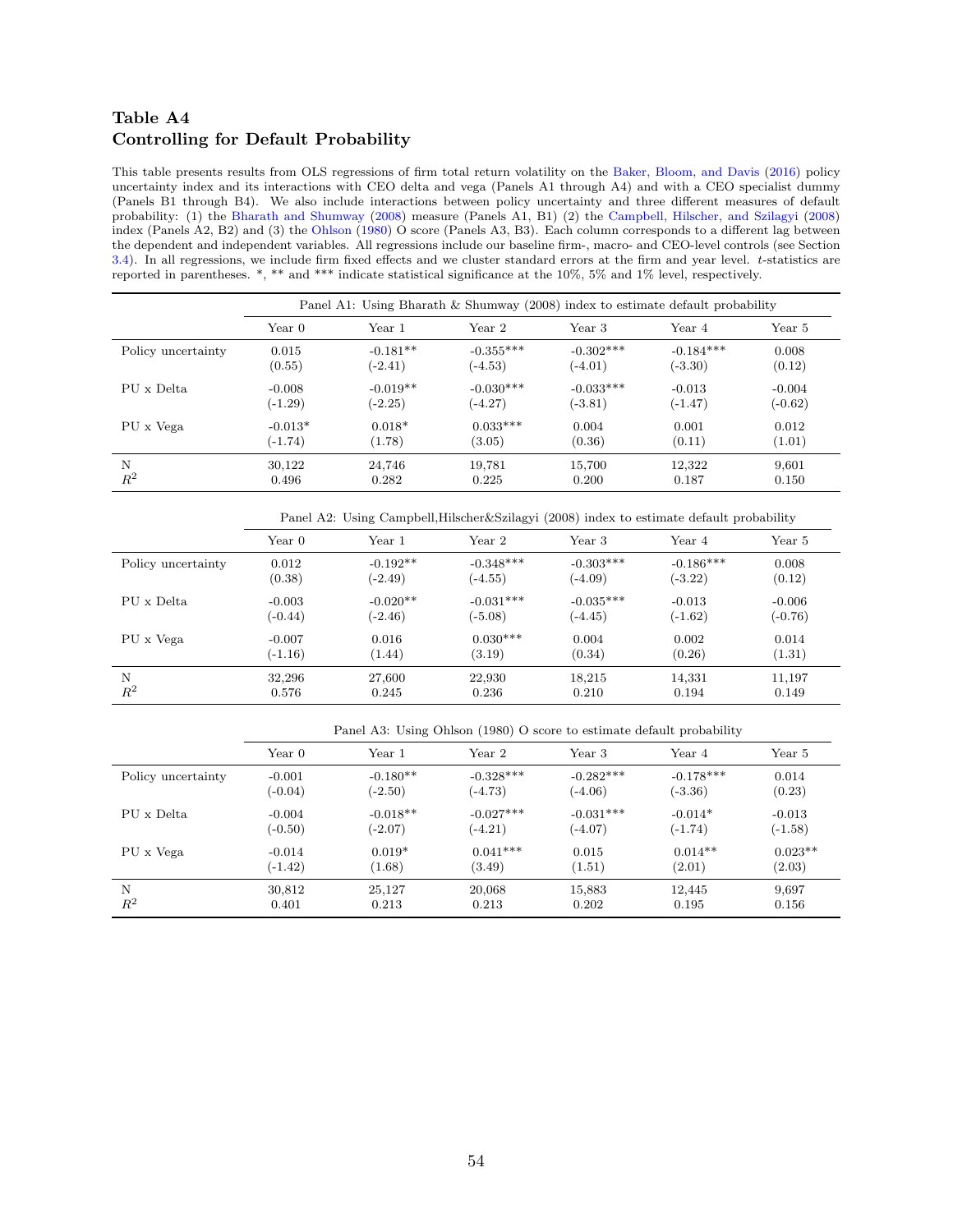## Table A4
## Controlling for Default Probability

This table presents results from OLS regressions of firm total return volatility on the Baker, Bloom, and Davis (2016) policy uncertainty index and its interactions with CEO delta and vega (Panels A1 through A4) and with a CEO specialist dummy (Panels B1 through B4). We also include interactions between policy uncertainty and three different measures of default probability: (1) the Bharath and Shumway (2008) measure (Panels A1, B1) (2) the Campbell, Hilscher, and Szilagyi (2008) index (Panels A2, B2) and (3) the Ohlson (1980) O score (Panels A3, B3). Each column corresponds to a different lag between the dependent and independent variables. All regressions include our baseline firm-, macro- and CEO-level controls (see Section 3.4). In all regressions, we include firm fixed effects and we cluster standard errors at the firm and year level. *t*-statistics are reported in parentheses. *, ** and *** indicate statistical significance at the 10%, 5% and 1% level, respectively.

| | Panel A1: Using Bharath & Shumway (2008) index to estimate default probability | | | | | |
|---|---|---|---|---|---|---|
| | Year 0 | Year 1 | Year 2 | Year 3 | Year 4 | Year 5 |
| Policy uncertainty | 0.015 | -0.181** | -0.355*** | -0.302*** | -0.184*** | 0.008 |
| | (0.55) | (-2.41) | (-4.53) | (-4.01) | (-3.30) | (0.12) |
| PU x Delta | -0.008 | -0.019** | -0.030*** | -0.033*** | -0.013 | -0.004 |
| | (-1.29) | (-2.25) | (-4.27) | (-3.81) | (-1.47) | (-0.62) |
| PU x Vega | -0.013* | 0.018* | 0.033*** | 0.004 | 0.001 | 0.012 |
| | (-1.74) | (1.78) | (3.05) | (0.36) | (0.11) | (1.01) |
| N | 30,122 | 24,746 | 19,781 | 15,700 | 12,322 | 9,601 |
| $R^2$ | 0.496 | 0.282 | 0.225 | 0.200 | 0.187 | 0.150 |

| | Panel A2: Using Campbell,Hilscher&Szilagyi (2008) index to estimate default probability | | | | | |
|---|---|---|---|---|---|---|
| | Year 0 | Year 1 | Year 2 | Year 3 | Year 4 | Year 5 |
| Policy uncertainty | 0.012 | -0.192** | -0.348*** | -0.303*** | -0.186*** | 0.008 |
| | (0.38) | (-2.49) | (-4.55) | (-4.09) | (-3.22) | (0.12) |
| PU x Delta | -0.003 | -0.020** | -0.031*** | -0.035*** | -0.013 | -0.006 |
| | (-0.44) | (-2.46) | (-5.08) | (-4.45) | (-1.62) | (-0.76) |
| PU x Vega | -0.007 | 0.016 | 0.030*** | 0.004 | 0.002 | 0.014 |
| | (-1.16) | (1.44) | (3.19) | (0.34) | (0.26) | (1.31) |
| N | 32,296 | 27,600 | 22,930 | 18,215 | 14,331 | 11,197 |
| $R^2$ | 0.576 | 0.245 | 0.236 | 0.210 | 0.194 | 0.149 |

| | Panel A3: Using Ohlson (1980) O score to estimate default probability | | | | | |
|---|---|---|---|---|---|---|
| | Year 0 | Year 1 | Year 2 | Year 3 | Year 4 | Year 5 |
| Policy uncertainty | -0.001 | -0.180** | -0.328*** | -0.282*** | -0.178*** | 0.014 |
| | (-0.04) | (-2.50) | (-4.73) | (-4.06) | (-3.36) | (0.23) |
| PU x Delta | -0.004 | -0.018** | -0.027*** | -0.031*** | -0.014* | -0.013 |
| | (-0.50) | (-2.07) | (-4.21) | (-4.07) | (-1.74) | (-1.58) |
| PU x Vega | -0.014 | 0.019* | 0.041*** | 0.015 | 0.014** | 0.023** |
| | (-1.42) | (1.68) | (3.49) | (1.51) | (2.01) | (2.03) |
| N | 30,812 | 25,127 | 20,068 | 15,883 | 12,445 | 9,697 |
| $R^2$ | 0.401 | 0.213 | 0.213 | 0.202 | 0.195 | 0.156 |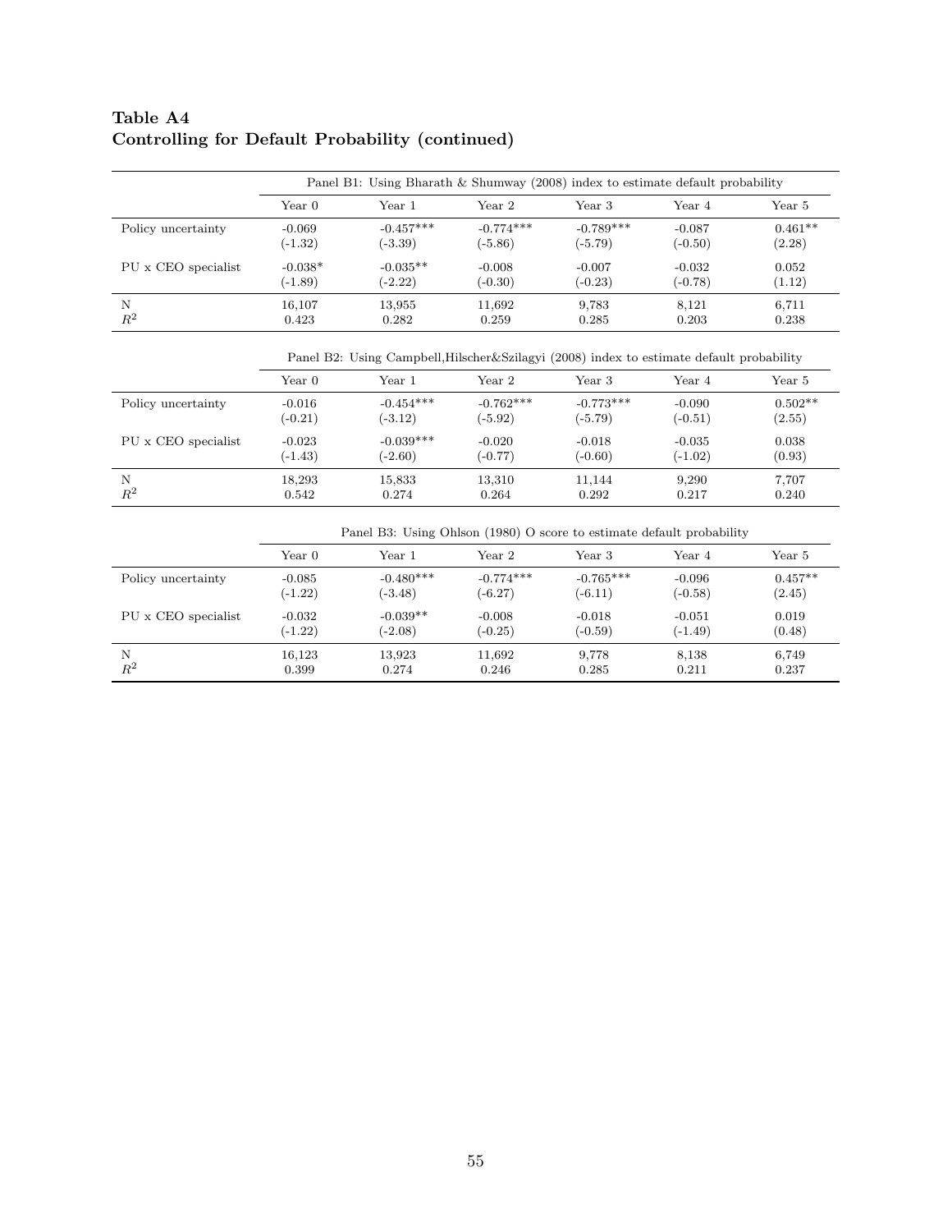**Table A4**
**Controlling for Default Probability (continued)**

| | Panel B1: Using Bharath & Shumway (2008) index to estimate default probability | | | | | |
|---|---|---|---|---|---|---|
| | Year 0 | Year 1 | Year 2 | Year 3 | Year 4 | Year 5 |
| Policy uncertainty | -0.069 | -0.457*** | -0.774*** | -0.789*** | -0.087 | 0.461** |
| | (-1.32) | (-3.39) | (-5.86) | (-5.79) | (-0.50) | (2.28) |
| PU x CEO specialist | -0.038* | -0.035** | -0.008 | -0.007 | -0.032 | 0.052 |
| | (-1.89) | (-2.22) | (-0.30) | (-0.23) | (-0.78) | (1.12) |
| N | 16,107 | 13,955 | 11,692 | 9,783 | 8,121 | 6,711 |
| $R^2$ | 0.423 | 0.282 | 0.259 | 0.285 | 0.203 | 0.238 |

| | Panel B2: Using Campbell,Hilscher&Szilagyi (2008) index to estimate default probability | | | | | |
|---|---|---|---|---|---|---|
| | Year 0 | Year 1 | Year 2 | Year 3 | Year 4 | Year 5 |
| Policy uncertainty | -0.016 | -0.454*** | -0.762*** | -0.773*** | -0.090 | 0.502** |
| | (-0.21) | (-3.12) | (-5.92) | (-5.79) | (-0.51) | (2.55) |
| PU x CEO specialist | -0.023 | -0.039*** | -0.020 | -0.018 | -0.035 | 0.038 |
| | (-1.43) | (-2.60) | (-0.77) | (-0.60) | (-1.02) | (0.93) |
| N | 18,293 | 15,833 | 13,310 | 11,144 | 9,290 | 7,707 |
| $R^2$ | 0.542 | 0.274 | 0.264 | 0.292 | 0.217 | 0.240 |

| | Panel B3: Using Ohlson (1980) O score to estimate default probability | | | | | |
|---|---|---|---|---|---|---|
| | Year 0 | Year 1 | Year 2 | Year 3 | Year 4 | Year 5 |
| Policy uncertainty | -0.085 | -0.480*** | -0.774*** | -0.765*** | -0.096 | 0.457** |
| | (-1.22) | (-3.48) | (-6.27) | (-6.11) | (-0.58) | (2.45) |
| PU x CEO specialist | -0.032 | -0.039** | -0.008 | -0.018 | -0.051 | 0.019 |
| | (-1.22) | (-2.08) | (-0.25) | (-0.59) | (-1.49) | (0.48) |
| N | 16,123 | 13,923 | 11,692 | 9,778 | 8,138 | 6,749 |
| $R^2$ | 0.399 | 0.274 | 0.246 | 0.285 | 0.211 | 0.237 |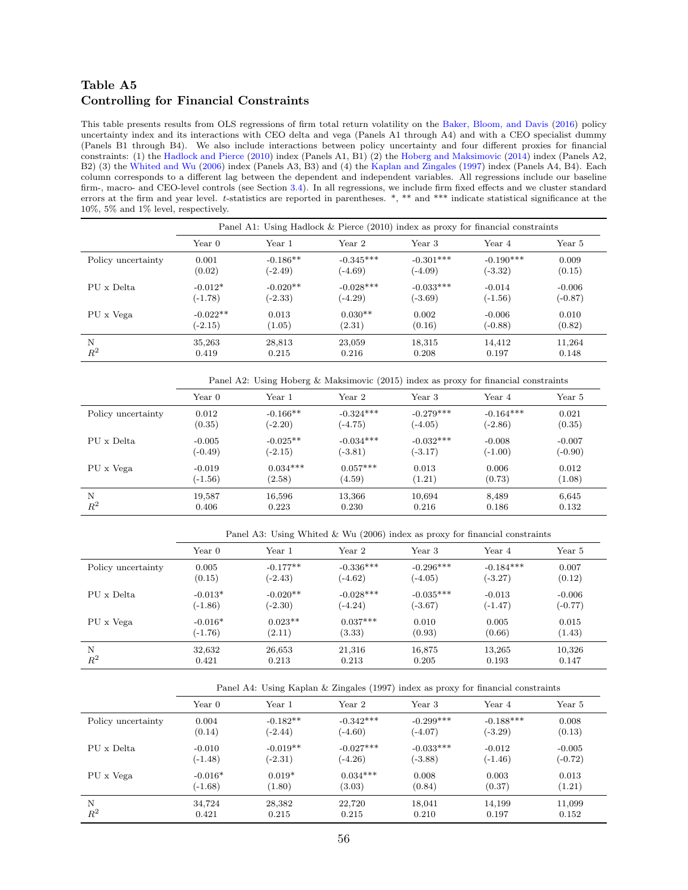### Table A5
### Controlling for Financial Constraints

This table presents results from OLS regressions of firm total return volatility on the Baker, Bloom, and Davis (2016) policy uncertainty index and its interactions with CEO delta and vega (Panels A1 through A4) and with a CEO specialist dummy (Panels B1 through B4). We also include interactions between policy uncertainty and four different proxies for financial constraints: (1) the Hadlock and Pierce (2010) index (Panels A1, B1) (2) the Hoberg and Maksimovic (2014) index (Panels A2, B2) (3) the Whited and Wu (2006) index (Panels A3, B3) and (4) the Kaplan and Zingales (1997) index (Panels A4, B4). Each column corresponds to a different lag between the dependent and independent variables. All regressions include our baseline firm-, macro- and CEO-level controls (see Section 3.4). In all regressions, we include firm fixed effects and we cluster standard errors at the firm and year level. *t*-statistics are reported in parentheses. *, ** and *** indicate statistical significance at the 10%, 5% and 1% level, respectively.

| | Panel A1: Using Hadlock & Pierce (2010) index as proxy for financial constraints | | | | | |
|---|---|---|---|---|---|---|
| | Year 0 | Year 1 | Year 2 | Year 3 | Year 4 | Year 5 |
| Policy uncertainty | 0.001 | -0.186** | -0.345*** | -0.301*** | -0.190*** | 0.009 |
| | (0.02) | (-2.49) | (-4.69) | (-4.09) | (-3.32) | (0.15) |
| PU x Delta | -0.012* | -0.020** | -0.028*** | -0.033*** | -0.014 | -0.006 |
| | (-1.78) | (-2.33) | (-4.29) | (-3.69) | (-1.56) | (-0.87) |
| PU x Vega | -0.022** | 0.013 | 0.030** | 0.002 | -0.006 | 0.010 |
| | (-2.15) | (1.05) | (2.31) | (0.16) | (-0.88) | (0.82) |
| N | 35,263 | 28,813 | 23,059 | 18,315 | 14,412 | 11,264 |
| $R^2$ | 0.419 | 0.215 | 0.216 | 0.208 | 0.197 | 0.148 |

| | Panel A2: Using Hoberg & Maksimovic (2015) index as proxy for financial constraints | | | | | |
|---|---|---|---|---|---|---|
| | Year 0 | Year 1 | Year 2 | Year 3 | Year 4 | Year 5 |
| Policy uncertainty | 0.012 | -0.166** | -0.324*** | -0.279*** | -0.164*** | 0.021 |
| | (0.35) | (-2.20) | (-4.75) | (-4.05) | (-2.86) | (0.35) |
| PU x Delta | -0.005 | -0.025** | -0.034*** | -0.032*** | -0.008 | -0.007 |
| | (-0.49) | (-2.15) | (-3.81) | (-3.17) | (-1.00) | (-0.90) |
| PU x Vega | -0.019 | 0.034*** | 0.057*** | 0.013 | 0.006 | 0.012 |
| | (-1.56) | (2.58) | (4.59) | (1.21) | (0.73) | (1.08) |
| N | 19,587 | 16,596 | 13,366 | 10,694 | 8,489 | 6,645 |
| $R^2$ | 0.406 | 0.223 | 0.230 | 0.216 | 0.186 | 0.132 |

| | Panel A3: Using Whited & Wu (2006) index as proxy for financial constraints | | | | | |
|---|---|---|---|---|---|---|
| | Year 0 | Year 1 | Year 2 | Year 3 | Year 4 | Year 5 |
| Policy uncertainty | 0.005 | -0.177** | -0.336*** | -0.296*** | -0.184*** | 0.007 |
| | (0.15) | (-2.43) | (-4.62) | (-4.05) | (-3.27) | (0.12) |
| PU x Delta | -0.013* | -0.020** | -0.028*** | -0.035*** | -0.013 | -0.006 |
| | (-1.86) | (-2.30) | (-4.24) | (-3.67) | (-1.47) | (-0.77) |
| PU x Vega | -0.016* | 0.023** | 0.037*** | 0.010 | 0.005 | 0.015 |
| | (-1.76) | (2.11) | (3.33) | (0.93) | (0.66) | (1.43) |
| N | 32,632 | 26,653 | 21,316 | 16,875 | 13,265 | 10,326 |
| $R^2$ | 0.421 | 0.213 | 0.213 | 0.205 | 0.193 | 0.147 |

| | Panel A4: Using Kaplan & Zingales (1997) index as proxy for financial constraints | | | | | |
|---|---|---|---|---|---|---|
| | Year 0 | Year 1 | Year 2 | Year 3 | Year 4 | Year 5 |
| Policy uncertainty | 0.004 | -0.182** | -0.342*** | -0.299*** | -0.188*** | 0.008 |
| | (0.14) | (-2.44) | (-4.60) | (-4.07) | (-3.29) | (0.13) |
| PU x Delta | -0.010 | -0.019** | -0.027*** | -0.033*** | -0.012 | -0.005 |
| | (-1.48) | (-2.31) | (-4.26) | (-3.88) | (-1.46) | (-0.72) |
| PU x Vega | -0.016* | 0.019* | 0.034*** | 0.008 | 0.003 | 0.013 |
| | (-1.68) | (1.80) | (3.03) | (0.84) | (0.37) | (1.21) |
| N | 34,724 | 28,382 | 22,720 | 18,041 | 14,199 | 11,099 |
| $R^2$ | 0.421 | 0.215 | 0.215 | 0.210 | 0.197 | 0.152 |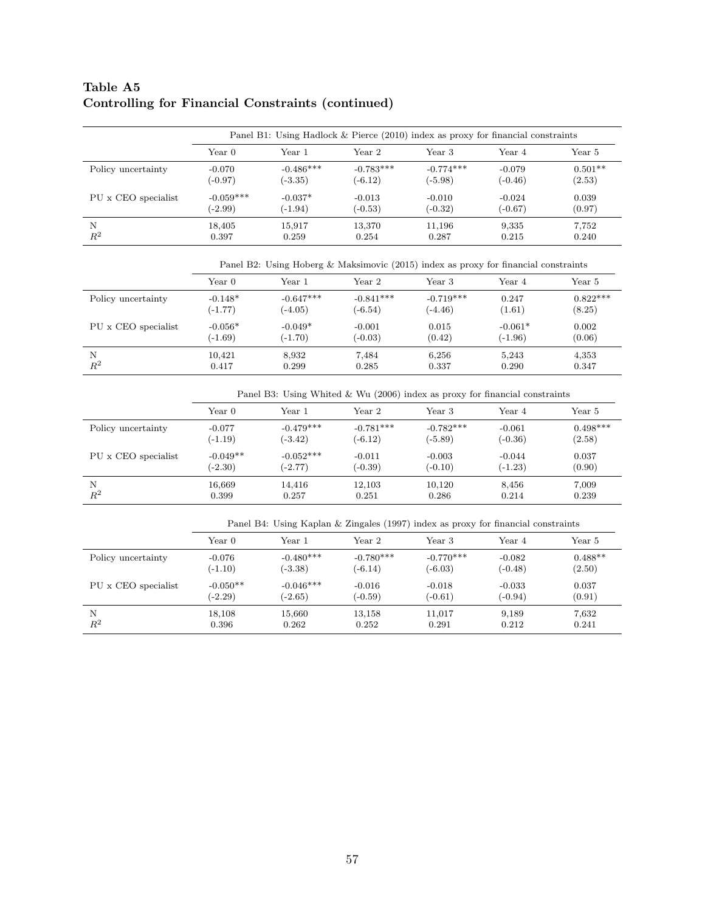**Table A5**
**Controlling for Financial Constraints (continued)**

| | Panel B1: Using Hadlock & Pierce (2010) index as proxy for financial constraints | | | | | |
|---|---|---|---|---|---|---|
| | Year 0 | Year 1 | Year 2 | Year 3 | Year 4 | Year 5 |
| Policy uncertainty | -0.070 | -0.486*** | -0.783*** | -0.774*** | -0.079 | 0.501** |
| | (-0.97) | (-3.35) | (-6.12) | (-5.98) | (-0.46) | (2.53) |
| PU x CEO specialist | -0.059*** | -0.037* | -0.013 | -0.010 | -0.024 | 0.039 |
| | (-2.99) | (-1.94) | (-0.53) | (-0.32) | (-0.67) | (0.97) |
| N | 18,405 | 15,917 | 13,370 | 11,196 | 9,335 | 7,752 |
| $R^2$ | 0.397 | 0.259 | 0.254 | 0.287 | 0.215 | 0.240 |

| | Panel B2: Using Hoberg & Maksimovic (2015) index as proxy for financial constraints | | | | | |
|---|---|---|---|---|---|---|
| | Year 0 | Year 1 | Year 2 | Year 3 | Year 4 | Year 5 |
| Policy uncertainty | -0.148* | -0.647*** | -0.841*** | -0.719*** | 0.247 | 0.822*** |
| | (-1.77) | (-4.05) | (-6.54) | (-4.46) | (1.61) | (8.25) |
| PU x CEO specialist | -0.056* | -0.049* | -0.001 | 0.015 | -0.061* | 0.002 |
| | (-1.69) | (-1.70) | (-0.03) | (0.42) | (-1.96) | (0.06) |
| N | 10,421 | 8,932 | 7,484 | 6,256 | 5,243 | 4,353 |
| $R^2$ | 0.417 | 0.299 | 0.285 | 0.337 | 0.290 | 0.347 |

| | Panel B3: Using Whited & Wu (2006) index as proxy for financial constraints | | | | | |
|---|---|---|---|---|---|---|
| | Year 0 | Year 1 | Year 2 | Year 3 | Year 4 | Year 5 |
| Policy uncertainty | -0.077 | -0.479*** | -0.781*** | -0.782*** | -0.061 | 0.498*** |
| | (-1.19) | (-3.42) | (-6.12) | (-5.89) | (-0.36) | (2.58) |
| PU x CEO specialist | -0.049** | -0.052*** | -0.011 | -0.003 | -0.044 | 0.037 |
| | (-2.30) | (-2.77) | (-0.39) | (-0.10) | (-1.23) | (0.90) |
| N | 16,669 | 14,416 | 12,103 | 10,120 | 8,456 | 7,009 |
| $R^2$ | 0.399 | 0.257 | 0.251 | 0.286 | 0.214 | 0.239 |

| | Panel B4: Using Kaplan & Zingales (1997) index as proxy for financial constraints | | | | | |
|---|---|---|---|---|---|---|
| | Year 0 | Year 1 | Year 2 | Year 3 | Year 4 | Year 5 |
| Policy uncertainty | -0.076 | -0.480*** | -0.780*** | -0.770*** | -0.082 | 0.488** |
| | (-1.10) | (-3.38) | (-6.14) | (-6.03) | (-0.48) | (2.50) |
| PU x CEO specialist | -0.050** | -0.046*** | -0.016 | -0.018 | -0.033 | 0.037 |
| | (-2.29) | (-2.65) | (-0.59) | (-0.61) | (-0.94) | (0.91) |
| N | 18,108 | 15,660 | 13,158 | 11,017 | 9,189 | 7,632 |
| $R^2$ | 0.396 | 0.262 | 0.252 | 0.291 | 0.212 | 0.241 |